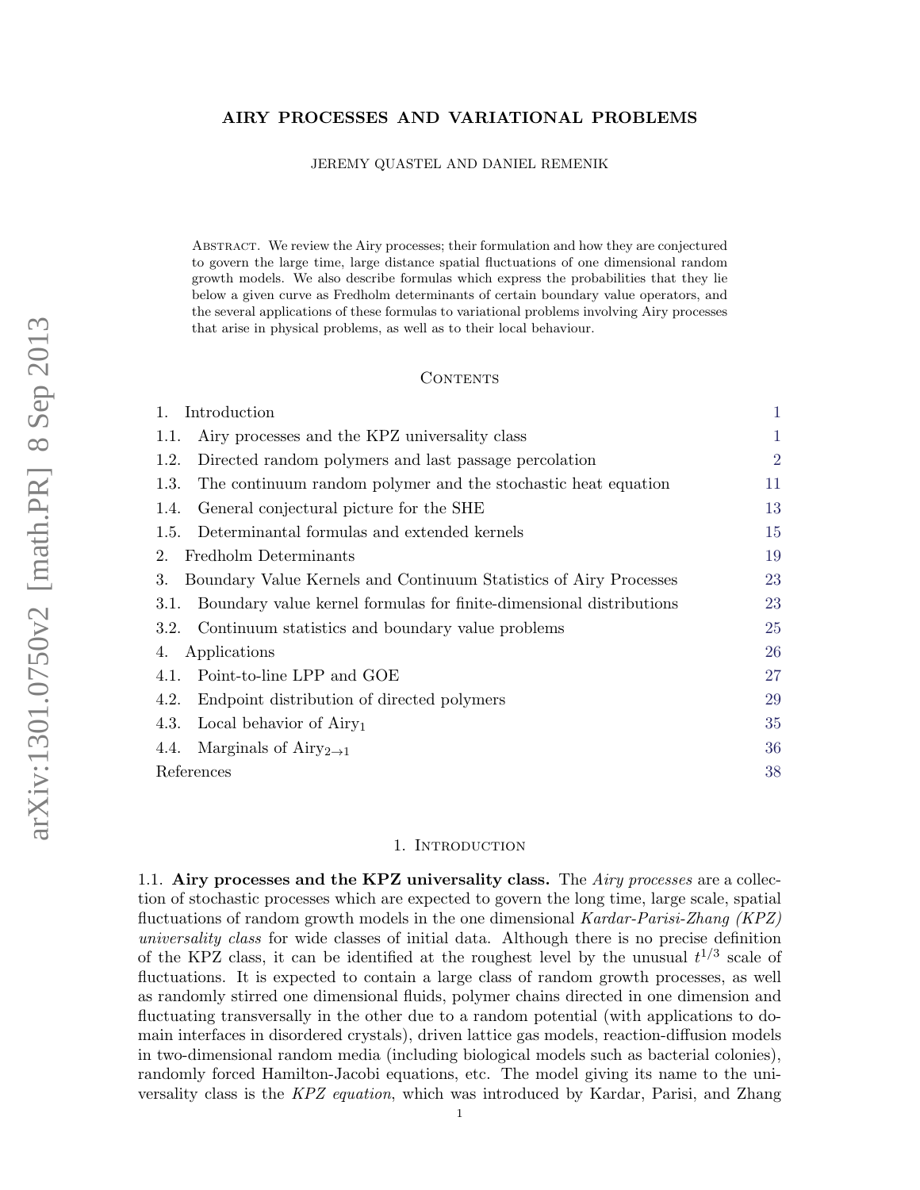# AIRY PROCESSES AND VARIATIONAL PROBLEMS

JEREMY QUASTEL AND DANIEL REMENIK

Abstract. We review the Airy processes; their formulation and how they are conjectured to govern the large time, large distance spatial fluctuations of one dimensional random growth models. We also describe formulas which express the probabilities that they lie below a given curve as Fredholm determinants of certain boundary value operators, and the several applications of these formulas to variational problems involving Airy processes that arise in physical problems, as well as to their local behaviour.

## Contents

| | |
|---|---|
| 1. Introduction | 1 |
| 1.1. Airy processes and the KPZ universality class | 1 |
| 1.2. Directed random polymers and last passage percolation | 2 |
| 1.3. The continuum random polymer and the stochastic heat equation | 11 |
| 1.4. General conjectural picture for the SHE | 13 |
| 1.5. Determinantal formulas and extended kernels | 15 |
| 2. Fredholm Determinants | 19 |
| 3. Boundary Value Kernels and Continuum Statistics of Airy Processes | 23 |
| 3.1. Boundary value kernel formulas for finite-dimensional distributions | 23 |
| 3.2. Continuum statistics and boundary value problems | 25 |
| 4. Applications | 26 |
| 4.1. Point-to-line LPP and GOE | 27 |
| 4.2. Endpoint distribution of directed polymers | 29 |
| 4.3. Local behavior of $\text{Airy}_1$ | 35 |
| 4.4. Marginals of $\text{Airy}_{2\to 1}$ | 36 |
| References | 38 |

## 1. Introduction

1.1. **Airy processes and the KPZ universality class.** The *Airy processes* are a collection of stochastic processes which are expected to govern the long time, large scale, spatial fluctuations of random growth models in the one dimensional *Kardar-Parisi-Zhang (KPZ) universality class* for wide classes of initial data. Although there is no precise definition of the KPZ class, it can be identified at the roughest level by the unusual $t^{1/3}$ scale of fluctuations. It is expected to contain a large class of random growth processes, as well as randomly stirred one dimensional fluids, polymer chains directed in one dimension and fluctuating transversally in the other due to a random potential (with applications to domain interfaces in disordered crystals), driven lattice gas models, reaction-diffusion models in two-dimensional random media (including biological models such as bacterial colonies), randomly forced Hamilton-Jacobi equations, etc. The model giving its name to the universality class is the *KPZ equation*, which was introduced by Kardar, Parisi, and Zhang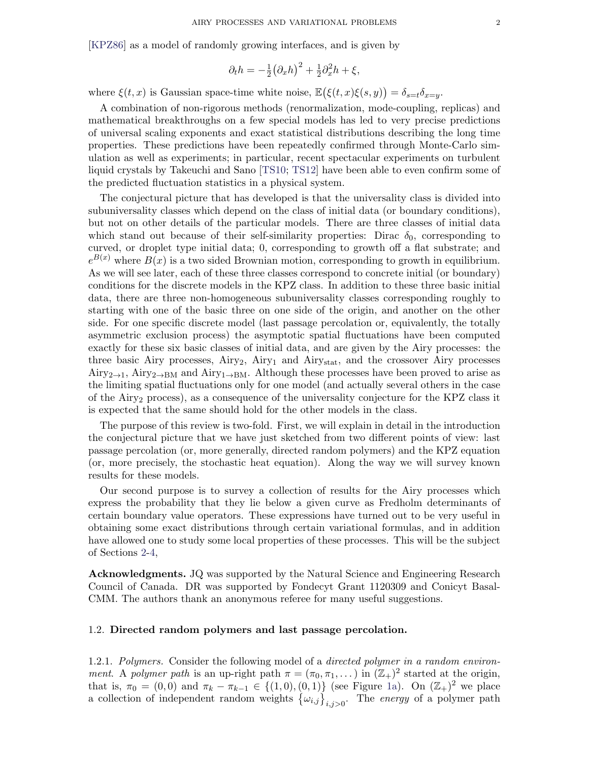[KPZ86] as a model of randomly growing interfaces, and is given by

$$\partial_t h = -\tfrac{1}{2}\big(\partial_x h\big)^2 + \tfrac{1}{2}\partial_x^2 h + \xi,$$

where $\xi(t,x)$ is Gaussian space-time white noise, $\mathbb{E}\big(\xi(t,x)\xi(s,y)\big) = \delta_{s=t}\delta_{x=y}$.

A combination of non-rigorous methods (renormalization, mode-coupling, replicas) and mathematical breakthroughs on a few special models has led to very precise predictions of universal scaling exponents and exact statistical distributions describing the long time properties. These predictions have been repeatedly confirmed through Monte-Carlo simulation as well as experiments; in particular, recent spectacular experiments on turbulent liquid crystals by Takeuchi and Sano [TS10; TS12] have been able to even confirm some of the predicted fluctuation statistics in a physical system.

The conjectural picture that has developed is that the universality class is divided into subuniversality classes which depend on the class of initial data (or boundary conditions), but not on other details of the particular models. There are three classes of initial data which stand out because of their self-similarity properties: Dirac $\delta_0$, corresponding to curved, or droplet type initial data; 0, corresponding to growth off a flat substrate; and $e^{B(x)}$ where $B(x)$ is a two sided Brownian motion, corresponding to growth in equilibrium. As we will see later, each of these three classes correspond to concrete initial (or boundary) conditions for the discrete models in the KPZ class. In addition to these three basic initial data, there are three non-homogeneous subuniversality classes corresponding roughly to starting with one of the basic three on one side of the origin, and another on the other side. For one specific discrete model (last passage percolation or, equivalently, the totally asymmetric exclusion process) the asymptotic spatial fluctuations have been computed exactly for these six basic classes of initial data, and are given by the Airy processes: the three basic Airy processes, $\text{Airy}_2$, $\text{Airy}_1$ and $\text{Airy}_{\text{stat}}$, and the crossover Airy processes $\text{Airy}_{2\to1}$, $\text{Airy}_{2\to\text{BM}}$ and $\text{Airy}_{1\to\text{BM}}$. Although these processes have been proved to arise as the limiting spatial fluctuations only for one model (and actually several others in the case of the $\text{Airy}_2$ process), as a consequence of the universality conjecture for the KPZ class it is expected that the same should hold for the other models in the class.

The purpose of this review is two-fold. First, we will explain in detail in the introduction the conjectural picture that we have just sketched from two different points of view: last passage percolation (or, more generally, directed random polymers) and the KPZ equation (or, more precisely, the stochastic heat equation). Along the way we will survey known results for these models.

Our second purpose is to survey a collection of results for the Airy processes which express the probability that they lie below a given curve as Fredholm determinants of certain boundary value operators. These expressions have turned out to be very useful in obtaining some exact distributions through certain variational formulas, and in addition have allowed one to study some local properties of these processes. This will be the subject of Sections 2-4,

**Acknowledgments.** JQ was supported by the Natural Science and Engineering Research Council of Canada. DR was supported by Fondecyt Grant 1120309 and Conicyt Basal-CMM. The authors thank an anonymous referee for many useful suggestions.

### 1.2. Directed random polymers and last passage percolation.

1.2.1. *Polymers.* Consider the following model of a *directed polymer in a random environment*. A *polymer path* is an up-right path $\pi = (\pi_0, \pi_1, \dots)$ in $(\mathbb{Z}_+)^2$ started at the origin, that is, $\pi_0 = (0,0)$ and $\pi_k - \pi_{k-1} \in \{(1,0),(0,1)\}$ (see Figure 1a). On $(\mathbb{Z}_+)^2$ we place a collection of independent random weights $\big\{\omega_{i,j}\big\}_{i,j>0}$. The *energy* of a polymer path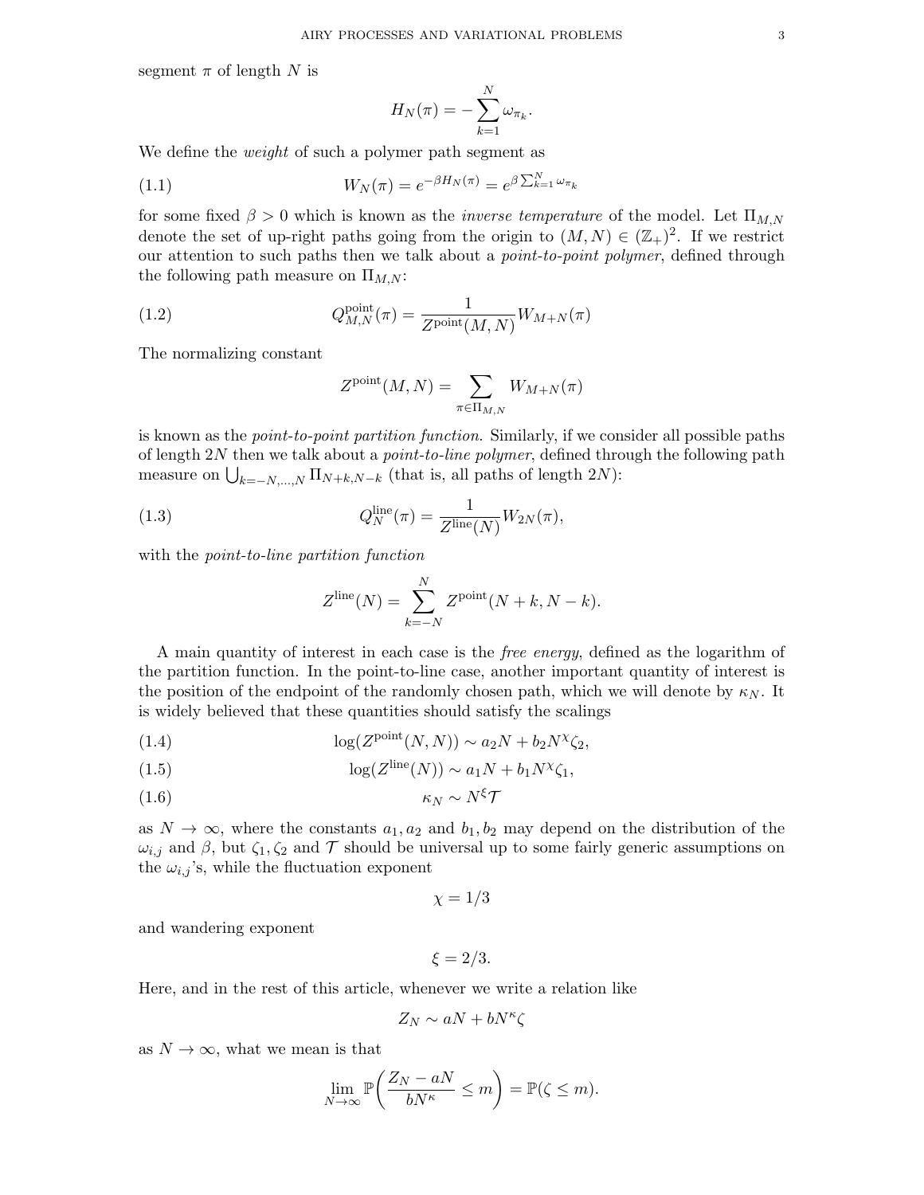segment $\pi$ of length $N$ is

$$H_N(\pi) = -\sum_{k=1}^{N} \omega_{\pi_k}.$$

We define the *weight* of such a polymer path segment as

$$W_N(\pi) = e^{-\beta H_N(\pi)} = e^{\beta \sum_{k=1}^{N} \omega_{\pi_k}} \tag{1.1}$$

for some fixed $\beta > 0$ which is known as the *inverse temperature* of the model. Let $\Pi_{M,N}$ denote the set of up-right paths going from the origin to $(M,N) \in (\mathbb{Z}_+)^2$. If we restrict our attention to such paths then we talk about a *point-to-point polymer*, defined through the following path measure on $\Pi_{M,N}$:

$$Q^{\text{point}}_{M,N}(\pi) = \frac{1}{Z^{\text{point}}(M,N)} W_{M+N}(\pi) \tag{1.2}$$

The normalizing constant

$$Z^{\text{point}}(M,N) = \sum_{\pi \in \Pi_{M,N}} W_{M+N}(\pi)$$

is known as the *point-to-point partition function*. Similarly, if we consider all possible paths of length $2N$ then we talk about a *point-to-line polymer*, defined through the following path measure on $\bigcup_{k=-N,\dots,N} \Pi_{N+k,N-k}$ (that is, all paths of length $2N$):

$$Q^{\text{line}}_{N}(\pi) = \frac{1}{Z^{\text{line}}(N)} W_{2N}(\pi), \tag{1.3}$$

with the *point-to-line partition function*

$$Z^{\text{line}}(N) = \sum_{k=-N}^{N} Z^{\text{point}}(N+k, N-k).$$

A main quantity of interest in each case is the *free energy*, defined as the logarithm of the partition function. In the point-to-line case, another important quantity of interest is the position of the endpoint of the randomly chosen path, which we will denote by $\kappa_N$. It is widely believed that these quantities should satisfy the scalings

$$\log(Z^{\text{point}}(N,N)) \sim a_2 N + b_2 N^{\chi} \zeta_2, \tag{1.4}$$

$$\log(Z^{\text{line}}(N)) \sim a_1 N + b_1 N^{\chi} \zeta_1, \tag{1.5}$$

$$\kappa_N \sim N^{\xi} \mathcal{T} \tag{1.6}$$

as $N \to \infty$, where the constants $a_1, a_2$ and $b_1, b_2$ may depend on the distribution of the $\omega_{i,j}$ and $\beta$, but $\zeta_1, \zeta_2$ and $\mathcal{T}$ should be universal up to some fairly generic assumptions on the $\omega_{i,j}$'s, while the fluctuation exponent

$$\chi = 1/3$$

and wandering exponent

$$\xi = 2/3.$$

Here, and in the rest of this article, whenever we write a relation like

$$Z_N \sim aN + bN^{\kappa} \zeta$$

as $N \to \infty$, what we mean is that

$$\lim_{N \to \infty} \mathbb{P}\left( \frac{Z_N - aN}{bN^{\kappa}} \le m \right) = \mathbb{P}(\zeta \le m).$$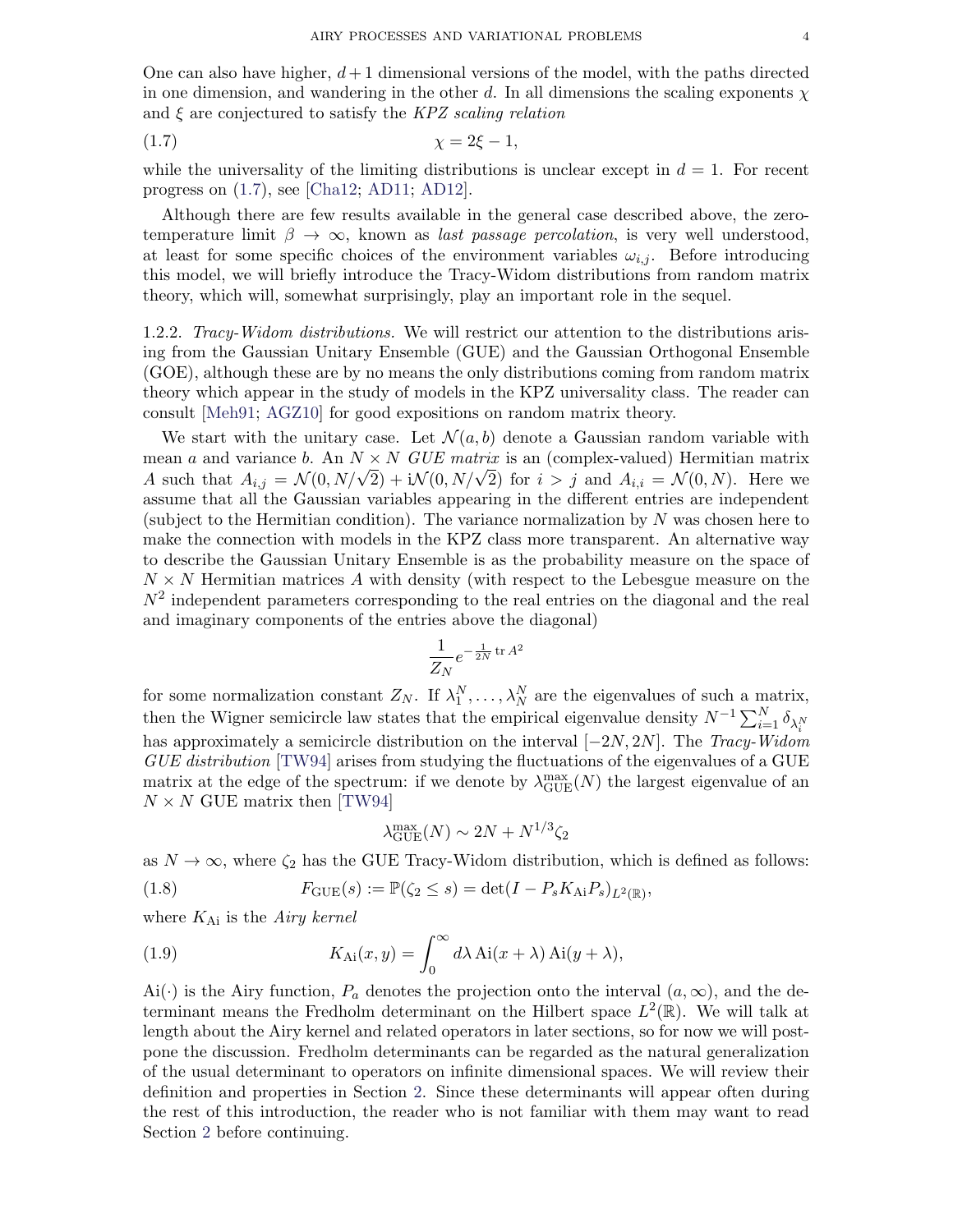One can also have higher, $d+1$ dimensional versions of the model, with the paths directed in one dimension, and wandering in the other $d$. In all dimensions the scaling exponents $\chi$ and $\xi$ are conjectured to satisfy the *KPZ scaling relation*

$$\chi = 2\xi - 1, \tag{1.7}$$

while the universality of the limiting distributions is unclear except in $d = 1$. For recent progress on (1.7), see [Cha12; AD11; AD12].

Although there are few results available in the general case described above, the zero-temperature limit $\beta \to \infty$, known as *last passage percolation*, is very well understood, at least for some specific choices of the environment variables $\omega_{i,j}$. Before introducing this model, we will briefly introduce the Tracy-Widom distributions from random matrix theory, which will, somewhat surprisingly, play an important role in the sequel.

1.2.2. *Tracy-Widom distributions.* We will restrict our attention to the distributions arising from the Gaussian Unitary Ensemble (GUE) and the Gaussian Orthogonal Ensemble (GOE), although these are by no means the only distributions coming from random matrix theory which appear in the study of models in the KPZ universality class. The reader can consult [Meh91; AGZ10] for good expositions on random matrix theory.

We start with the unitary case. Let $\mathcal{N}(a,b)$ denote a Gaussian random variable with mean $a$ and variance $b$. An $N \times N$ *GUE matrix* is an (complex-valued) Hermitian matrix $A$ such that $A_{i,j} = \mathcal{N}(0, N/\sqrt{2}) + \mathrm{i}\mathcal{N}(0, N/\sqrt{2})$ for $i > j$ and $A_{i,i} = \mathcal{N}(0, N)$. Here we assume that all the Gaussian variables appearing in the different entries are independent (subject to the Hermitian condition). The variance normalization by $N$ was chosen here to make the connection with models in the KPZ class more transparent. An alternative way to describe the Gaussian Unitary Ensemble is as the probability measure on the space of $N \times N$ Hermitian matrices $A$ with density (with respect to the Lebesgue measure on the $N^2$ independent parameters corresponding to the real entries on the diagonal and the real and imaginary components of the entries above the diagonal)

$$\frac{1}{Z_N} e^{-\frac{1}{2N}\operatorname{tr} A^2}$$

for some normalization constant $Z_N$. If $\lambda_1^N, \dots, \lambda_N^N$ are the eigenvalues of such a matrix, then the Wigner semicircle law states that the empirical eigenvalue density $N^{-1}\sum_{i=1}^N \delta_{\lambda_i^N}$ has approximately a semicircle distribution on the interval $[-2N, 2N]$. The *Tracy-Widom GUE distribution* [TW94] arises from studying the fluctuations of the eigenvalues of a GUE matrix at the edge of the spectrum: if we denote by $\lambda_{\mathrm{GUE}}^{\max}(N)$ the largest eigenvalue of an $N \times N$ GUE matrix then [TW94]

$$\lambda_{\mathrm{GUE}}^{\max}(N) \sim 2N + N^{1/3}\zeta_2$$

as $N \to \infty$, where $\zeta_2$ has the GUE Tracy-Widom distribution, which is defined as follows:

$$F_{\mathrm{GUE}}(s) := \mathbb{P}(\zeta_2 \le s) = \det(I - P_s K_{\mathrm{Ai}} P_s)_{L^2(\mathbb{R})}, \tag{1.8}$$

where $K_{\mathrm{Ai}}$ is the *Airy kernel*

$$K_{\mathrm{Ai}}(x,y) = \int_0^\infty d\lambda \, \mathrm{Ai}(x+\lambda)\,\mathrm{Ai}(y+\lambda), \tag{1.9}$$

$\mathrm{Ai}(\cdot)$ is the Airy function, $P_a$ denotes the projection onto the interval $(a, \infty)$, and the determinant means the Fredholm determinant on the Hilbert space $L^2(\mathbb{R})$. We will talk at length about the Airy kernel and related operators in later sections, so for now we will postpone the discussion. Fredholm determinants can be regarded as the natural generalization of the usual determinant to operators on infinite dimensional spaces. We will review their definition and properties in Section 2. Since these determinants will appear often during the rest of this introduction, the reader who is not familiar with them may want to read Section 2 before continuing.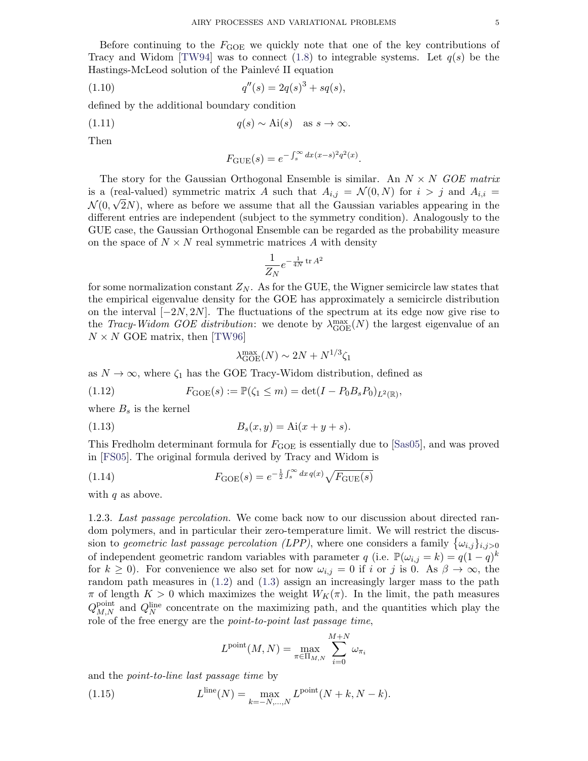Before continuing to the $F_{\mathrm{GOE}}$ we quickly note that one of the key contributions of Tracy and Widom [TW94] was to connect (1.8) to integrable systems. Let $q(s)$ be the Hastings-McLeod solution of the Painlevé II equation

$$q''(s) = 2q(s)^3 + sq(s), \tag{1.10}$$

defined by the additional boundary condition

$$q(s) \sim \mathrm{Ai}(s) \quad \text{as } s \to \infty. \tag{1.11}$$

Then

$$F_{\mathrm{GUE}}(s) = e^{-\int_s^\infty dx\,(x-s)^2 q^2(x)}.$$

The story for the Gaussian Orthogonal Ensemble is similar. An $N \times N$ *GOE matrix* is a (real-valued) symmetric matrix $A$ such that $A_{i,j} = \mathcal{N}(0, N)$ for $i > j$ and $A_{i,i} = \mathcal{N}(0, \sqrt{2}N)$, where as before we assume that all the Gaussian variables appearing in the different entries are independent (subject to the symmetry condition). Analogously to the GUE case, the Gaussian Orthogonal Ensemble can be regarded as the probability measure on the space of $N \times N$ real symmetric matrices $A$ with density

$$\frac{1}{Z_N} e^{-\frac{1}{4N}\operatorname{tr} A^2}$$

for some normalization constant $Z_N$. As for the GUE, the Wigner semicircle law states that the empirical eigenvalue density for the GOE has approximately a semicircle distribution on the interval $[-2N, 2N]$. The fluctuations of the spectrum at its edge now give rise to the *Tracy-Widom GOE distribution*: we denote by $\lambda^{\max}_{\mathrm{GOE}}(N)$ the largest eigenvalue of an $N \times N$ GOE matrix, then [TW96]

$$\lambda^{\max}_{\mathrm{GOE}}(N) \sim 2N + N^{1/3}\zeta_1$$

as $N \to \infty$, where $\zeta_1$ has the GOE Tracy-Widom distribution, defined as

$$F_{\mathrm{GOE}}(s) := \mathbb{P}(\zeta_1 \le m) = \det(I - P_0 B_s P_0)_{L^2(\mathbb{R})}, \tag{1.12}$$

where $B_s$ is the kernel

$$B_s(x, y) = \mathrm{Ai}(x + y + s). \tag{1.13}$$

This Fredholm determinant formula for $F_{\mathrm{GOE}}$ is essentially due to [Sas05], and was proved in [FS05]. The original formula derived by Tracy and Widom is

$$F_{\mathrm{GOE}}(s) = e^{-\frac{1}{2}\int_s^\infty dx\, q(x)} \sqrt{F_{\mathrm{GUE}}(s)} \tag{1.14}$$

with $q$ as above.

1.2.3. *Last passage percolation.* We come back now to our discussion about directed random polymers, and in particular their zero-temperature limit. We will restrict the discussion to *geometric last passage percolation (LPP)*, where one considers a family $\{\omega_{i,j}\}_{i,j>0}$ of independent geometric random variables with parameter $q$ (i.e. $\mathbb{P}(\omega_{i,j} = k) = q(1-q)^k$ for $k \ge 0$). For convenience we also set for now $\omega_{i,j} = 0$ if $i$ or $j$ is 0. As $\beta \to \infty$, the random path measures in (1.2) and (1.3) assign an increasingly larger mass to the path $\pi$ of length $K > 0$ which maximizes the weight $W_K(\pi)$. In the limit, the path measures $Q^{\mathrm{point}}_{M,N}$ and $Q^{\mathrm{line}}_N$ concentrate on the maximizing path, and the quantities which play the role of the free energy are the *point-to-point last passage time*,

$$L^{\mathrm{point}}(M, N) = \max_{\pi \in \Pi_{M,N}} \sum_{i=0}^{M+N} \omega_{\pi_i}$$

and the *point-to-line last passage time* by

$$L^{\mathrm{line}}(N) = \max_{k=-N,\dots,N} L^{\mathrm{point}}(N + k, N - k). \tag{1.15}$$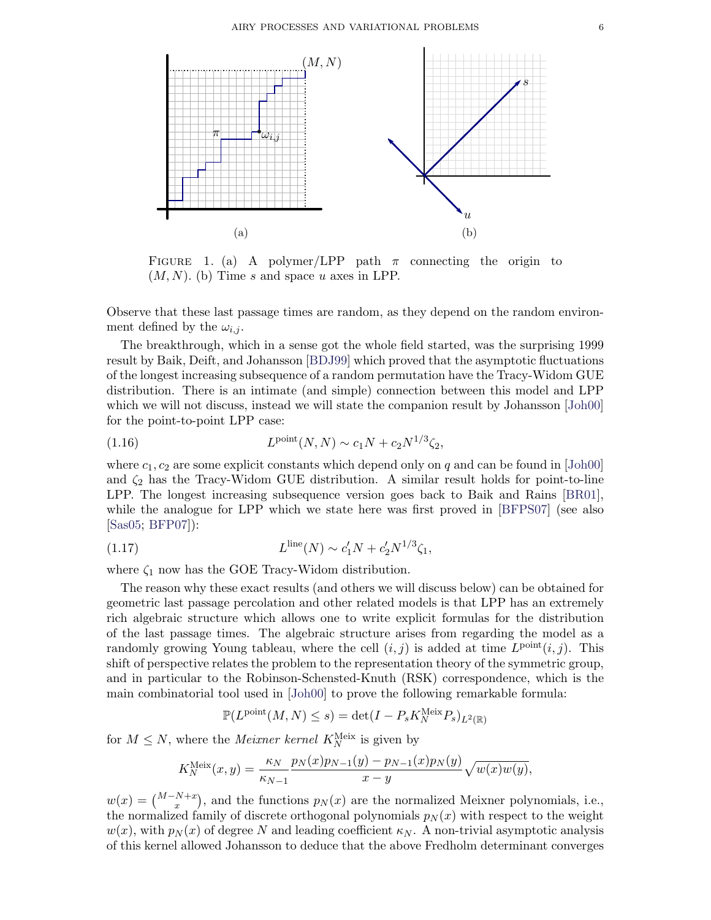FIGURE 1. (a) A polymer/LPP path $\pi$ connecting the origin to $(M, N)$. (b) Time $s$ and space $u$ axes in LPP.

Observe that these last passage times are random, as they depend on the random environment defined by the $\omega_{i,j}$.

The breakthrough, which in a sense got the whole field started, was the surprising 1999 result by Baik, Deift, and Johansson [BDJ99] which proved that the asymptotic fluctuations of the longest increasing subsequence of a random permutation have the Tracy-Widom GUE distribution. There is an intimate (and simple) connection between this model and LPP which we will not discuss, instead we will state the companion result by Johansson [Joh00] for the point-to-point LPP case:

$$L^{\text{point}}(N, N) \sim c_1 N + c_2 N^{1/3} \zeta_2, \tag{1.16}$$

where $c_1, c_2$ are some explicit constants which depend only on $q$ and can be found in [Joh00] and $\zeta_2$ has the Tracy-Widom GUE distribution. A similar result holds for point-to-line LPP. The longest increasing subsequence version goes back to Baik and Rains [BR01], while the analogue for LPP which we state here was first proved in [BFPS07] (see also [Sas05; BFP07]):

$$L^{\text{line}}(N) \sim c_1' N + c_2' N^{1/3} \zeta_1, \tag{1.17}$$

where $\zeta_1$ now has the GOE Tracy-Widom distribution.

The reason why these exact results (and others we will discuss below) can be obtained for geometric last passage percolation and other related models is that LPP has an extremely rich algebraic structure which allows one to write explicit formulas for the distribution of the last passage times. The algebraic structure arises from regarding the model as a randomly growing Young tableau, where the cell $(i, j)$ is added at time $L^{\text{point}}(i, j)$. This shift of perspective relates the problem to the representation theory of the symmetric group, and in particular to the Robinson-Schensted-Knuth (RSK) correspondence, which is the main combinatorial tool used in [Joh00] to prove the following remarkable formula:

$$\mathbb{P}(L^{\text{point}}(M, N) \leq s) = \det(I - P_s K_N^{\text{Meix}} P_s)_{L^2(\mathbb{R})}$$

for $M \leq N$, where the *Meixner kernel* $K_N^{\text{Meix}}$ is given by

$$K_N^{\text{Meix}}(x, y) = \frac{\kappa_N}{\kappa_{N-1}} \frac{p_N(x) p_{N-1}(y) - p_{N-1}(x) p_N(y)}{x - y} \sqrt{w(x) w(y)},$$

$w(x) = \binom{M-N+x}{x}$, and the functions $p_N(x)$ are the normalized Meixner polynomials, i.e., the normalized family of discrete orthogonal polynomials $p_N(x)$ with respect to the weight $w(x)$, with $p_N(x)$ of degree $N$ and leading coefficient $\kappa_N$. A non-trivial asymptotic analysis of this kernel allowed Johansson to deduce that the above Fredholm determinant converges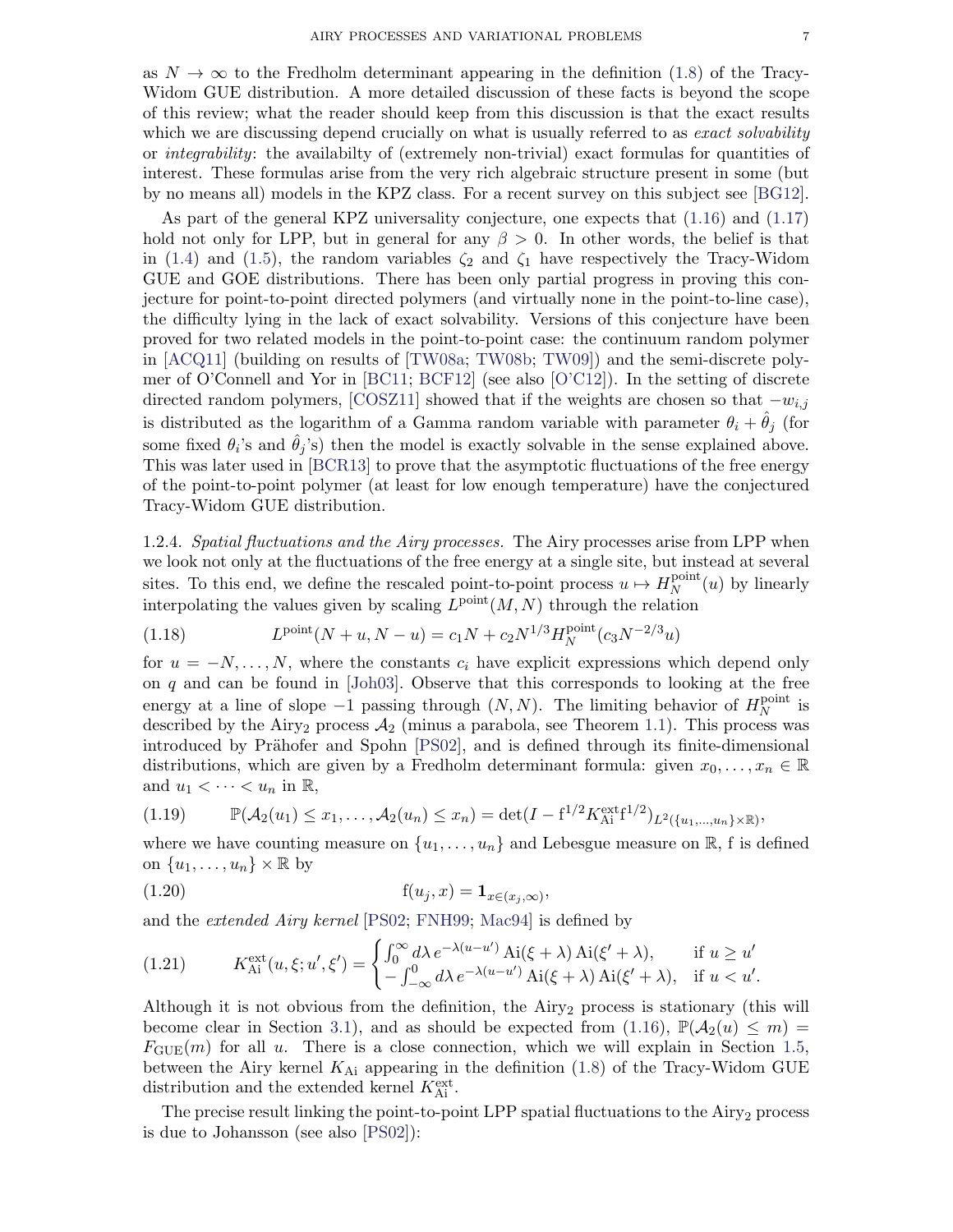as $N \to \infty$ to the Fredholm determinant appearing in the definition (1.8) of the Tracy-Widom GUE distribution. A more detailed discussion of these facts is beyond the scope of this review; what the reader should keep from this discussion is that the exact results which we are discussing depend crucially on what is usually referred to as *exact solvability* or *integrability*: the availabilty of (extremely non-trivial) exact formulas for quantities of interest. These formulas arise from the very rich algebraic structure present in some (but by no means all) models in the KPZ class. For a recent survey on this subject see [BG12].

As part of the general KPZ universality conjecture, one expects that (1.16) and (1.17) hold not only for LPP, but in general for any $\beta > 0$. In other words, the belief is that in (1.4) and (1.5), the random variables $\zeta_2$ and $\zeta_1$ have respectively the Tracy-Widom GUE and GOE distributions. There has been only partial progress in proving this conjecture for point-to-point directed polymers (and virtually none in the point-to-line case), the difficulty lying in the lack of exact solvability. Versions of this conjecture have been proved for two related models in the point-to-point case: the continuum random polymer in [ACQ11] (building on results of [TW08a; TW08b; TW09]) and the semi-discrete polymer of O'Connell and Yor in [BC11; BCF12] (see also [O'C12]). In the setting of discrete directed random polymers, [COSZ11] showed that if the weights are chosen so that $-w_{i,j}$ is distributed as the logarithm of a Gamma random variable with parameter $\theta_i + \hat{\theta}_j$ (for some fixed $\theta_i$'s and $\hat{\theta}_j$'s) then the model is exactly solvable in the sense explained above. This was later used in [BCR13] to prove that the asymptotic fluctuations of the free energy of the point-to-point polymer (at least for low enough temperature) have the conjectured Tracy-Widom GUE distribution.

1.2.4. *Spatial fluctuations and the Airy processes.* The Airy processes arise from LPP when we look not only at the fluctuations of the free energy at a single site, but instead at several sites. To this end, we define the rescaled point-to-point process $u \mapsto H_N^{\text{point}}(u)$ by linearly interpolating the values given by scaling $L^{\text{point}}(M, N)$ through the relation

$$L^{\text{point}}(N + u, N - u) = c_1 N + c_2 N^{1/3} H_N^{\text{point}}(c_3 N^{-2/3} u) \tag{1.18}$$

for $u = -N, \ldots, N$, where the constants $c_i$ have explicit expressions which depend only on $q$ and can be found in [Joh03]. Observe that this corresponds to looking at the free energy at a line of slope $-1$ passing through $(N, N)$. The limiting behavior of $H_N^{\text{point}}$ is described by the Airy$_2$ process $\mathcal{A}_2$ (minus a parabola, see Theorem 1.1). This process was introduced by Prähofer and Spohn [PS02], and is defined through its finite-dimensional distributions, which are given by a Fredholm determinant formula: given $x_0, \ldots, x_n \in \mathbb{R}$ and $u_1 < \cdots < u_n$ in $\mathbb{R}$,

$$\mathbb{P}(\mathcal{A}_2(u_1) \le x_1, \ldots, \mathcal{A}_2(u_n) \le x_n) = \det(I - \mathrm{f}^{1/2} K_{\mathrm{Ai}}^{\mathrm{ext}} \mathrm{f}^{1/2})_{L^2(\{u_1,\ldots,u_n\} \times \mathbb{R})}, \tag{1.19}$$

where we have counting measure on $\{u_1, \ldots, u_n\}$ and Lebesgue measure on $\mathbb{R}$, f is defined on $\{u_1, \ldots, u_n\} \times \mathbb{R}$ by

$$\mathrm{f}(u_j, x) = \mathbf{1}_{x \in (x_j, \infty)}, \tag{1.20}$$

and the *extended Airy kernel* [PS02; FNH99; Mac94] is defined by

$$K_{\mathrm{Ai}}^{\mathrm{ext}}(u, \xi; u', \xi') = \begin{cases} \int_0^\infty d\lambda\, e^{-\lambda(u-u')} \operatorname{Ai}(\xi + \lambda) \operatorname{Ai}(\xi' + \lambda), & \text{if } u \ge u' \\ -\int_{-\infty}^0 d\lambda\, e^{-\lambda(u-u')} \operatorname{Ai}(\xi + \lambda) \operatorname{Ai}(\xi' + \lambda), & \text{if } u < u'. \end{cases} \tag{1.21}$$

Although it is not obvious from the definition, the Airy$_2$ process is stationary (this will become clear in Section 3.1), and as should be expected from (1.16), $\mathbb{P}(\mathcal{A}_2(u) \le m) = F_{\mathrm{GUE}}(m)$ for all $u$. There is a close connection, which we will explain in Section 1.5, between the Airy kernel $K_{\mathrm{Ai}}$ appearing in the definition (1.8) of the Tracy-Widom GUE distribution and the extended kernel $K_{\mathrm{Ai}}^{\mathrm{ext}}$.

The precise result linking the point-to-point LPP spatial fluctuations to the Airy$_2$ process is due to Johansson (see also [PS02]):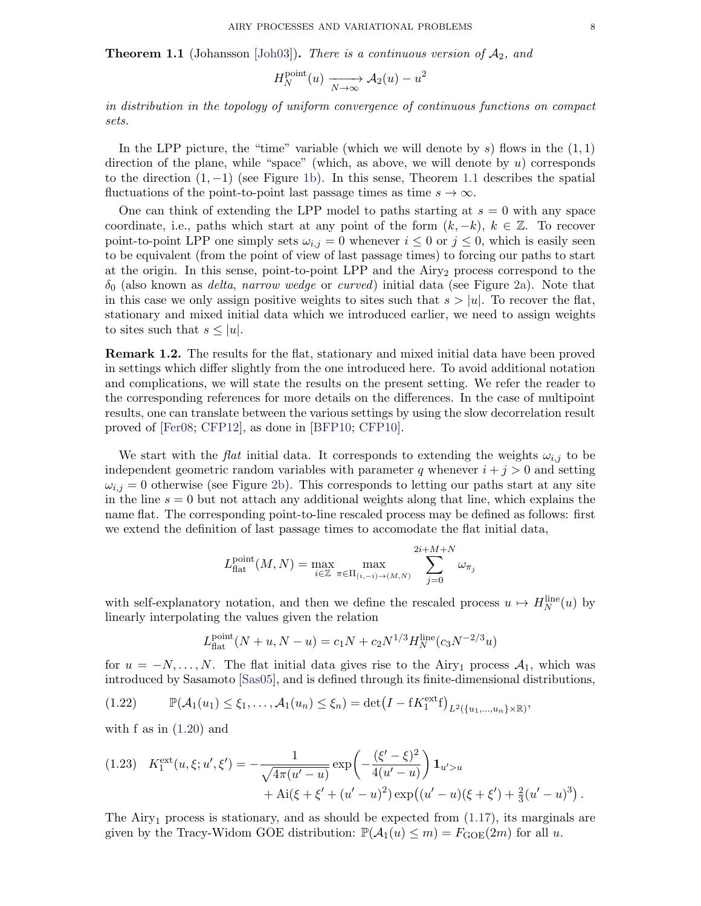**Theorem 1.1** (Johansson [Joh03]). *There is a continuous version of $\mathcal{A}_2$, and*

$$H_N^{\text{point}}(u) \xrightarrow[N\to\infty]{} \mathcal{A}_2(u) - u^2$$

*in distribution in the topology of uniform convergence of continuous functions on compact sets.*

In the LPP picture, the "time" variable (which we will denote by $s$) flows in the $(1,1)$ direction of the plane, while "space" (which, as above, we will denote by $u$) corresponds to the direction $(1,-1)$ (see Figure 1b). In this sense, Theorem 1.1 describes the spatial fluctuations of the point-to-point last passage times as time $s \to \infty$.

One can think of extending the LPP model to paths starting at $s = 0$ with any space coordinate, i.e., paths which start at any point of the form $(k,-k)$, $k \in \mathbb{Z}$. To recover point-to-point LPP one simply sets $\omega_{i,j} = 0$ whenever $i \leq 0$ or $j \leq 0$, which is easily seen to be equivalent (from the point of view of last passage times) to forcing our paths to start at the origin. In this sense, point-to-point LPP and the Airy$_2$ process correspond to the $\delta_0$ (also known as *delta*, *narrow wedge* or *curved*) initial data (see Figure 2a). Note that in this case we only assign positive weights to sites such that $s > |u|$. To recover the flat, stationary and mixed initial data which we introduced earlier, we need to assign weights to sites such that $s \leq |u|$.

**Remark 1.2.** The results for the flat, stationary and mixed initial data have been proved in settings which differ slightly from the one introduced here. To avoid additional notation and complications, we will state the results on the present setting. We refer the reader to the corresponding references for more details on the differences. In the case of multipoint results, one can translate between the various settings by using the slow decorrelation result proved of [Fer08; CFP12], as done in [BFP10; CFP10].

We start with the *flat* initial data. It corresponds to extending the weights $\omega_{i,j}$ to be independent geometric random variables with parameter $q$ whenever $i + j > 0$ and setting $\omega_{i,j} = 0$ otherwise (see Figure 2b). This corresponds to letting our paths start at any site in the line $s = 0$ but not attach any additional weights along that line, which explains the name flat. The corresponding point-to-line rescaled process may be defined as follows: first we extend the definition of last passage times to accomodate the flat initial data,

$$L_{\text{flat}}^{\text{point}}(M,N) = \max_{i\in\mathbb{Z}} \max_{\pi\in\Pi_{(i,-i)\to(M,N)}} \sum_{j=0}^{2i+M+N} \omega_{\pi_j}$$

with self-explanatory notation, and then we define the rescaled process $u \mapsto H_N^{\text{line}}(u)$ by linearly interpolating the values given the relation

$$L_{\text{flat}}^{\text{point}}(N+u, N-u) = c_1 N + c_2 N^{1/3} H_N^{\text{line}}(c_3 N^{-2/3} u)$$

for $u = -N, \dots, N$. The flat initial data gives rise to the Airy$_1$ process $\mathcal{A}_1$, which was introduced by Sasamoto [Sas05], and is defined through its finite-dimensional distributions,

$$\mathbb{P}(\mathcal{A}_1(u_1) \leq \xi_1, \dots, \mathcal{A}_1(u_n) \leq \xi_n) = \det\big(I - \mathrm{f} K_1^{\text{ext}} \mathrm{f}\big)_{L^2(\{u_1,\dots,u_n\}\times\mathbb{R})}, \tag{1.22}$$

with f as in (1.20) and

$$K_1^{\text{ext}}(u,\xi;u',\xi') = -\frac{1}{\sqrt{4\pi(u'-u)}} \exp\!\left(-\frac{(\xi'-\xi)^2}{4(u'-u)}\right) \mathbf{1}_{u'>u} + \operatorname{Ai}(\xi+\xi'+(u'-u)^2) \exp\!\big((u'-u)(\xi+\xi') + \tfrac{2}{3}(u'-u)^3\big)\,. \tag{1.23}$$

The Airy$_1$ process is stationary, and as should be expected from (1.17), its marginals are given by the Tracy-Widom GOE distribution: $\mathbb{P}(\mathcal{A}_1(u) \leq m) = F_{\text{GOE}}(2m)$ for all $u$.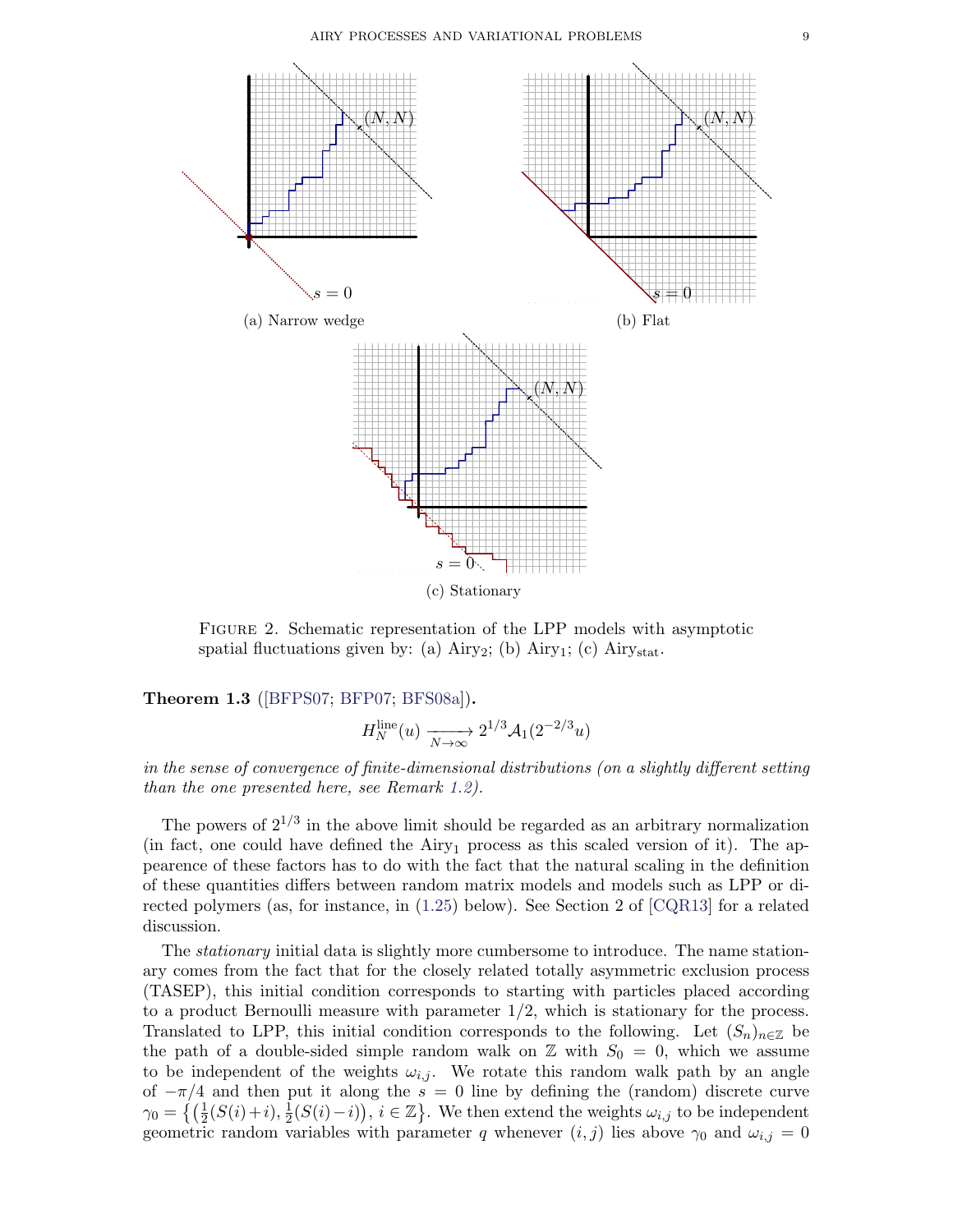(a) Narrow wedge

(b) Flat

(c) Stationary

FIGURE 2. Schematic representation of the LPP models with asymptotic spatial fluctuations given by: (a) $\text{Airy}_2$; (b) $\text{Airy}_1$; (c) $\text{Airy}_{\text{stat}}$.

**Theorem 1.3** ([BFPS07; BFP07; BFS08a])**.**

$$H_N^{\text{line}}(u) \xrightarrow[N\to\infty]{} 2^{1/3}\mathcal{A}_1(2^{-2/3}u)$$

*in the sense of convergence of finite-dimensional distributions (on a slightly different setting than the one presented here, see Remark 1.2).*

The powers of $2^{1/3}$ in the above limit should be regarded as an arbitrary normalization (in fact, one could have defined the $\text{Airy}_1$ process as this scaled version of it). The appearence of these factors has to do with the fact that the natural scaling in the definition of these quantities differs between random matrix models and models such as LPP or directed polymers (as, for instance, in (1.25) below). See Section 2 of [CQR13] for a related discussion.

The *stationary* initial data is slightly more cumbersome to introduce. The name stationary comes from the fact that for the closely related totally asymmetric exclusion process (TASEP), this initial condition corresponds to starting with particles placed according to a product Bernoulli measure with parameter $1/2$, which is stationary for the process. Translated to LPP, this initial condition corresponds to the following. Let $(S_n)_{n\in\mathbb{Z}}$ be the path of a double-sided simple random walk on $\mathbb{Z}$ with $S_0 = 0$, which we assume to be independent of the weights $\omega_{i,j}$. We rotate this random walk path by an angle of $-\pi/4$ and then put it along the $s = 0$ line by defining the (random) discrete curve $\gamma_0 = \big\{\big(\tfrac{1}{2}(S(i)+i), \tfrac{1}{2}(S(i)-i)\big),\, i \in \mathbb{Z}\big\}$. We then extend the weights $\omega_{i,j}$ to be independent geometric random variables with parameter $q$ whenever $(i,j)$ lies above $\gamma_0$ and $\omega_{i,j} = 0$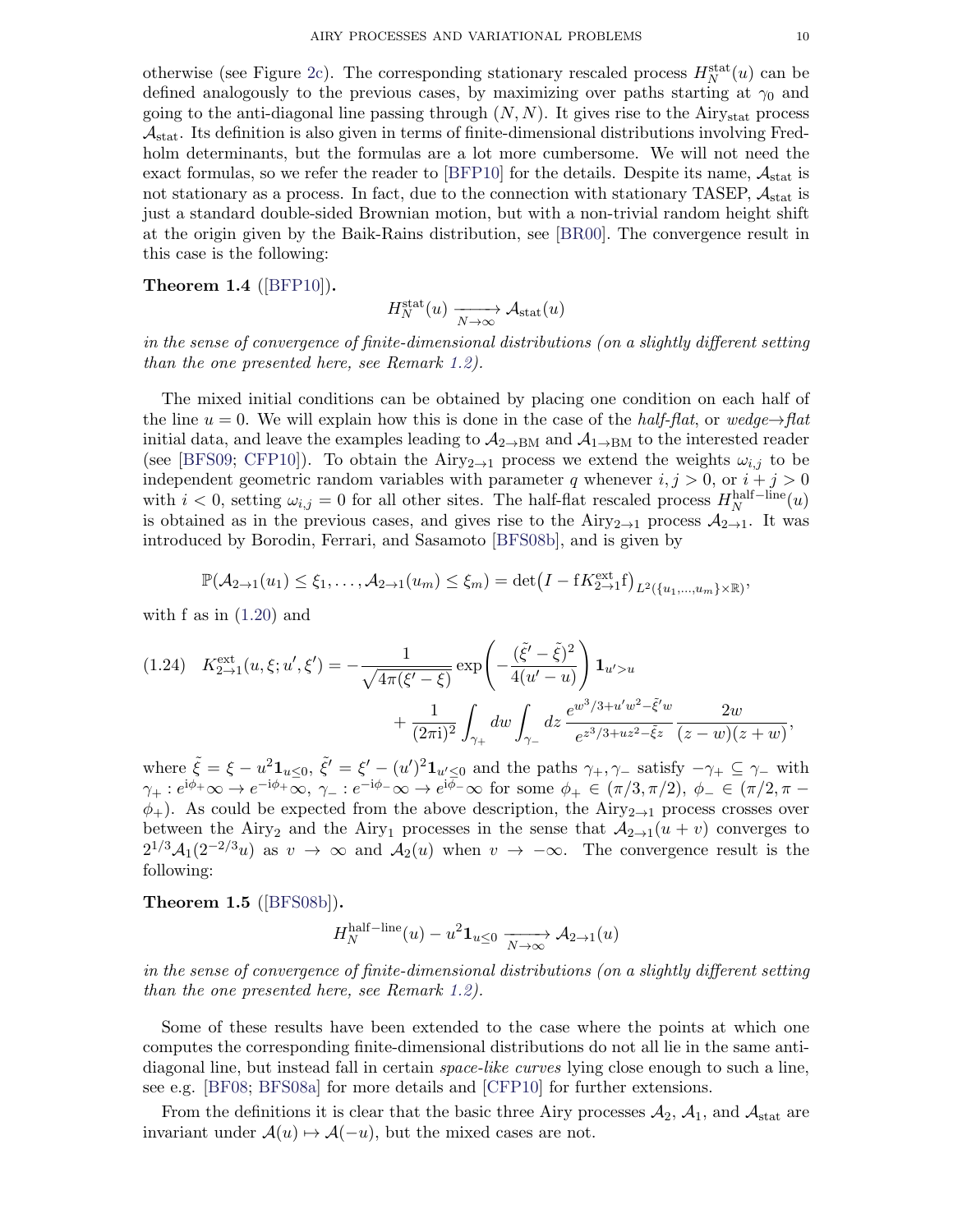otherwise (see Figure 2c). The corresponding stationary rescaled process $H_N^{\rm stat}(u)$ can be defined analogously to the previous cases, by maximizing over paths starting at $\gamma_0$ and going to the anti-diagonal line passing through $(N,N)$. It gives rise to the Airy$_{\rm stat}$ process $\mathcal{A}_{\rm stat}$. Its definition is also given in terms of finite-dimensional distributions involving Fredholm determinants, but the formulas are a lot more cumbersome. We will not need the exact formulas, so we refer the reader to [BFP10] for the details. Despite its name, $\mathcal{A}_{\rm stat}$ is not stationary as a process. In fact, due to the connection with stationary TASEP, $\mathcal{A}_{\rm stat}$ is just a standard double-sided Brownian motion, but with a non-trivial random height shift at the origin given by the Baik-Rains distribution, see [BR00]. The convergence result in this case is the following:

**Theorem 1.4** ([BFP10])**.**

$$H_N^{\rm stat}(u) \xrightarrow[N\to\infty]{} \mathcal{A}_{\rm stat}(u)$$

*in the sense of convergence of finite-dimensional distributions (on a slightly different setting than the one presented here, see Remark 1.2).*

The mixed initial conditions can be obtained by placing one condition on each half of the line $u=0$. We will explain how this is done in the case of the *half-flat*, or *wedge→flat* initial data, and leave the examples leading to $\mathcal{A}_{2\to\rm BM}$ and $\mathcal{A}_{1\to\rm BM}$ to the interested reader (see [BFS09; CFP10]). To obtain the Airy$_{2\to1}$ process we extend the weights $\omega_{i,j}$ to be independent geometric random variables with parameter $q$ whenever $i,j>0$, or $i+j>0$ with $i<0$, setting $\omega_{i,j}=0$ for all other sites. The half-flat rescaled process $H_N^{\rm half-line}(u)$ is obtained as in the previous cases, and gives rise to the Airy$_{2\to1}$ process $\mathcal{A}_{2\to1}$. It was introduced by Borodin, Ferrari, and Sasamoto [BFS08b], and is given by

$$\mathbb{P}(\mathcal{A}_{2\to1}(u_1)\leq\xi_1,\ldots,\mathcal{A}_{2\to1}(u_m)\leq\xi_m)=\det\!\big(I-\mathrm{f}K^{\rm ext}_{2\to1}\mathrm{f}\big)_{L^2(\{u_1,\ldots,u_m\}\times\mathbb{R})},$$

with f as in (1.20) and

$$(1.24)\quad K^{\rm ext}_{2\to1}(u,\xi;u',\xi')=-\frac{1}{\sqrt{4\pi(\xi'-\xi)}}\exp\!\left(-\frac{(\tilde\xi'-\tilde\xi)^2}{4(u'-u)}\right)\mathbf{1}_{u'>u}\\
+\frac{1}{(2\pi\mathrm{i})^2}\int_{\gamma_+}dw\int_{\gamma_-}dz\,\frac{e^{w^3/3+u'w^2-\tilde\xi'w}}{e^{z^3/3+uz^2-\tilde\xi z}}\,\frac{2w}{(z-w)(z+w)},$$

where $\tilde\xi=\xi-u^2\mathbf{1}_{u\leq0}$, $\tilde\xi'=\xi'-(u')^2\mathbf{1}_{u'\leq0}$ and the paths $\gamma_+,\gamma_-$ satisfy $-\gamma_+\subseteq\gamma_-$ with $\gamma_+: e^{\mathrm{i}\phi_+}\infty\to e^{-\mathrm{i}\phi_+}\infty$, $\gamma_-: e^{-\mathrm{i}\phi_-}\infty\to e^{\mathrm{i}\phi_-}\infty$ for some $\phi_+\in(\pi/3,\pi/2)$, $\phi_-\in(\pi/2,\pi-\phi_+)$. As could be expected from the above description, the Airy$_{2\to1}$ process crosses over between the Airy$_2$ and the Airy$_1$ processes in the sense that $\mathcal{A}_{2\to1}(u+v)$ converges to $2^{1/3}\mathcal{A}_1(2^{-2/3}u)$ as $v\to\infty$ and $\mathcal{A}_2(u)$ when $v\to-\infty$. The convergence result is the following:

**Theorem 1.5** ([BFS08b])**.**

$$H_N^{\rm half-line}(u)-u^2\mathbf{1}_{u\leq0}\xrightarrow[N\to\infty]{}\mathcal{A}_{2\to1}(u)$$

*in the sense of convergence of finite-dimensional distributions (on a slightly different setting than the one presented here, see Remark 1.2).*

Some of these results have been extended to the case where the points at which one computes the corresponding finite-dimensional distributions do not all lie in the same anti-diagonal line, but instead fall in certain *space-like curves* lying close enough to such a line, see e.g. [BF08; BFS08a] for more details and [CFP10] for further extensions.

From the definitions it is clear that the basic three Airy processes $\mathcal{A}_2$, $\mathcal{A}_1$, and $\mathcal{A}_{\rm stat}$ are invariant under $\mathcal{A}(u)\mapsto\mathcal{A}(-u)$, but the mixed cases are not.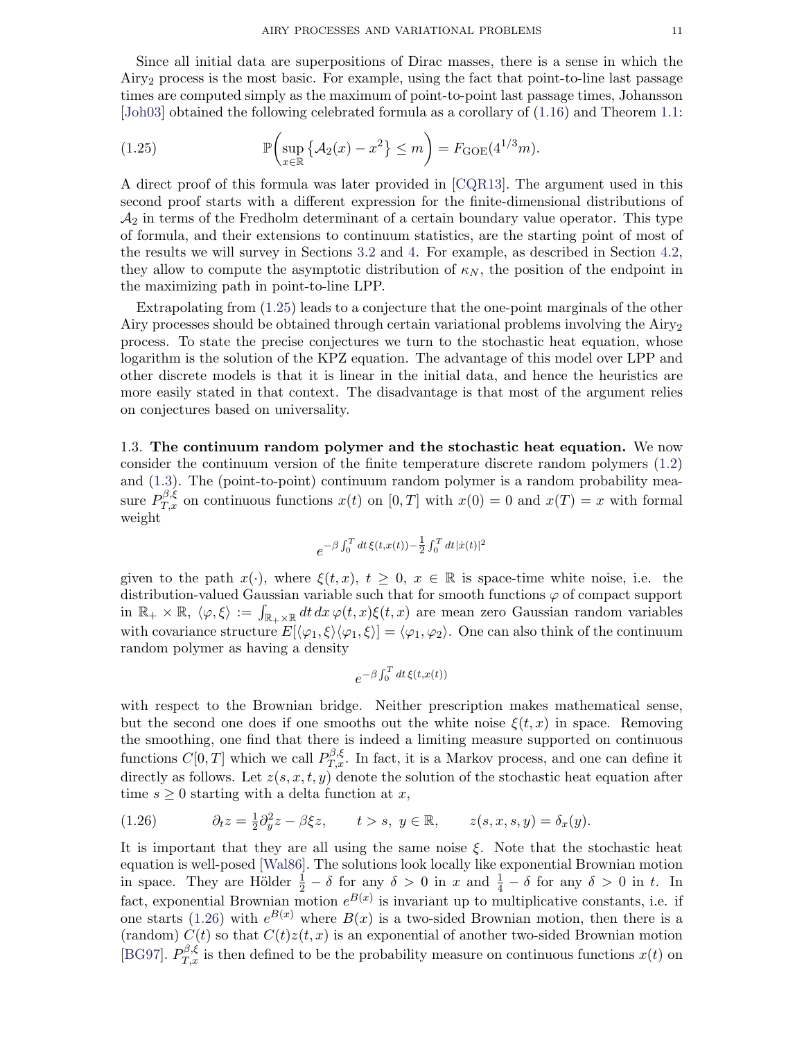Since all initial data are superpositions of Dirac masses, there is a sense in which the $\text{Airy}_2$ process is the most basic. For example, using the fact that point-to-line last passage times are computed simply as the maximum of point-to-point last passage times, Johansson [Joh03] obtained the following celebrated formula as a corollary of (1.16) and Theorem 1.1:

$$\mathbb{P}\bigg(\sup_{x\in\mathbb{R}}\big\{\mathcal{A}_2(x)-x^2\big\}\leq m\bigg)=F_{\mathrm{GOE}}(4^{1/3}m). \tag{1.25}$$

A direct proof of this formula was later provided in [CQR13]. The argument used in this second proof starts with a different expression for the finite-dimensional distributions of $\mathcal{A}_2$ in terms of the Fredholm determinant of a certain boundary value operator. This type of formula, and their extensions to continuum statistics, are the starting point of most of the results we will survey in Sections 3.2 and 4. For example, as described in Section 4.2, they allow to compute the asymptotic distribution of $\kappa_N$, the position of the endpoint in the maximizing path in point-to-line LPP.

Extrapolating from (1.25) leads to a conjecture that the one-point marginals of the other Airy processes should be obtained through certain variational problems involving the $\text{Airy}_2$ process. To state the precise conjectures we turn to the stochastic heat equation, whose logarithm is the solution of the KPZ equation. The advantage of this model over LPP and other discrete models is that it is linear in the initial data, and hence the heuristics are more easily stated in that context. The disadvantage is that most of the argument relies on conjectures based on universality.

1.3. **The continuum random polymer and the stochastic heat equation.** We now consider the continuum version of the finite temperature discrete random polymers (1.2) and (1.3). The (point-to-point) continuum random polymer is a random probability measure $P^{\beta,\xi}_{T,x}$ on continuous functions $x(t)$ on $[0,T]$ with $x(0)=0$ and $x(T)=x$ with formal weight

$$e^{-\beta\int_0^T dt\,\xi(t,x(t))-\frac{1}{2}\int_0^T dt\,|\dot{x}(t)|^2}$$

given to the path $x(\cdot)$, where $\xi(t,x)$, $t\geq 0$, $x\in\mathbb{R}$ is space-time white noise, i.e. the distribution-valued Gaussian variable such that for smooth functions $\varphi$ of compact support in $\mathbb{R}_+\times\mathbb{R}$, $\langle\varphi,\xi\rangle:=\int_{\mathbb{R}_+\times\mathbb{R}}dt\,dx\,\varphi(t,x)\xi(t,x)$ are mean zero Gaussian random variables with covariance structure $E[\langle\varphi_1,\xi\rangle\langle\varphi_1,\xi\rangle]=\langle\varphi_1,\varphi_2\rangle$. One can also think of the continuum random polymer as having a density

$$e^{-\beta\int_0^T dt\,\xi(t,x(t))}$$

with respect to the Brownian bridge. Neither prescription makes mathematical sense, but the second one does if one smooths out the white noise $\xi(t,x)$ in space. Removing the smoothing, one find that there is indeed a limiting measure supported on continuous functions $C[0,T]$ which we call $P^{\beta,\xi}_{T,x}$. In fact, it is a Markov process, and one can define it directly as follows. Let $z(s,x,t,y)$ denote the solution of the stochastic heat equation after time $s\geq 0$ starting with a delta function at $x$,

$$\partial_t z=\tfrac{1}{2}\partial_y^2 z-\beta\xi z,\qquad t>s,\ y\in\mathbb{R},\qquad z(s,x,s,y)=\delta_x(y). \tag{1.26}$$

It is important that they are all using the same noise $\xi$. Note that the stochastic heat equation is well-posed [Wal86]. The solutions look locally like exponential Brownian motion in space. They are Hölder $\frac{1}{2}-\delta$ for any $\delta>0$ in $x$ and $\frac{1}{4}-\delta$ for any $\delta>0$ in $t$. In fact, exponential Brownian motion $e^{B(x)}$ is invariant up to multiplicative constants, i.e. if one starts (1.26) with $e^{B(x)}$ where $B(x)$ is a two-sided Brownian motion, then there is a (random) $C(t)$ so that $C(t)z(t,x)$ is an exponential of another two-sided Brownian motion [BG97]. $P^{\beta,\xi}_{T,x}$ is then defined to be the probability measure on continuous functions $x(t)$ on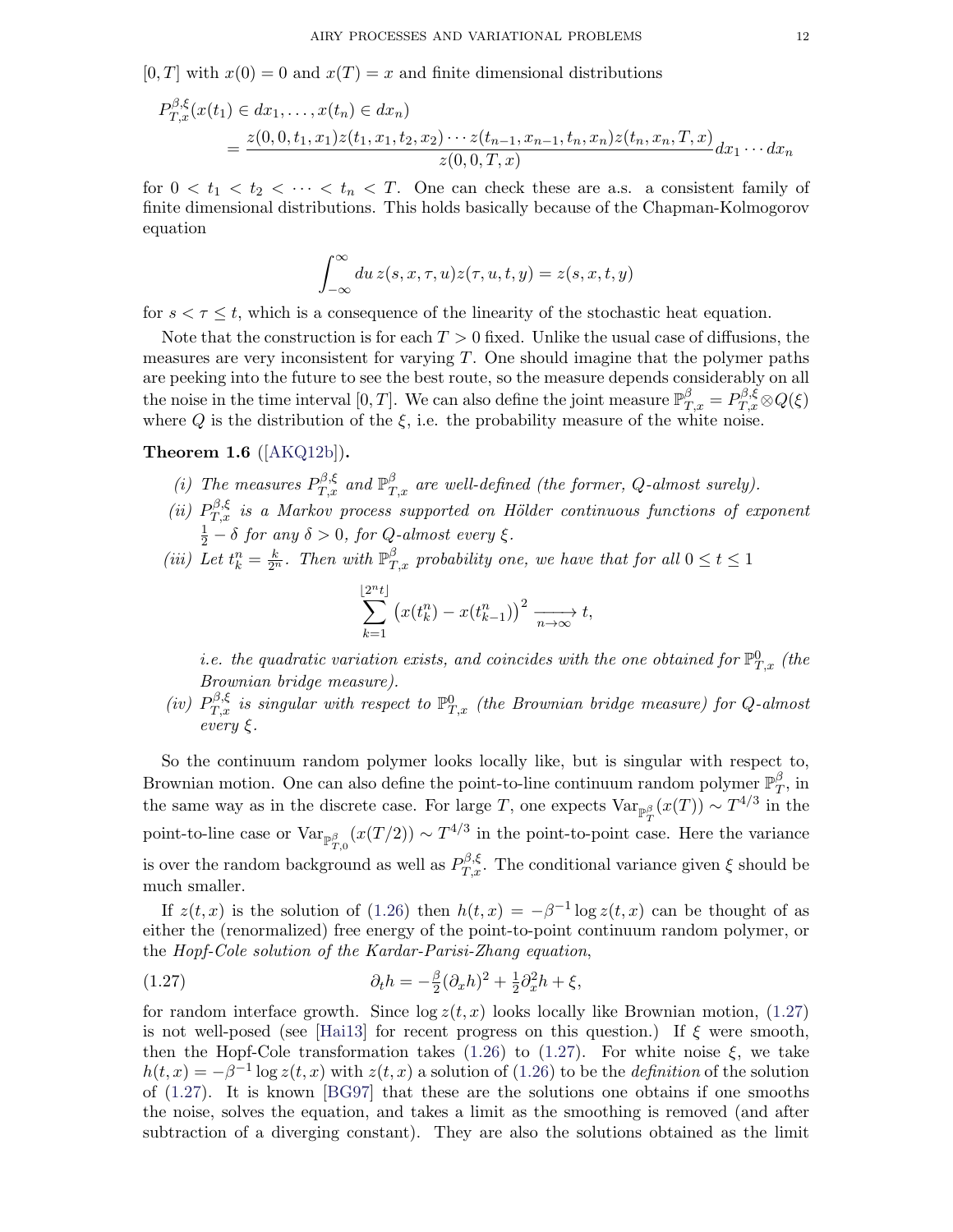$[0, T]$ with $x(0) = 0$ and $x(T) = x$ and finite dimensional distributions

$$
\begin{aligned}
P^{\beta,\xi}_{T,x}&(x(t_1) \in dx_1, \ldots, x(t_n) \in dx_n) \\
&= \frac{z(0, 0, t_1, x_1)z(t_1, x_1, t_2, x_2) \cdots z(t_{n-1}, x_{n-1}, t_n, x_n)z(t_n, x_n, T, x)}{z(0, 0, T, x)} dx_1 \cdots dx_n
\end{aligned}
$$

for $0 < t_1 < t_2 < \cdots < t_n < T$. One can check these are a.s. a consistent family of finite dimensional distributions. This holds basically because of the Chapman-Kolmogorov equation

$$
\int_{-\infty}^{\infty} du\, z(s, x, \tau, u)z(\tau, u, t, y) = z(s, x, t, y)
$$

for $s < \tau \le t$, which is a consequence of the linearity of the stochastic heat equation.

Note that the construction is for each $T > 0$ fixed. Unlike the usual case of diffusions, the measures are very inconsistent for varying $T$. One should imagine that the polymer paths are peeking into the future to see the best route, so the measure depends considerably on all the noise in the time interval $[0, T]$. We can also define the joint measure $\mathbb{P}^{\beta}_{T,x} = P^{\beta,\xi}_{T,x} \otimes Q(\xi)$ where $Q$ is the distribution of the $\xi$, i.e. the probability measure of the white noise.

**Theorem 1.6** ([AKQ12b])**.**

*(i) The measures $P^{\beta,\xi}_{T,x}$ and $\mathbb{P}^{\beta}_{T,x}$ are well-defined (the former, $Q$-almost surely).*

*(ii) $P^{\beta,\xi}_{T,x}$ is a Markov process supported on Hölder continuous functions of exponent $\frac{1}{2} - \delta$ for any $\delta > 0$, for $Q$-almost every $\xi$.*

*(iii) Let $t^n_k = \frac{k}{2^n}$. Then with $\mathbb{P}^{\beta}_{T,x}$ probability one, we have that for all $0 \le t \le 1$*

$$
\sum_{k=1}^{\lfloor 2^n t \rfloor} \left(x(t^n_k) - x(t^n_{k-1})\right)^2 \xrightarrow[n\to\infty]{} t,
$$

*i.e. the quadratic variation exists, and coincides with the one obtained for $\mathbb{P}^{0}_{T,x}$ (the Brownian bridge measure).*

*(iv) $P^{\beta,\xi}_{T,x}$ is singular with respect to $\mathbb{P}^{0}_{T,x}$ (the Brownian bridge measure) for $Q$-almost every $\xi$.*

So the continuum random polymer looks locally like, but is singular with respect to, Brownian motion. One can also define the point-to-line continuum random polymer $\mathbb{P}^{\beta}_{T}$, in the same way as in the discrete case. For large $T$, one expects $\mathrm{Var}_{\mathbb{P}^{\beta}_{T}}(x(T)) \sim T^{4/3}$ in the point-to-line case or $\mathrm{Var}_{\mathbb{P}^{\beta}_{T,0}}(x(T/2)) \sim T^{4/3}$ in the point-to-point case. Here the variance is over the random background as well as $P^{\beta,\xi}_{T,x}$. The conditional variance given $\xi$ should be much smaller.

If $z(t, x)$ is the solution of (1.26) then $h(t, x) = -\beta^{-1} \log z(t, x)$ can be thought of as either the (renormalized) free energy of the point-to-point continuum random polymer, or the *Hopf-Cole solution of the Kardar-Parisi-Zhang equation*,

$$
\partial_t h = -\tfrac{\beta}{2}(\partial_x h)^2 + \tfrac{1}{2}\partial_x^2 h + \xi, \tag{1.27}
$$

for random interface growth. Since $\log z(t, x)$ looks locally like Brownian motion, (1.27) is not well-posed (see [Hai13] for recent progress on this question.) If $\xi$ were smooth, then the Hopf-Cole transformation takes (1.26) to (1.27). For white noise $\xi$, we take $h(t, x) = -\beta^{-1} \log z(t, x)$ with $z(t, x)$ a solution of (1.26) to be the *definition* of the solution of (1.27). It is known [BG97] that these are the solutions one obtains if one smooths the noise, solves the equation, and takes a limit as the smoothing is removed (and after subtraction of a diverging constant). They are also the solutions obtained as the limit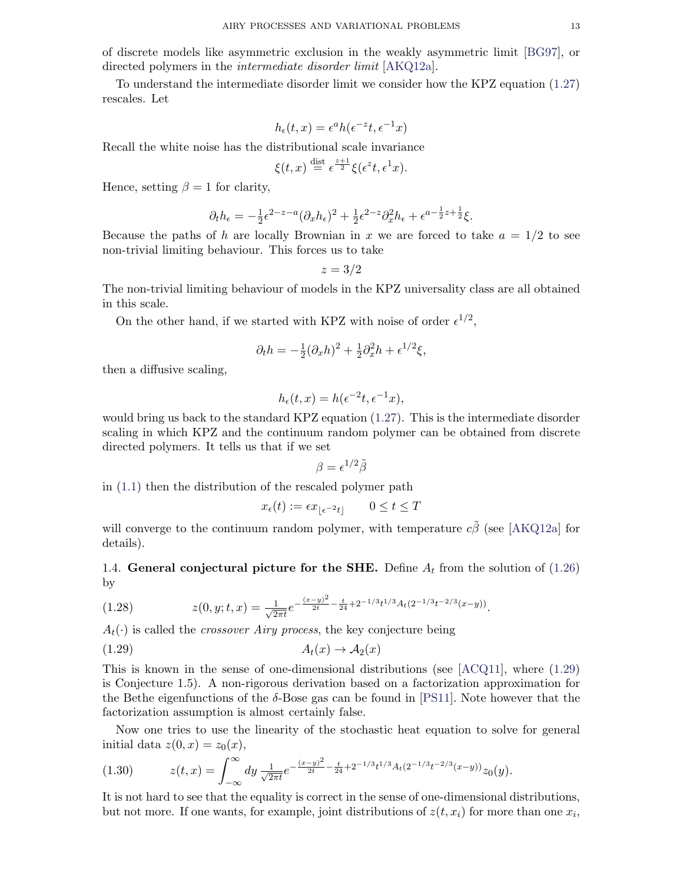of discrete models like asymmetric exclusion in the weakly asymmetric limit [BG97], or directed polymers in the *intermediate disorder limit* [AKQ12a].

To understand the intermediate disorder limit we consider how the KPZ equation (1.27) rescales. Let

$$h_\epsilon(t,x) = \epsilon^a h(\epsilon^{-z}t, \epsilon^{-1}x)$$

Recall the white noise has the distributional scale invariance

$$\xi(t,x) \overset{\text{dist}}{=} \epsilon^{\frac{z+1}{2}} \xi(\epsilon^z t, \epsilon^1 x).$$

Hence, setting $\beta = 1$ for clarity,

$$\partial_t h_\epsilon = -\tfrac{1}{2}\epsilon^{2-z-a}(\partial_x h_\epsilon)^2 + \tfrac{1}{2}\epsilon^{2-z}\partial_x^2 h_\epsilon + \epsilon^{a-\frac{1}{2}z+\frac{1}{2}}\xi.$$

Because the paths of $h$ are locally Brownian in $x$ we are forced to take $a = 1/2$ to see non-trivial limiting behaviour. This forces us to take

$$z = 3/2$$

The non-trivial limiting behaviour of models in the KPZ universality class are all obtained in this scale.

On the other hand, if we started with KPZ with noise of order $\epsilon^{1/2}$,

$$\partial_t h = -\tfrac{1}{2}(\partial_x h)^2 + \tfrac{1}{2}\partial_x^2 h + \epsilon^{1/2}\xi,$$

then a diffusive scaling,

$$h_\epsilon(t,x) = h(\epsilon^{-2}t, \epsilon^{-1}x),$$

would bring us back to the standard KPZ equation (1.27). This is the intermediate disorder scaling in which KPZ and the continuum random polymer can be obtained from discrete directed polymers. It tells us that if we set

$$\beta = \epsilon^{1/2}\tilde{\beta}$$

in (1.1) then the distribution of the rescaled polymer path

$$x_\epsilon(t) := \epsilon x_{\lfloor \epsilon^{-2}t \rfloor} \qquad 0 \le t \le T$$

will converge to the continuum random polymer, with temperature $c\tilde{\beta}$ (see [AKQ12a] for details).

## 1.4. General conjectural picture for the SHE.

Define $A_t$ from the solution of (1.26) by

$$z(0,y;t,x) = \tfrac{1}{\sqrt{2\pi t}} e^{-\frac{(x-y)^2}{2t} - \frac{t}{24} + 2^{-1/3}t^{1/3}A_t(2^{-1/3}t^{-2/3}(x-y))}. \tag{1.28}$$

$A_t(\cdot)$ is called the *crossover Airy process*, the key conjecture being

$$A_t(x) \to \mathcal{A}_2(x) \tag{1.29}$$

This is known in the sense of one-dimensional distributions (see [ACQ11], where (1.29) is Conjecture 1.5). A non-rigorous derivation based on a factorization approximation for the Bethe eigenfunctions of the $\delta$-Bose gas can be found in [PS11]. Note however that the factorization assumption is almost certainly false.

Now one tries to use the linearity of the stochastic heat equation to solve for general initial data $z(0,x) = z_0(x)$,

$$z(t,x) = \int_{-\infty}^{\infty} dy\, \tfrac{1}{\sqrt{2\pi t}} e^{-\frac{(x-y)^2}{2t} - \frac{t}{24} + 2^{-1/3}t^{1/3}A_t(2^{-1/3}t^{-2/3}(x-y))} z_0(y). \tag{1.30}$$

It is not hard to see that the equality is correct in the sense of one-dimensional distributions, but not more. If one wants, for example, joint distributions of $z(t,x_i)$ for more than one $x_i$,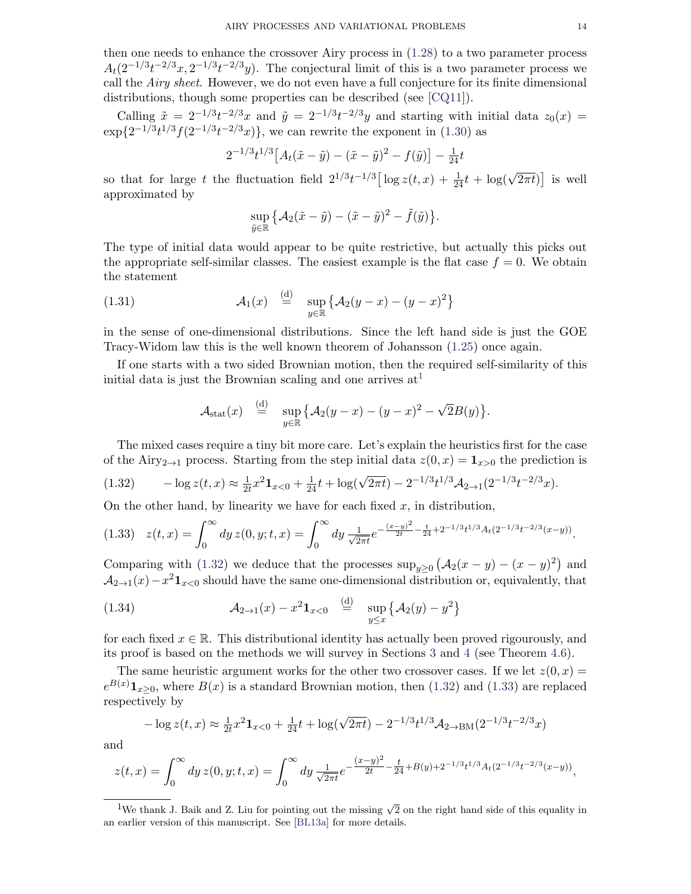then one needs to enhance the crossover Airy process in (1.28) to a two parameter process $A_t(2^{-1/3}t^{-2/3}x, 2^{-1/3}t^{-2/3}y)$. The conjectural limit of this is a two parameter process we call the *Airy sheet*. However, we do not even have a full conjecture for its finite dimensional distributions, though some properties can be described (see [CQ11]).

Calling $\tilde{x} = 2^{-1/3}t^{-2/3}x$ and $\tilde{y} = 2^{-1/3}t^{-2/3}y$ and starting with initial data $z_0(x) = \exp\{2^{-1/3}t^{1/3}f(2^{-1/3}t^{-2/3}x)\}$, we can rewrite the exponent in (1.30) as

$$2^{-1/3}t^{1/3}\big[A_t(\tilde{x}-\tilde{y}) - (\tilde{x}-\tilde{y})^2 - f(\tilde{y})\big] - \tfrac{1}{24}t$$

so that for large $t$ the fluctuation field $2^{1/3}t^{-1/3}\big[\log z(t,x) + \frac{1}{24}t + \log(\sqrt{2\pi t})\big]$ is well approximated by

$$\sup_{\tilde{y}\in\mathbb{R}}\big\{\mathcal{A}_2(\tilde{x}-\tilde{y}) - (\tilde{x}-\tilde{y})^2 - \tilde{f}(\tilde{y})\big\}.$$

The type of initial data would appear to be quite restrictive, but actually this picks out the appropriate self-similar classes. The easiest example is the flat case $f = 0$. We obtain the statement

$$\mathcal{A}_1(x) \stackrel{\text{(d)}}{=} \sup_{y\in\mathbb{R}}\big\{\mathcal{A}_2(y-x) - (y-x)^2\big\} \tag{1.31}$$

in the sense of one-dimensional distributions. Since the left hand side is just the GOE Tracy-Widom law this is the well known theorem of Johansson (1.25) once again.

If one starts with a two sided Brownian motion, then the required self-similarity of this initial data is just the Brownian scaling and one arrives at[1]

$$\mathcal{A}_{\text{stat}}(x) \stackrel{\text{(d)}}{=} \sup_{y\in\mathbb{R}}\big\{\mathcal{A}_2(y-x) - (y-x)^2 - \sqrt{2}B(y)\big\}.$$

The mixed cases require a tiny bit more care. Let's explain the heuristics first for the case of the Airy$_{2\to1}$ process. Starting from the step initial data $z(0,x) = \mathbf{1}_{x>0}$ the prediction is

$$-\log z(t,x) \approx \tfrac{1}{2t}x^2\mathbf{1}_{x<0} + \tfrac{1}{24}t + \log(\sqrt{2\pi t}) - 2^{-1/3}t^{1/3}\mathcal{A}_{2\to1}(2^{-1/3}t^{-2/3}x). \tag{1.32}$$

On the other hand, by linearity we have for each fixed $x$, in distribution,

$$z(t,x) = \int_0^\infty dy\, z(0,y;t,x) = \int_0^\infty dy\, \tfrac{1}{\sqrt{2\pi t}}e^{-\frac{(x-y)^2}{2t} - \frac{t}{24} + 2^{-1/3}t^{1/3}A_t(2^{-1/3}t^{-2/3}(x-y))}. \tag{1.33}$$

Comparing with (1.32) we deduce that the processes $\sup_{y\geq0}\big(\mathcal{A}_2(x-y) - (x-y)^2\big)$ and $\mathcal{A}_{2\to1}(x) - x^2\mathbf{1}_{x<0}$ should have the same one-dimensional distribution or, equivalently, that

$$\mathcal{A}_{2\to1}(x) - x^2\mathbf{1}_{x<0} \stackrel{\text{(d)}}{=} \sup_{y\leq x}\big\{\mathcal{A}_2(y) - y^2\big\} \tag{1.34}$$

for each fixed $x\in\mathbb{R}$. This distributional identity has actually been proved rigourously, and its proof is based on the methods we will survey in Sections 3 and 4 (see Theorem 4.6).

The same heuristic argument works for the other two crossover cases. If we let $z(0,x) = e^{B(x)}\mathbf{1}_{x\geq0}$, where $B(x)$ is a standard Brownian motion, then (1.32) and (1.33) are replaced respectively by

$$-\log z(t,x) \approx \tfrac{1}{2t}x^2\mathbf{1}_{x<0} + \tfrac{1}{24}t + \log(\sqrt{2\pi t}) - 2^{-1/3}t^{1/3}\mathcal{A}_{2\to\text{BM}}(2^{-1/3}t^{-2/3}x)$$

and

$$z(t,x) = \int_0^\infty dy\, z(0,y;t,x) = \int_0^\infty dy\, \tfrac{1}{\sqrt{2\pi t}}e^{-\frac{(x-y)^2}{2t} - \frac{t}{24} + B(y) + 2^{-1/3}t^{1/3}A_t(2^{-1/3}t^{-2/3}(x-y))},$$

[1] We thank J. Baik and Z. Liu for pointing out the missing $\sqrt{2}$ on the right hand side of this equality in an earlier version of this manuscript. See [BL13a] for more details.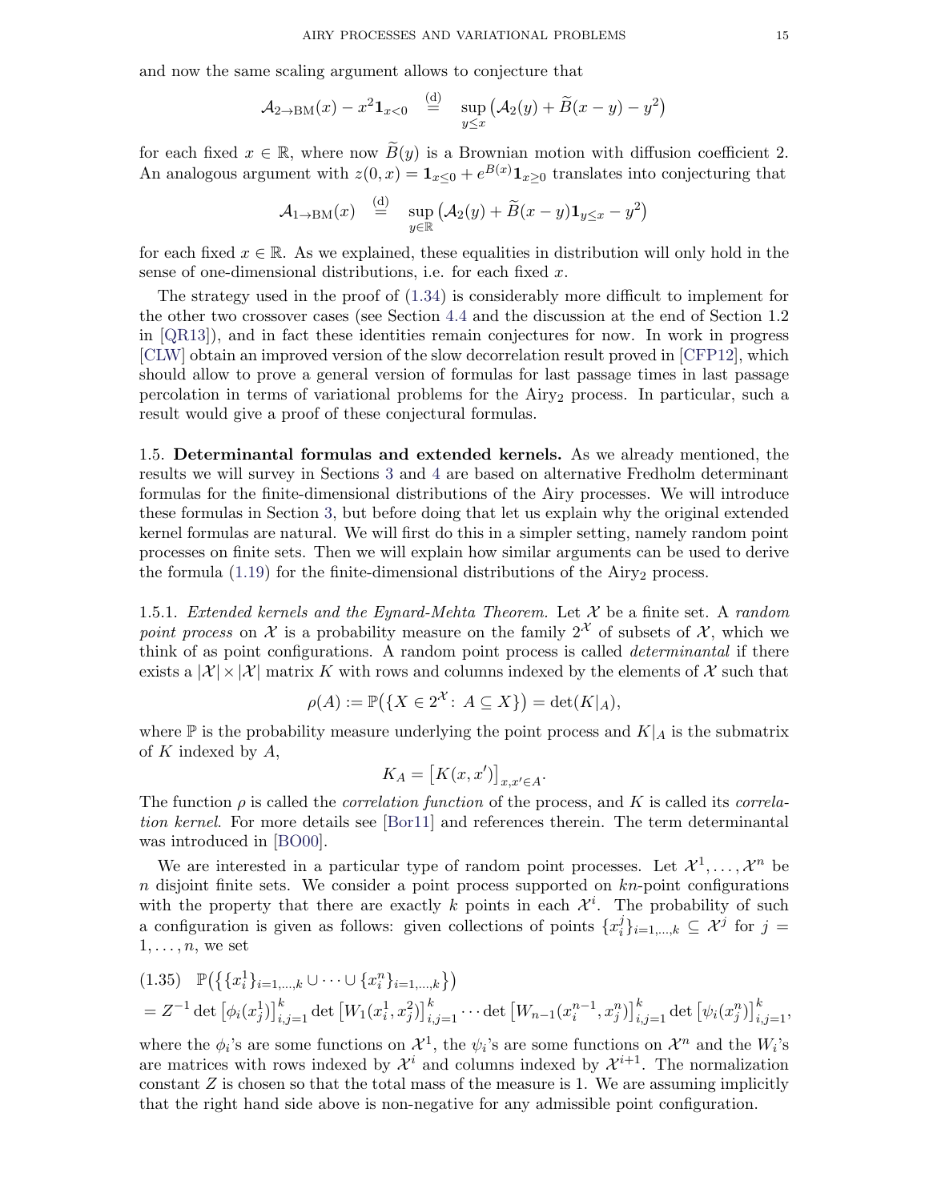and now the same scaling argument allows to conjecture that

$$\mathcal{A}_{2\to\mathrm{BM}}(x) - x^2\mathbf{1}_{x<0} \quad \overset{(\mathrm{d})}{=} \quad \sup_{y\leq x}\big(\mathcal{A}_2(y) + \widetilde{B}(x-y) - y^2\big)$$

for each fixed $x\in\mathbb{R}$, where now $\widetilde{B}(y)$ is a Brownian motion with diffusion coefficient 2. An analogous argument with $z(0,x) = \mathbf{1}_{x\leq 0} + e^{B(x)}\mathbf{1}_{x\geq 0}$ translates into conjecturing that

$$\mathcal{A}_{1\to\mathrm{BM}}(x) \quad \overset{(\mathrm{d})}{=} \quad \sup_{y\in\mathbb{R}}\big(\mathcal{A}_2(y) + \widetilde{B}(x-y)\mathbf{1}_{y\leq x} - y^2\big)$$

for each fixed $x\in\mathbb{R}$. As we explained, these equalities in distribution will only hold in the sense of one-dimensional distributions, i.e. for each fixed $x$.

The strategy used in the proof of (1.34) is considerably more difficult to implement for the other two crossover cases (see Section 4.4 and the discussion at the end of Section 1.2 in [QR13]), and in fact these identities remain conjectures for now. In work in progress [CLW] obtain an improved version of the slow decorrelation result proved in [CFP12], which should allow to prove a general version of formulas for last passage times in last passage percolation in terms of variational problems for the Airy$_2$ process. In particular, such a result would give a proof of these conjectural formulas.

## 1.5. **Determinantal formulas and extended kernels.**

As we already mentioned, the results we will survey in Sections 3 and 4 are based on alternative Fredholm determinant formulas for the finite-dimensional distributions of the Airy processes. We will introduce these formulas in Section 3, but before doing that let us explain why the original extended kernel formulas are natural. We will first do this in a simpler setting, namely random point processes on finite sets. Then we will explain how similar arguments can be used to derive the formula (1.19) for the finite-dimensional distributions of the Airy$_2$ process.

### 1.5.1. *Extended kernels and the Eynard-Mehta Theorem.*

Let $\mathcal{X}$ be a finite set. A *random point process* on $\mathcal{X}$ is a probability measure on the family $2^{\mathcal{X}}$ of subsets of $\mathcal{X}$, which we think of as point configurations. A random point process is called *determinantal* if there exists a $|\mathcal{X}|\times|\mathcal{X}|$ matrix $K$ with rows and columns indexed by the elements of $\mathcal{X}$ such that

$$\rho(A) := \mathbb{P}\big(\{X\in 2^{\mathcal{X}}\colon\, A\subseteq X\}\big) = \det(K|_A),$$

where $\mathbb{P}$ is the probability measure underlying the point process and $K|_A$ is the submatrix of $K$ indexed by $A$,

$$K_A = \big[K(x,x')\big]_{x,x'\in A}.$$

The function $\rho$ is called the *correlation function* of the process, and $K$ is called its *correlation kernel*. For more details see [Bor11] and references therein. The term determinantal was introduced in [BO00].

We are interested in a particular type of random point processes. Let $\mathcal{X}^1,\dots,\mathcal{X}^n$ be $n$ disjoint finite sets. We consider a point process supported on $kn$-point configurations with the property that there are exactly $k$ points in each $\mathcal{X}^i$. The probability of such a configuration is given as follows: given collections of points $\{x_i^j\}_{i=1,\dots,k}\subseteq\mathcal{X}^j$ for $j=1,\dots,n$, we set

$$\begin{aligned}(1.35)\quad &\mathbb{P}\big(\big\{\{x_i^1\}_{i=1,\dots,k}\cup\dots\cup\{x_i^n\}_{i=1,\dots,k}\big\}\big)\\ &= Z^{-1}\det\big[\phi_i(x_j^1)\big]_{i,j=1}^k \det\big[W_1(x_i^1,x_j^2)\big]_{i,j=1}^k\cdots\det\big[W_{n-1}(x_i^{n-1},x_j^n)\big]_{i,j=1}^k\det\big[\psi_i(x_j^n)\big]_{i,j=1}^k,\end{aligned}$$

where the $\phi_i$'s are some functions on $\mathcal{X}^1$, the $\psi_i$'s are some functions on $\mathcal{X}^n$ and the $W_i$'s are matrices with rows indexed by $\mathcal{X}^i$ and columns indexed by $\mathcal{X}^{i+1}$. The normalization constant $Z$ is chosen so that the total mass of the measure is 1. We are assuming implicitly that the right hand side above is non-negative for any admissible point configuration.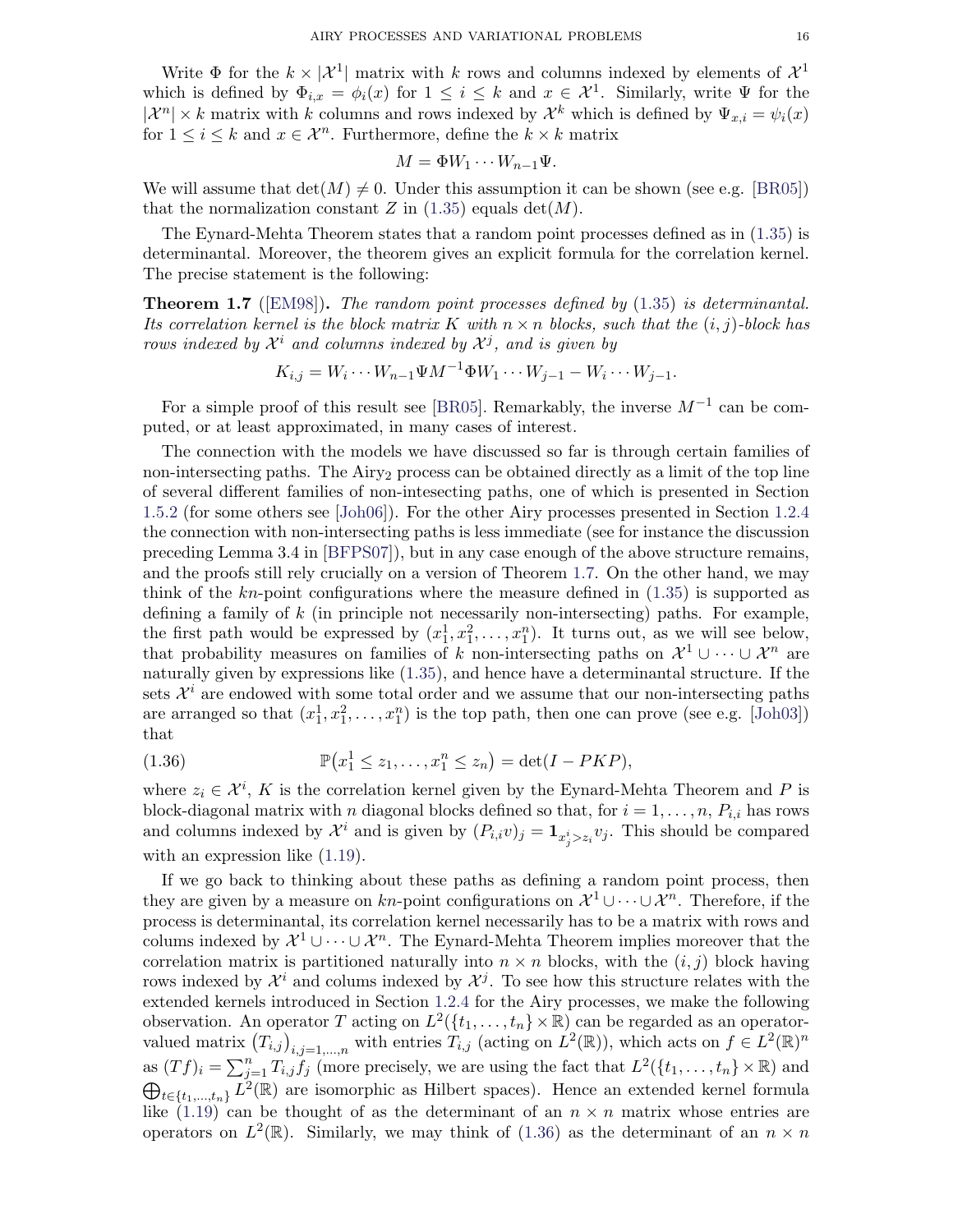Write $\Phi$ for the $k \times |\mathcal{X}^1|$ matrix with $k$ rows and columns indexed by elements of $\mathcal{X}^1$ which is defined by $\Phi_{i,x} = \phi_i(x)$ for $1 \leq i \leq k$ and $x \in \mathcal{X}^1$. Similarly, write $\Psi$ for the $|\mathcal{X}^n| \times k$ matrix with $k$ columns and rows indexed by $\mathcal{X}^k$ which is defined by $\Psi_{x,i} = \psi_i(x)$ for $1 \leq i \leq k$ and $x \in \mathcal{X}^n$. Furthermore, define the $k \times k$ matrix

$$M = \Phi W_1 \cdots W_{n-1} \Psi.$$

We will assume that $\det(M) \neq 0$. Under this assumption it can be shown (see e.g. [BR05]) that the normalization constant $Z$ in (1.35) equals $\det(M)$.

The Eynard-Mehta Theorem states that a random point processes defined as in (1.35) is determinantal. Moreover, the theorem gives an explicit formula for the correlation kernel. The precise statement is the following:

**Theorem 1.7** ([EM98]). *The random point processes defined by (1.35) is determinantal. Its correlation kernel is the block matrix $K$ with $n \times n$ blocks, such that the $(i,j)$-block has rows indexed by $\mathcal{X}^i$ and columns indexed by $\mathcal{X}^j$, and is given by*

$$K_{i,j} = W_i \cdots W_{n-1} \Psi M^{-1} \Phi W_1 \cdots W_{j-1} - W_i \cdots W_{j-1}.$$

For a simple proof of this result see [BR05]. Remarkably, the inverse $M^{-1}$ can be computed, or at least approximated, in many cases of interest.

The connection with the models we have discussed so far is through certain families of non-intersecting paths. The Airy$_2$ process can be obtained directly as a limit of the top line of several different families of non-intesecting paths, one of which is presented in Section 1.5.2 (for some others see [Joh06]). For the other Airy processes presented in Section 1.2.4 the connection with non-intersecting paths is less immediate (see for instance the discussion preceding Lemma 3.4 in [BFPS07]), but in any case enough of the above structure remains, and the proofs still rely crucially on a version of Theorem 1.7. On the other hand, we may think of the $kn$-point configurations where the measure defined in (1.35) is supported as defining a family of $k$ (in principle not necessarily non-intersecting) paths. For example, the first path would be expressed by $(x_1^1, x_1^2, \ldots, x_1^n)$. It turns out, as we will see below, that probability measures on families of $k$ non-intersecting paths on $\mathcal{X}^1 \cup \cdots \cup \mathcal{X}^n$ are naturally given by expressions like (1.35), and hence have a determinantal structure. If the sets $\mathcal{X}^i$ are endowed with some total order and we assume that our non-intersecting paths are arranged so that $(x_1^1, x_1^2, \ldots, x_1^n)$ is the top path, then one can prove (see e.g. [Joh03]) that

$$\mathbb{P}\big(x_1^1 \leq z_1, \ldots, x_1^n \leq z_n\big) = \det(I - PKP), \tag{1.36}$$

where $z_i \in \mathcal{X}^i$, $K$ is the correlation kernel given by the Eynard-Mehta Theorem and $P$ is block-diagonal matrix with $n$ diagonal blocks defined so that, for $i = 1, \ldots, n$, $P_{i,i}$ has rows and columns indexed by $\mathcal{X}^i$ and is given by $(P_{i,i}v)_j = \mathbf{1}_{x_j^i > z_i} v_j$. This should be compared with an expression like (1.19).

If we go back to thinking about these paths as defining a random point process, then they are given by a measure on $kn$-point configurations on $\mathcal{X}^1 \cup \cdots \cup \mathcal{X}^n$. Therefore, if the process is determinantal, its correlation kernel necessarily has to be a matrix with rows and colums indexed by $\mathcal{X}^1 \cup \cdots \cup \mathcal{X}^n$. The Eynard-Mehta Theorem implies moreover that the correlation matrix is partitioned naturally into $n \times n$ blocks, with the $(i,j)$ block having rows indexed by $\mathcal{X}^i$ and colums indexed by $\mathcal{X}^j$. To see how this structure relates with the extended kernels introduced in Section 1.2.4 for the Airy processes, we make the following observation. An operator $T$ acting on $L^2(\{t_1, \ldots, t_n\} \times \mathbb{R})$ can be regarded as an operator-valued matrix $\big(T_{i,j}\big)_{i,j=1,\ldots,n}$ with entries $T_{i,j}$ (acting on $L^2(\mathbb{R})$), which acts on $f \in L^2(\mathbb{R})^n$ as $(Tf)_i = \sum_{j=1}^n T_{i,j} f_j$ (more precisely, we are using the fact that $L^2(\{t_1, \ldots, t_n\} \times \mathbb{R})$ and $\bigoplus_{t \in \{t_1, \ldots, t_n\}} L^2(\mathbb{R})$ are isomorphic as Hilbert spaces). Hence an extended kernel formula like (1.19) can be thought of as the determinant of an $n \times n$ matrix whose entries are operators on $L^2(\mathbb{R})$. Similarly, we may think of (1.36) as the determinant of an $n \times n$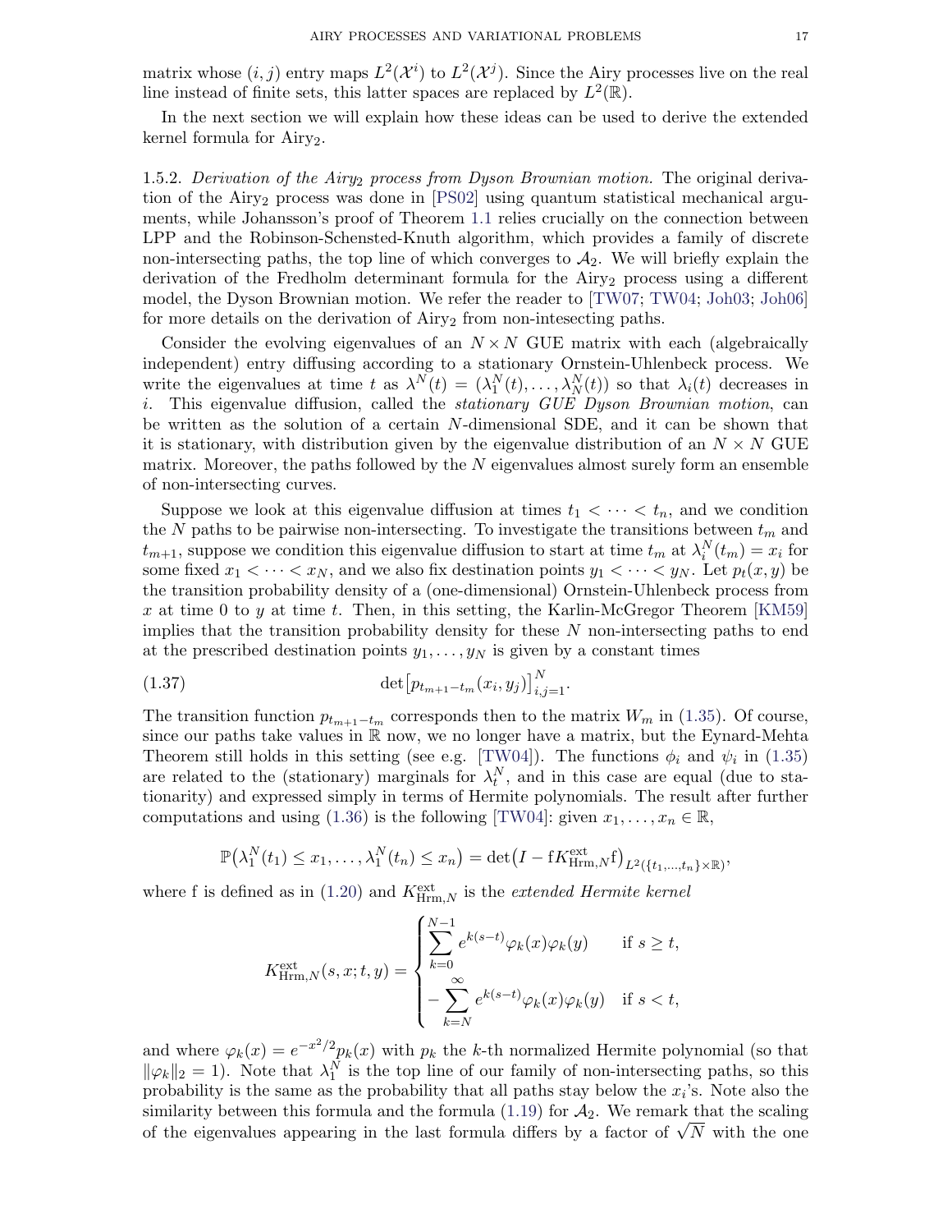matrix whose $(i,j)$ entry maps $L^2(\mathcal{X}^i)$ to $L^2(\mathcal{X}^j)$. Since the Airy processes live on the real line instead of finite sets, this latter spaces are replaced by $L^2(\mathbb{R})$.

In the next section we will explain how these ideas can be used to derive the extended kernel formula for Airy$_2$.

1.5.2. *Derivation of the Airy$_2$ process from Dyson Brownian motion.* The original derivation of the Airy$_2$ process was done in [PS02] using quantum statistical mechanical arguments, while Johansson's proof of Theorem 1.1 relies crucially on the connection between LPP and the Robinson-Schensted-Knuth algorithm, which provides a family of discrete non-intersecting paths, the top line of which converges to $\mathcal{A}_2$. We will briefly explain the derivation of the Fredholm determinant formula for the Airy$_2$ process using a different model, the Dyson Brownian motion. We refer the reader to [TW07; TW04; Joh03; Joh06] for more details on the derivation of Airy$_2$ from non-intesecting paths.

Consider the evolving eigenvalues of an $N \times N$ GUE matrix with each (algebraically independent) entry diffusing according to a stationary Ornstein-Uhlenbeck process. We write the eigenvalues at time $t$ as $\lambda^N(t) = (\lambda_1^N(t), \ldots, \lambda_N^N(t))$ so that $\lambda_i(t)$ decreases in $i$. This eigenvalue diffusion, called the *stationary GUE Dyson Brownian motion*, can be written as the solution of a certain $N$-dimensional SDE, and it can be shown that it is stationary, with distribution given by the eigenvalue distribution of an $N \times N$ GUE matrix. Moreover, the paths followed by the $N$ eigenvalues almost surely form an ensemble of non-intersecting curves.

Suppose we look at this eigenvalue diffusion at times $t_1 < \cdots < t_n$, and we condition the $N$ paths to be pairwise non-intersecting. To investigate the transitions between $t_m$ and $t_{m+1}$, suppose we condition this eigenvalue diffusion to start at time $t_m$ at $\lambda_i^N(t_m) = x_i$ for some fixed $x_1 < \cdots < x_N$, and we also fix destination points $y_1 < \cdots < y_N$. Let $p_t(x,y)$ be the transition probability density of a (one-dimensional) Ornstein-Uhlenbeck process from $x$ at time 0 to $y$ at time $t$. Then, in this setting, the Karlin-McGregor Theorem [KM59] implies that the transition probability density for these $N$ non-intersecting paths to end at the prescribed destination points $y_1, \ldots, y_N$ is given by a constant times

$$\det\big[p_{t_{m+1}-t_m}(x_i, y_j)\big]_{i,j=1}^N. \tag{1.37}$$

The transition function $p_{t_{m+1}-t_m}$ corresponds then to the matrix $W_m$ in (1.35). Of course, since our paths take values in $\mathbb{R}$ now, we no longer have a matrix, but the Eynard-Mehta Theorem still holds in this setting (see e.g. [TW04]). The functions $\phi_i$ and $\psi_i$ in (1.35) are related to the (stationary) marginals for $\lambda_t^N$, and in this case are equal (due to stationarity) and expressed simply in terms of Hermite polynomials. The result after further computations and using (1.36) is the following [TW04]: given $x_1, \ldots, x_n \in \mathbb{R}$,

$$\mathbb{P}\big(\lambda_1^N(t_1) \le x_1, \ldots, \lambda_1^N(t_n) \le x_n\big) = \det\big(I - \mathrm{f} K^{\mathrm{ext}}_{\mathrm{Hrm},N} \mathrm{f}\big)_{L^2(\{t_1,\ldots,t_n\}\times\mathbb{R})},$$

where f is defined as in (1.20) and $K^{\mathrm{ext}}_{\mathrm{Hrm},N}$ is the *extended Hermite kernel*

$$K^{\mathrm{ext}}_{\mathrm{Hrm},N}(s,x;t,y) = \begin{cases} \displaystyle\sum_{k=0}^{N-1} e^{k(s-t)} \varphi_k(x)\varphi_k(y) & \text{if } s \ge t, \\ \displaystyle -\sum_{k=N}^{\infty} e^{k(s-t)} \varphi_k(x)\varphi_k(y) & \text{if } s < t, \end{cases}$$

and where $\varphi_k(x) = e^{-x^2/2} p_k(x)$ with $p_k$ the $k$-th normalized Hermite polynomial (so that $\|\varphi_k\|_2 = 1$). Note that $\lambda_1^N$ is the top line of our family of non-intersecting paths, so this probability is the same as the probability that all paths stay below the $x_i$'s. Note also the similarity between this formula and the formula (1.19) for $\mathcal{A}_2$. We remark that the scaling of the eigenvalues appearing in the last formula differs by a factor of $\sqrt{N}$ with the one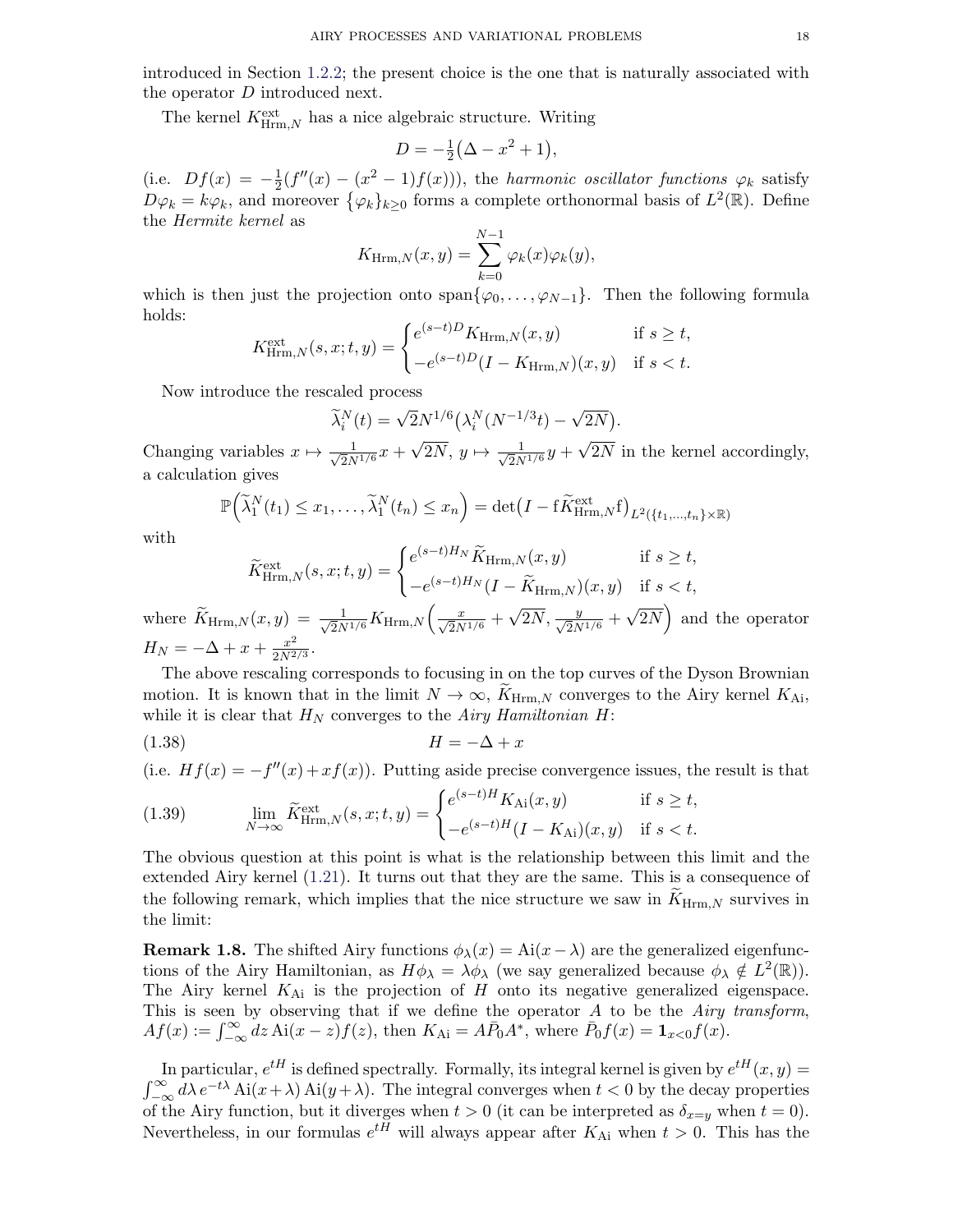introduced in Section 1.2.2; the present choice is the one that is naturally associated with the operator $D$ introduced next.

The kernel $K^{\mathrm{ext}}_{\mathrm{Hrm},N}$ has a nice algebraic structure. Writing

$$D = -\tfrac{1}{2}\big(\Delta - x^2 + 1\big),$$

(i.e. $Df(x) = -\frac{1}{2}(f''(x) - (x^2-1)f(x))$), the *harmonic oscillator functions* $\varphi_k$ satisfy $D\varphi_k = k\varphi_k$, and moreover $\{\varphi_k\}_{k\geq 0}$ forms a complete orthonormal basis of $L^2(\mathbb{R})$. Define the *Hermite kernel* as

$$K_{\mathrm{Hrm},N}(x,y) = \sum_{k=0}^{N-1} \varphi_k(x)\varphi_k(y),$$

which is then just the projection onto $\mathrm{span}\{\varphi_0,\dots,\varphi_{N-1}\}$. Then the following formula holds:

$$K^{\mathrm{ext}}_{\mathrm{Hrm},N}(s,x;t,y) = \begin{cases} e^{(s-t)D}K_{\mathrm{Hrm},N}(x,y) & \text{if } s \geq t,\\ -e^{(s-t)D}(I - K_{\mathrm{Hrm},N})(x,y) & \text{if } s < t.\end{cases}$$

Now introduce the rescaled process

$$\widetilde{\lambda}^N_i(t) = \sqrt{2}N^{1/6}\big(\lambda^N_i(N^{-1/3}t) - \sqrt{2N}\big).$$

Changing variables $x \mapsto \frac{1}{\sqrt{2}N^{1/6}}x + \sqrt{2N}$, $y \mapsto \frac{1}{\sqrt{2}N^{1/6}}y + \sqrt{2N}$ in the kernel accordingly, a calculation gives

$$\mathbb{P}\Big(\widetilde{\lambda}^N_1(t_1) \leq x_1,\dots,\widetilde{\lambda}^N_1(t_n) \leq x_n\Big) = \det\big(I - \mathrm{f}\widetilde{K}^{\mathrm{ext}}_{\mathrm{Hrm},N}\mathrm{f}\big)_{L^2(\{t_1,\dots,t_n\}\times\mathbb{R})}$$

with

$$\widetilde{K}^{\mathrm{ext}}_{\mathrm{Hrm},N}(s,x;t,y) = \begin{cases} e^{(s-t)H_N}\widetilde{K}_{\mathrm{Hrm},N}(x,y) & \text{if } s \geq t,\\ -e^{(s-t)H_N}(I - \widetilde{K}_{\mathrm{Hrm},N})(x,y) & \text{if } s < t,\end{cases}$$

where $\widetilde{K}_{\mathrm{Hrm},N}(x,y) = \frac{1}{\sqrt{2}N^{1/6}}K_{\mathrm{Hrm},N}\Big(\frac{x}{\sqrt{2}N^{1/6}} + \sqrt{2N}, \frac{y}{\sqrt{2}N^{1/6}} + \sqrt{2N}\Big)$ and the operator $H_N = -\Delta + x + \frac{x^2}{2N^{2/3}}$.

The above rescaling corresponds to focusing in on the top curves of the Dyson Brownian motion. It is known that in the limit $N\to\infty$, $\widetilde{K}_{\mathrm{Hrm},N}$ converges to the Airy kernel $K_{\mathrm{Ai}}$, while it is clear that $H_N$ converges to the *Airy Hamiltonian* $H$:

$$H = -\Delta + x \tag{1.38}$$

(i.e. $Hf(x) = -f''(x) + xf(x)$). Putting aside precise convergence issues, the result is that

$$\lim_{N\to\infty}\widetilde{K}^{\mathrm{ext}}_{\mathrm{Hrm},N}(s,x;t,y) = \begin{cases} e^{(s-t)H}K_{\mathrm{Ai}}(x,y) & \text{if } s \geq t,\\ -e^{(s-t)H}(I - K_{\mathrm{Ai}})(x,y) & \text{if } s < t.\end{cases} \tag{1.39}$$

The obvious question at this point is what is the relationship between this limit and the extended Airy kernel (1.21). It turns out that they are the same. This is a consequence of the following remark, which implies that the nice structure we saw in $\widetilde{K}_{\mathrm{Hrm},N}$ survives in the limit:

**Remark 1.8.** The shifted Airy functions $\phi_\lambda(x) = \mathrm{Ai}(x-\lambda)$ are the generalized eigenfunctions of the Airy Hamiltonian, as $H\phi_\lambda = \lambda\phi_\lambda$ (we say generalized because $\phi_\lambda \notin L^2(\mathbb{R})$). The Airy kernel $K_{\mathrm{Ai}}$ is the projection of $H$ onto its negative generalized eigenspace. This is seen by observing that if we define the operator $A$ to be the *Airy transform*, $Af(x) := \int_{-\infty}^{\infty} dz\,\mathrm{Ai}(x-z)f(z)$, then $K_{\mathrm{Ai}} = A\bar{P}_0A^*$, where $\bar{P}_0f(x) = \mathbf{1}_{x<0}f(x)$.

In particular, $e^{tH}$ is defined spectrally. Formally, its integral kernel is given by $e^{tH}(x,y) = \int_{-\infty}^{\infty} d\lambda\, e^{-t\lambda}\,\mathrm{Ai}(x+\lambda)\,\mathrm{Ai}(y+\lambda)$. The integral converges when $t<0$ by the decay properties of the Airy function, but it diverges when $t>0$ (it can be interpreted as $\delta_{x=y}$ when $t=0$). Nevertheless, in our formulas $e^{tH}$ will always appear after $K_{\mathrm{Ai}}$ when $t>0$. This has the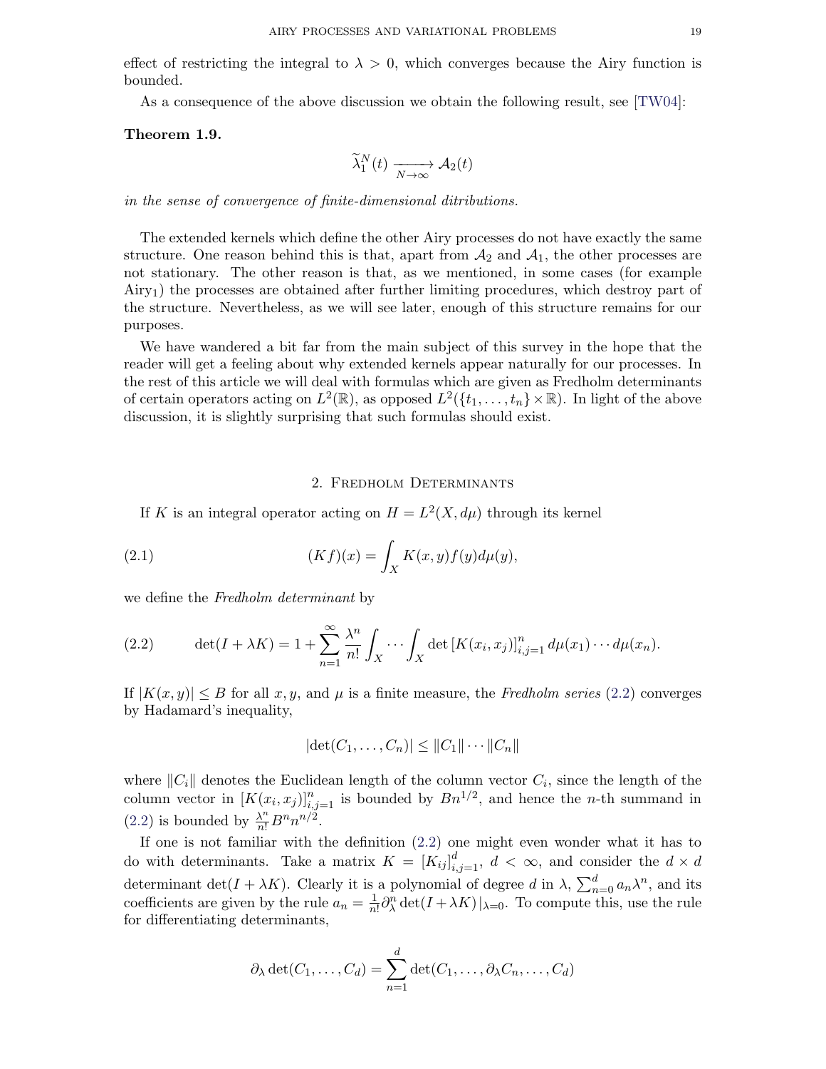effect of restricting the integral to $\lambda > 0$, which converges because the Airy function is bounded.

As a consequence of the above discussion we obtain the following result, see [TW04]:

**Theorem 1.9.**

$$\widetilde{\lambda}_1^N(t) \xrightarrow[N\to\infty]{} \mathcal{A}_2(t)$$

*in the sense of convergence of finite-dimensional ditributions.*

The extended kernels which define the other Airy processes do not have exactly the same structure. One reason behind this is that, apart from $\mathcal{A}_2$ and $\mathcal{A}_1$, the other processes are not stationary. The other reason is that, as we mentioned, in some cases (for example Airy$_1$) the processes are obtained after further limiting procedures, which destroy part of the structure. Nevertheless, as we will see later, enough of this structure remains for our purposes.

We have wandered a bit far from the main subject of this survey in the hope that the reader will get a feeling about why extended kernels appear naturally for our processes. In the rest of this article we will deal with formulas which are given as Fredholm determinants of certain operators acting on $L^2(\mathbb{R})$, as opposed $L^2(\{t_1,\ldots,t_n\}\times\mathbb{R})$. In light of the above discussion, it is slightly surprising that such formulas should exist.

## 2. Fredholm Determinants

If $K$ is an integral operator acting on $H = L^2(X, d\mu)$ through its kernel

$$(Kf)(x) = \int_X K(x,y)f(y)d\mu(y), \tag{2.1}$$

we define the *Fredholm determinant* by

$$\det(I+\lambda K) = 1 + \sum_{n=1}^{\infty} \frac{\lambda^n}{n!}\int_X \cdots \int_X \det\left[K(x_i,x_j)\right]_{i,j=1}^n d\mu(x_1)\cdots d\mu(x_n). \tag{2.2}$$

If $|K(x,y)| \le B$ for all $x, y$, and $\mu$ is a finite measure, the *Fredholm series* (2.2) converges by Hadamard's inequality,

$$|\det(C_1,\ldots,C_n)| \le \|C_1\|\cdots\|C_n\|$$

where $\|C_i\|$ denotes the Euclidean length of the column vector $C_i$, since the length of the column vector in $[K(x_i,x_j)]_{i,j=1}^n$ is bounded by $Bn^{1/2}$, and hence the $n$-th summand in (2.2) is bounded by $\frac{\lambda^n}{n!}B^n n^{n/2}$.

If one is not familiar with the definition (2.2) one might even wonder what it has to do with determinants. Take a matrix $K = [K_{ij}]_{i,j=1}^d$, $d < \infty$, and consider the $d \times d$ determinant $\det(I+\lambda K)$. Clearly it is a polynomial of degree $d$ in $\lambda$, $\sum_{n=0}^d a_n\lambda^n$, and its coefficients are given by the rule $a_n = \frac{1}{n!}\partial_\lambda^n \det(I+\lambda K)|_{\lambda=0}$. To compute this, use the rule for differentiating determinants,

$$\partial_\lambda \det(C_1,\ldots,C_d) = \sum_{n=1}^d \det(C_1,\ldots,\partial_\lambda C_n,\ldots,C_d)$$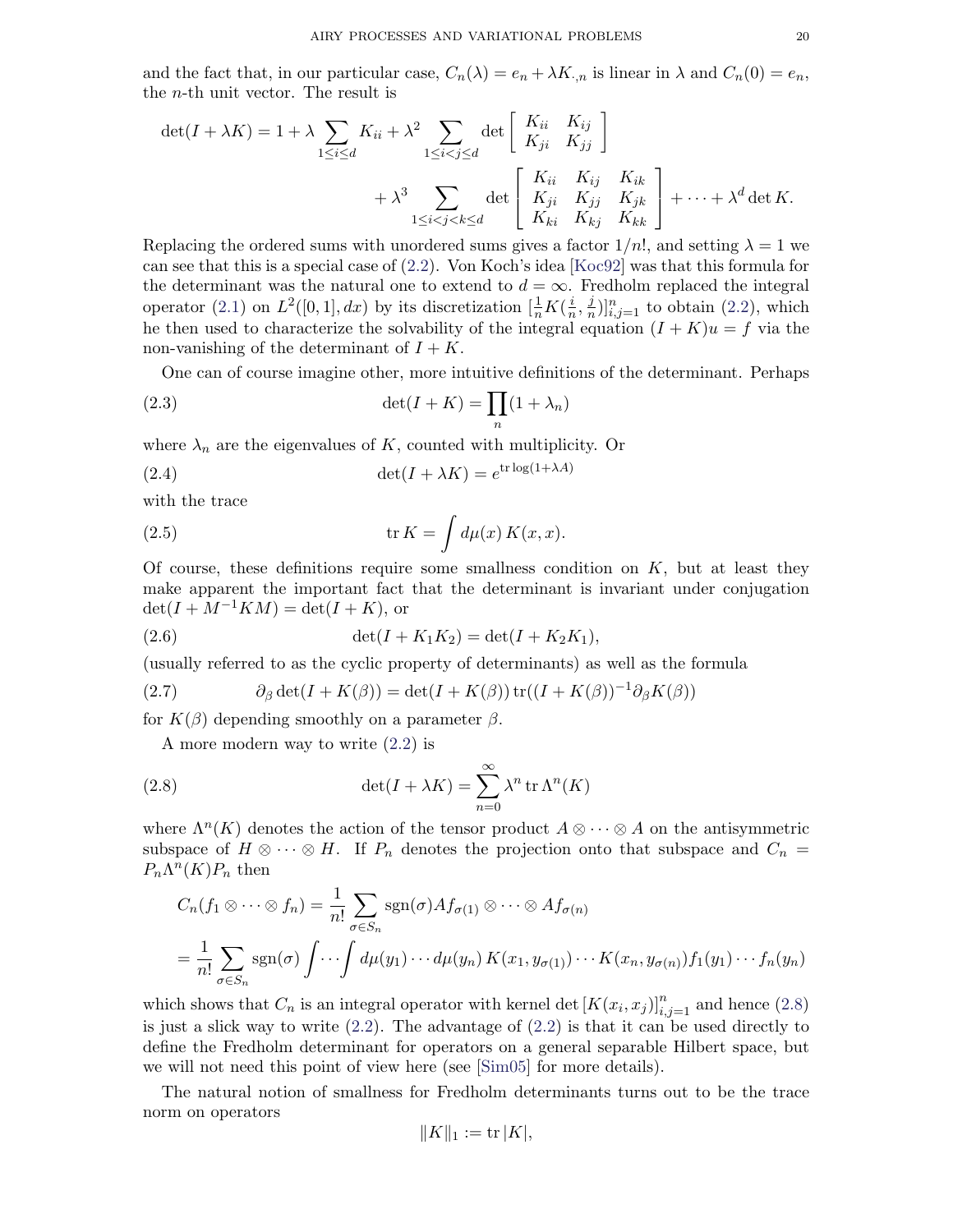and the fact that, in our particular case, $C_n(\lambda) = e_n + \lambda K_{\cdot,n}$ is linear in $\lambda$ and $C_n(0) = e_n$, the $n$-th unit vector. The result is

$$\det(I+\lambda K) = 1 + \lambda \sum_{1\le i\le d} K_{ii} + \lambda^2 \sum_{1\le i<j\le d} \det\begin{bmatrix} K_{ii} & K_{ij} \\ K_{ji} & K_{jj}\end{bmatrix} + \lambda^3 \sum_{1\le i<j<k\le d} \det\begin{bmatrix} K_{ii} & K_{ij} & K_{ik} \\ K_{ji} & K_{jj} & K_{jk} \\ K_{ki} & K_{kj} & K_{kk}\end{bmatrix} + \cdots + \lambda^d \det K.$$

Replacing the ordered sums with unordered sums gives a factor $1/n!$, and setting $\lambda = 1$ we can see that this is a special case of (2.2). Von Koch's idea [Koc92] was that this formula for the determinant was the natural one to extend to $d = \infty$. Fredholm replaced the integral operator (2.1) on $L^2([0,1], dx)$ by its discretization $[\frac{1}{n}K(\frac{i}{n},\frac{j}{n})]_{i,j=1}^n$ to obtain (2.2), which he then used to characterize the solvability of the integral equation $(I+K)u = f$ via the non-vanishing of the determinant of $I+K$.

One can of course imagine other, more intuitive definitions of the determinant. Perhaps

$$\det(I+K) = \prod_n (1+\lambda_n) \tag{2.3}$$

where $\lambda_n$ are the eigenvalues of $K$, counted with multiplicity. Or

$$\det(I+\lambda K) = e^{\operatorname{tr}\log(1+\lambda A)} \tag{2.4}$$

with the trace

$$\operatorname{tr} K = \int d\mu(x)\, K(x,x). \tag{2.5}$$

Of course, these definitions require some smallness condition on $K$, but at least they make apparent the important fact that the determinant is invariant under conjugation $\det(I + M^{-1}KM) = \det(I+K)$, or

$$\det(I+K_1K_2) = \det(I+K_2K_1), \tag{2.6}$$

(usually referred to as the cyclic property of determinants) as well as the formula

$$\partial_\beta \det(I+K(\beta)) = \det(I+K(\beta))\operatorname{tr}((I+K(\beta))^{-1}\partial_\beta K(\beta)) \tag{2.7}$$

for $K(\beta)$ depending smoothly on a parameter $\beta$.

A more modern way to write (2.2) is

$$\det(I+\lambda K) = \sum_{n=0}^\infty \lambda^n \operatorname{tr}\Lambda^n(K) \tag{2.8}$$

where $\Lambda^n(K)$ denotes the action of the tensor product $A\otimes\cdots\otimes A$ on the antisymmetric subspace of $H\otimes\cdots\otimes H$. If $P_n$ denotes the projection onto that subspace and $C_n = P_n\Lambda^n(K)P_n$ then

$$\begin{aligned} C_n(f_1\otimes\cdots\otimes f_n) &= \frac{1}{n!}\sum_{\sigma\in S_n}\operatorname{sgn}(\sigma) Af_{\sigma(1)}\otimes\cdots\otimes Af_{\sigma(n)} \\ &= \frac{1}{n!}\sum_{\sigma\in S_n}\operatorname{sgn}(\sigma)\int\cdots\int d\mu(y_1)\cdots d\mu(y_n)\, K(x_1,y_{\sigma(1)})\cdots K(x_n,y_{\sigma(n)}) f_1(y_1)\cdots f_n(y_n)\end{aligned}$$

which shows that $C_n$ is an integral operator with kernel $\det[K(x_i,x_j)]_{i,j=1}^n$ and hence (2.8) is just a slick way to write (2.2). The advantage of (2.2) is that it can be used directly to define the Fredholm determinant for operators on a general separable Hilbert space, but we will not need this point of view here (see [Sim05] for more details).

The natural notion of smallness for Fredholm determinants turns out to be the trace norm on operators

$$\|K\|_1 := \operatorname{tr}|K|,$$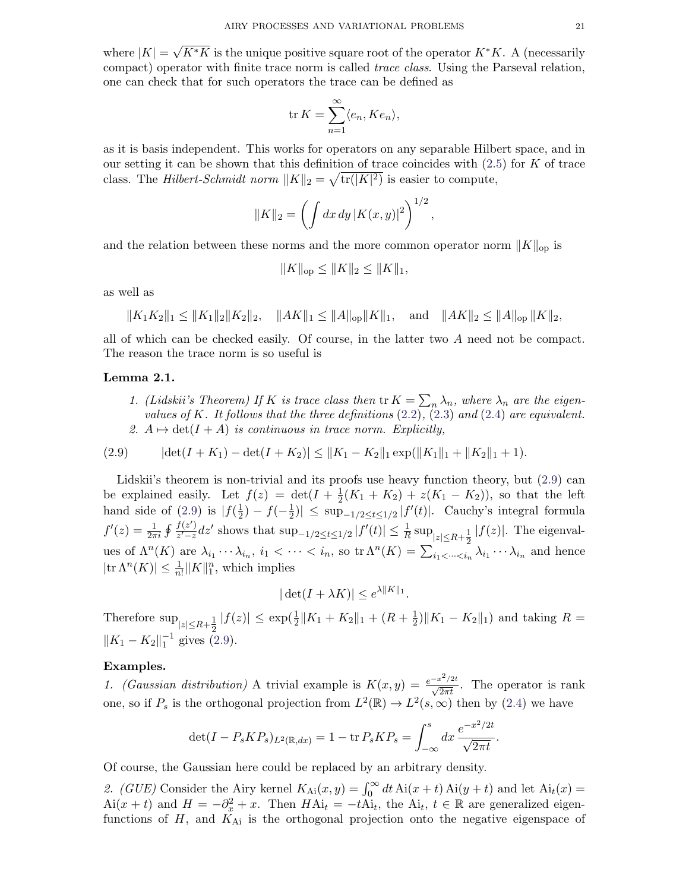where $|K| = \sqrt{K^*K}$ is the unique positive square root of the operator $K^*K$. A (necessarily compact) operator with finite trace norm is called *trace class*. Using the Parseval relation, one can check that for such operators the trace can be defined as

$$\operatorname{tr} K = \sum_{n=1}^{\infty} \langle e_n, K e_n \rangle,$$

as it is basis independent. This works for operators on any separable Hilbert space, and in our setting it can be shown that this definition of trace coincides with (2.5) for $K$ of trace class. The *Hilbert-Schmidt norm* $\|K\|_2 = \sqrt{\operatorname{tr}(|K|^2)}$ is easier to compute,

$$\|K\|_2 = \left( \int dx\, dy\, |K(x,y)|^2 \right)^{1/2},$$

and the relation between these norms and the more common operator norm $\|K\|_{\mathrm{op}}$ is

$$\|K\|_{\mathrm{op}} \leq \|K\|_2 \leq \|K\|_1,$$

as well as

$$\|K_1 K_2\|_1 \leq \|K_1\|_2 \|K_2\|_2, \quad \|AK\|_1 \leq \|A\|_{\mathrm{op}} \|K\|_1, \quad \text{and} \quad \|AK\|_2 \leq \|A\|_{\mathrm{op}} \|K\|_2,$$

all of which can be checked easily. Of course, in the latter two $A$ need not be compact. The reason the trace norm is so useful is

**Lemma 2.1.**

1. *(Lidskii's Theorem) If $K$ is trace class then* $\operatorname{tr} K = \sum_n \lambda_n$, *where $\lambda_n$ are the eigenvalues of $K$. It follows that the three definitions* (2.2), (2.3) *and* (2.4) *are equivalent.*
2. *$A \mapsto \det(I + A)$ is continuous in trace norm. Explicitly,*

$$|\det(I + K_1) - \det(I + K_2)| \leq \|K_1 - K_2\|_1 \exp(\|K_1\|_1 + \|K_2\|_1 + 1). \tag{2.9}$$

Lidskii's theorem is non-trivial and its proofs use heavy function theory, but (2.9) can be explained easily. Let $f(z) = \det(I + \frac{1}{2}(K_1 + K_2) + z(K_1 - K_2))$, so that the left hand side of (2.9) is $|f(\frac{1}{2}) - f(-\frac{1}{2})| \leq \sup_{-1/2 \leq t \leq 1/2} |f'(t)|$. Cauchy's integral formula $f'(z) = \frac{1}{2\pi i} \oint \frac{f(z')}{z' - z} dz'$ shows that $\sup_{-1/2 \leq t \leq 1/2} |f'(t)| \leq \frac{1}{R} \sup_{|z| \leq R + \frac{1}{2}} |f(z)|$. The eigenvalues of $\Lambda^n(K)$ are $\lambda_{i_1} \cdots \lambda_{i_n}$, $i_1 < \cdots < i_n$, so $\operatorname{tr} \Lambda^n(K) = \sum_{i_1 < \cdots < i_n} \lambda_{i_1} \cdots \lambda_{i_n}$ and hence $|\operatorname{tr} \Lambda^n(K)| \leq \frac{1}{n!} \|K\|_1^n$, which implies

$$|\det(I + \lambda K)| \leq e^{\lambda \|K\|_1}.$$

Therefore $\sup_{|z| \leq R + \frac{1}{2}} |f(z)| \leq \exp(\frac{1}{2}\|K_1 + K_2\|_1 + (R + \frac{1}{2})\|K_1 - K_2\|_1)$ and taking $R = \|K_1 - K_2\|_1^{-1}$ gives (2.9).

**Examples.**

*1. (Gaussian distribution)* A trivial example is $K(x,y) = \frac{e^{-x^2/2t}}{\sqrt{2\pi t}}$. The operator is rank one, so if $P_s$ is the orthogonal projection from $L^2(\mathbb{R}) \to L^2(s, \infty)$ then by (2.4) we have

$$\det(I - P_s K P_s)_{L^2(\mathbb{R}, dx)} = 1 - \operatorname{tr} P_s K P_s = \int_{-\infty}^{s} dx\, \frac{e^{-x^2/2t}}{\sqrt{2\pi t}}.$$

Of course, the Gaussian here could be replaced by an arbitrary density.

*2. (GUE)* Consider the Airy kernel $K_{\mathrm{Ai}}(x,y) = \int_0^\infty dt\, \mathrm{Ai}(x+t)\,\mathrm{Ai}(y+t)$ and let $\mathrm{Ai}_t(x) = \mathrm{Ai}(x+t)$ and $H = -\partial_x^2 + x$. Then $H \mathrm{Ai}_t = -t \mathrm{Ai}_t$, the $\mathrm{Ai}_t$, $t \in \mathbb{R}$ are generalized eigenfunctions of $H$, and $K_{\mathrm{Ai}}$ is the orthogonal projection onto the negative eigenspace of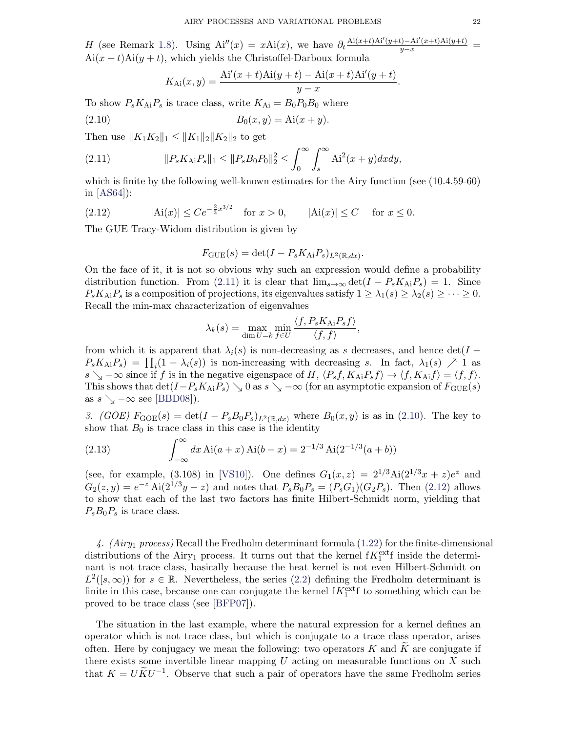$H$ (see Remark 1.8). Using $\mathrm{Ai}''(x) = x\mathrm{Ai}(x)$, we have $\partial_t \frac{\mathrm{Ai}(x+t)\mathrm{Ai}'(y+t)-\mathrm{Ai}'(x+t)\mathrm{Ai}(y+t)}{y-x} = \mathrm{Ai}(x+t)\mathrm{Ai}(y+t)$, which yields the Christoffel-Darboux formula

$$K_{\mathrm{Ai}}(x,y) = \frac{\mathrm{Ai}'(x+t)\mathrm{Ai}(y+t) - \mathrm{Ai}(x+t)\mathrm{Ai}'(y+t)}{y-x}.$$

To show $P_s K_{\mathrm{Ai}} P_s$ is trace class, write $K_{\mathrm{Ai}} = B_0 P_0 B_0$ where

$$B_0(x,y) = \mathrm{Ai}(x+y). \tag{2.10}$$

Then use $\|K_1 K_2\|_1 \leq \|K_1\|_2 \|K_2\|_2$ to get

$$\|P_s K_{\mathrm{Ai}} P_s\|_1 \leq \|P_s B_0 P_0\|_2^2 \leq \int_0^\infty \int_s^\infty \mathrm{Ai}^2(x+y) dx dy, \tag{2.11}$$

which is finite by the following well-known estimates for the Airy function (see (10.4.59-60) in [AS64]):

$$|\mathrm{Ai}(x)| \leq C e^{-\frac{2}{3}x^{3/2}} \quad \text{for } x > 0, \qquad |\mathrm{Ai}(x)| \leq C \quad \text{for } x \leq 0. \tag{2.12}$$

The GUE Tracy-Widom distribution is given by

$$F_{\mathrm{GUE}}(s) = \det(I - P_s K_{\mathrm{Ai}} P_s)_{L^2(\mathbb{R},dx)}.$$

On the face of it, it is not so obvious why such an expression would define a probability distribution function. From (2.11) it is clear that $\lim_{s\to\infty} \det(I - P_s K_{\mathrm{Ai}} P_s) = 1$. Since $P_s K_{\mathrm{Ai}} P_s$ is a composition of projections, its eigenvalues satisfy $1 \geq \lambda_1(s) \geq \lambda_2(s) \geq \cdots \geq 0$. Recall the min-max characterization of eigenvalues

$$\lambda_k(s) = \max_{\dim U = k} \min_{f\in U} \frac{\langle f, P_s K_{\mathrm{Ai}} P_s f\rangle}{\langle f, f\rangle},$$

from which it is apparent that $\lambda_i(s)$ is non-decreasing as $s$ decreases, and hence $\det(I - P_s K_{\mathrm{Ai}} P_s) = \prod_i (1 - \lambda_i(s))$ is non-increasing with decreasing $s$. In fact, $\lambda_1(s) \nearrow 1$ as $s \searrow -\infty$ since if $f$ is in the negative eigenspace of $H$, $\langle P_s f, K_{\mathrm{Ai}} P_s f\rangle \to \langle f, K_{\mathrm{Ai}} f\rangle = \langle f, f\rangle$. This shows that $\det(I - P_s K_{\mathrm{Ai}} P_s) \searrow 0$ as $s \searrow -\infty$ (for an asymptotic expansion of $F_{\mathrm{GUE}}(s)$ as $s \searrow -\infty$ see [BBD08]).

*3. (GOE)* $F_{\mathrm{GOE}}(s) = \det(I - P_s B_0 P_s)_{L^2(\mathbb{R},dx)}$ where $B_0(x,y)$ is as in (2.10). The key to show that $B_0$ is trace class in this case is the identity

$$\int_{-\infty}^\infty dx\, \mathrm{Ai}(a+x)\, \mathrm{Ai}(b-x) = 2^{-1/3}\, \mathrm{Ai}(2^{-1/3}(a+b)) \tag{2.13}$$

(see, for example, (3.108) in [VS10]). One defines $G_1(x,z) = 2^{1/3}\mathrm{Ai}(2^{1/3}x + z)e^z$ and $G_2(z,y) = e^{-z}\, \mathrm{Ai}(2^{1/3}y - z)$ and notes that $P_s B_0 P_s = (P_s G_1)(G_2 P_s)$. Then (2.12) allows to show that each of the last two factors has finite Hilbert-Schmidt norm, yielding that $P_s B_0 P_s$ is trace class.

*4. (Airy$_1$ process)* Recall the Fredholm determinant formula (1.22) for the finite-dimensional distributions of the Airy$_1$ process. It turns out that the kernel $\mathrm{f} K_1^{\mathrm{ext}} \mathrm{f}$ inside the determinant is not trace class, basically because the heat kernel is not even Hilbert-Schmidt on $L^2([s,\infty))$ for $s \in \mathbb{R}$. Nevertheless, the series (2.2) defining the Fredholm determinant is finite in this case, because one can conjugate the kernel $\mathrm{f} K_1^{\mathrm{ext}} \mathrm{f}$ to something which can be proved to be trace class (see [BFP07]).

The situation in the last example, where the natural expression for a kernel defines an operator which is not trace class, but which is conjugate to a trace class operator, arises often. Here by conjugacy we mean the following: two operators $K$ and $\widetilde{K}$ are conjugate if there exists some invertible linear mapping $U$ acting on measurable functions on $X$ such that $K = U\widetilde{K}U^{-1}$. Observe that such a pair of operators have the same Fredholm series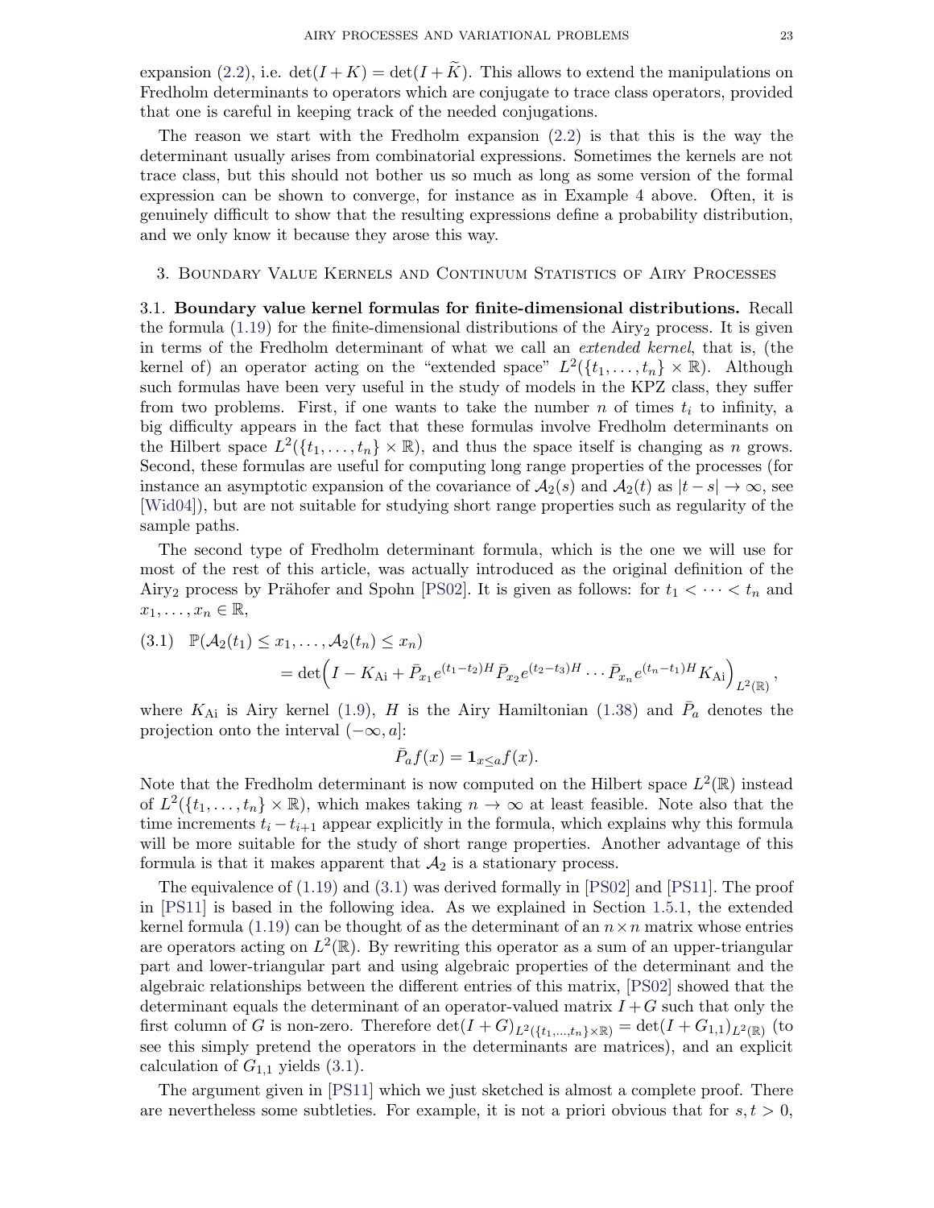expansion (2.2), i.e. $\det(I+K) = \det(I+\widetilde{K})$. This allows to extend the manipulations on Fredholm determinants to operators which are conjugate to trace class operators, provided that one is careful in keeping track of the needed conjugations.

The reason we start with the Fredholm expansion (2.2) is that this is the way the determinant usually arises from combinatorial expressions. Sometimes the kernels are not trace class, but this should not bother us so much as long as some version of the formal expression can be shown to converge, for instance as in Example 4 above. Often, it is genuinely difficult to show that the resulting expressions define a probability distribution, and we only know it because they arose this way.

## 3. Boundary Value Kernels and Continuum Statistics of Airy Processes

### 3.1. Boundary value kernel formulas for finite-dimensional distributions.

Recall the formula (1.19) for the finite-dimensional distributions of the Airy$_2$ process. It is given in terms of the Fredholm determinant of what we call an *extended kernel*, that is, (the kernel of) an operator acting on the "extended space" $L^2(\{t_1,\dots,t_n\}\times\mathbb{R})$. Although such formulas have been very useful in the study of models in the KPZ class, they suffer from two problems. First, if one wants to take the number $n$ of times $t_i$ to infinity, a big difficulty appears in the fact that these formulas involve Fredholm determinants on the Hilbert space $L^2(\{t_1,\dots,t_n\}\times\mathbb{R})$, and thus the space itself is changing as $n$ grows. Second, these formulas are useful for computing long range properties of the processes (for instance an asymptotic expansion of the covariance of $\mathcal{A}_2(s)$ and $\mathcal{A}_2(t)$ as $|t-s|\to\infty$, see [Wid04]), but are not suitable for studying short range properties such as regularity of the sample paths.

The second type of Fredholm determinant formula, which is the one we will use for most of the rest of this article, was actually introduced as the original definition of the Airy$_2$ process by Prähofer and Spohn [PS02]. It is given as follows: for $t_1<\dots<t_n$ and $x_1,\dots,x_n\in\mathbb{R}$,

$$\text{(3.1)}\quad \mathbb{P}(\mathcal{A}_2(t_1)\le x_1,\dots,\mathcal{A}_2(t_n)\le x_n) = \det\Big(I-K_{\mathrm{Ai}}+\bar{P}_{x_1}e^{(t_1-t_2)H}\bar{P}_{x_2}e^{(t_2-t_3)H}\cdots\bar{P}_{x_n}e^{(t_n-t_1)H}K_{\mathrm{Ai}}\Big)_{L^2(\mathbb{R})},$$

where $K_{\mathrm{Ai}}$ is Airy kernel (1.9), $H$ is the Airy Hamiltonian (1.38) and $\bar{P}_a$ denotes the projection onto the interval $(-\infty,a]$:

$$\bar{P}_af(x) = \mathbf{1}_{x\le a}f(x).$$

Note that the Fredholm determinant is now computed on the Hilbert space $L^2(\mathbb{R})$ instead of $L^2(\{t_1,\dots,t_n\}\times\mathbb{R})$, which makes taking $n\to\infty$ at least feasible. Note also that the time increments $t_i-t_{i+1}$ appear explicitly in the formula, which explains why this formula will be more suitable for the study of short range properties. Another advantage of this formula is that it makes apparent that $\mathcal{A}_2$ is a stationary process.

The equivalence of (1.19) and (3.1) was derived formally in [PS02] and [PS11]. The proof in [PS11] is based in the following idea. As we explained in Section 1.5.1, the extended kernel formula (1.19) can be thought of as the determinant of an $n\times n$ matrix whose entries are operators acting on $L^2(\mathbb{R})$. By rewriting this operator as a sum of an upper-triangular part and lower-triangular part and using algebraic properties of the determinant and the algebraic relationships between the different entries of this matrix, [PS02] showed that the determinant equals the determinant of an operator-valued matrix $I+G$ such that only the first column of $G$ is non-zero. Therefore $\det(I+G)_{L^2(\{t_1,\dots,t_n\}\times\mathbb{R})} = \det(I+G_{1,1})_{L^2(\mathbb{R})}$ (to see this simply pretend the operators in the determinants are matrices), and an explicit calculation of $G_{1,1}$ yields (3.1).

The argument given in [PS11] which we just sketched is almost a complete proof. There are nevertheless some subtleties. For example, it is not a priori obvious that for $s,t>0$,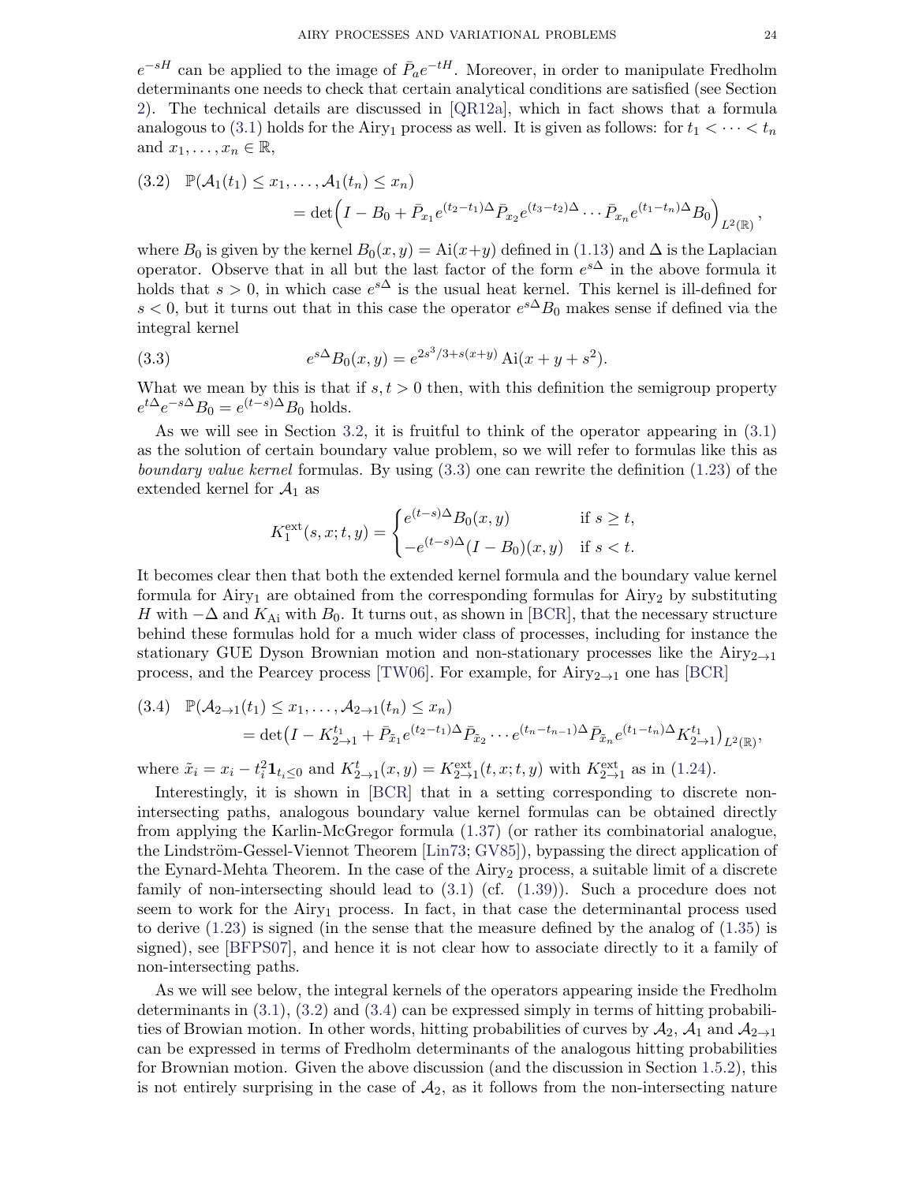$e^{-sH}$ can be applied to the image of $\bar{P}_a e^{-tH}$. Moreover, in order to manipulate Fredholm determinants one needs to check that certain analytical conditions are satisfied (see Section 2). The technical details are discussed in [QR12a], which in fact shows that a formula analogous to (3.1) holds for the Airy$_1$ process as well. It is given as follows: for $t_1 < \cdots < t_n$ and $x_1, \ldots, x_n \in \mathbb{R}$,

$$\begin{aligned}(3.2)\quad & \mathbb{P}(\mathcal{A}_1(t_1) \leq x_1, \ldots, \mathcal{A}_1(t_n) \leq x_n) \\ &\qquad = \det\Big(I - B_0 + \bar{P}_{x_1} e^{(t_2-t_1)\Delta} \bar{P}_{x_2} e^{(t_3-t_2)\Delta} \cdots \bar{P}_{x_n} e^{(t_1-t_n)\Delta} B_0\Big)_{L^2(\mathbb{R})},\end{aligned}$$

where $B_0$ is given by the kernel $B_0(x,y) = \mathrm{Ai}(x+y)$ defined in (1.13) and $\Delta$ is the Laplacian operator. Observe that in all but the last factor of the form $e^{s\Delta}$ in the above formula it holds that $s > 0$, in which case $e^{s\Delta}$ is the usual heat kernel. This kernel is ill-defined for $s < 0$, but it turns out that in this case the operator $e^{s\Delta} B_0$ makes sense if defined via the integral kernel

$$e^{s\Delta} B_0(x,y) = e^{2s^3/3 + s(x+y)} \mathrm{Ai}(x + y + s^2). \tag{3.3}$$

What we mean by this is that if $s, t > 0$ then, with this definition the semigroup property $e^{t\Delta} e^{-s\Delta} B_0 = e^{(t-s)\Delta} B_0$ holds.

As we will see in Section 3.2, it is fruitful to think of the operator appearing in (3.1) as the solution of certain boundary value problem, so we will refer to formulas like this as *boundary value kernel* formulas. By using (3.3) one can rewrite the definition (1.23) of the extended kernel for $\mathcal{A}_1$ as

$$K_1^{\mathrm{ext}}(s,x;t,y) = \begin{cases} e^{(t-s)\Delta} B_0(x,y) & \text{if } s \geq t, \\ -e^{(t-s)\Delta}(I - B_0)(x,y) & \text{if } s < t. \end{cases}$$

It becomes clear then that both the extended kernel formula and the boundary value kernel formula for Airy$_1$ are obtained from the corresponding formulas for Airy$_2$ by substituting $H$ with $-\Delta$ and $K_{\mathrm{Ai}}$ with $B_0$. It turns out, as shown in [BCR], that the necessary structure behind these formulas hold for a much wider class of processes, including for instance the stationary GUE Dyson Brownian motion and non-stationary processes like the Airy$_{2\to1}$ process, and the Pearcey process [TW06]. For example, for Airy$_{2\to1}$ one has [BCR]

$$\begin{aligned}(3.4)\quad & \mathbb{P}(\mathcal{A}_{2\to1}(t_1) \leq x_1, \ldots, \mathcal{A}_{2\to1}(t_n) \leq x_n) \\ &\qquad = \det\big(I - K_{2\to1}^{t_1} + \bar{P}_{\tilde{x}_1} e^{(t_2-t_1)\Delta} \bar{P}_{\tilde{x}_2} \cdots e^{(t_n-t_{n-1})\Delta} \bar{P}_{\tilde{x}_n} e^{(t_1-t_n)\Delta} K_{2\to1}^{t_1}\big)_{L^2(\mathbb{R})},\end{aligned}$$

where $\tilde{x}_i = x_i - t_i^2 \mathbf{1}_{t_i \leq 0}$ and $K_{2\to1}^t(x,y) = K_{2\to1}^{\mathrm{ext}}(t,x;t,y)$ with $K_{2\to1}^{\mathrm{ext}}$ as in (1.24).

Interestingly, it is shown in [BCR] that in a setting corresponding to discrete non-intersecting paths, analogous boundary value kernel formulas can be obtained directly from applying the Karlin-McGregor formula (1.37) (or rather its combinatorial analogue, the Lindström-Gessel-Viennot Theorem [Lin73; GV85]), bypassing the direct application of the Eynard-Mehta Theorem. In the case of the Airy$_2$ process, a suitable limit of a discrete family of non-intersecting paths should lead to (3.1) (cf. (1.39)). Such a procedure does not seem to work for the Airy$_1$ process. In fact, in that case the determinantal process used to derive (1.23) is signed (in the sense that the measure defined by the analog of (1.35) is signed), see [BFPS07], and hence it is not clear how to associate directly to it a family of non-intersecting paths.

As we will see below, the integral kernels of the operators appearing inside the Fredholm determinants in (3.1), (3.2) and (3.4) can be expressed simply in terms of hitting probabilities of Browian motion. In other words, hitting probabilities of curves by $\mathcal{A}_2$, $\mathcal{A}_1$ and $\mathcal{A}_{2\to1}$ can be expressed in terms of Fredholm determinants of the analogous hitting probabilities for Brownian motion. Given the above discussion (and the discussion in Section 1.5.2), this is not entirely surprising in the case of $\mathcal{A}_2$, as it follows from the non-intersecting nature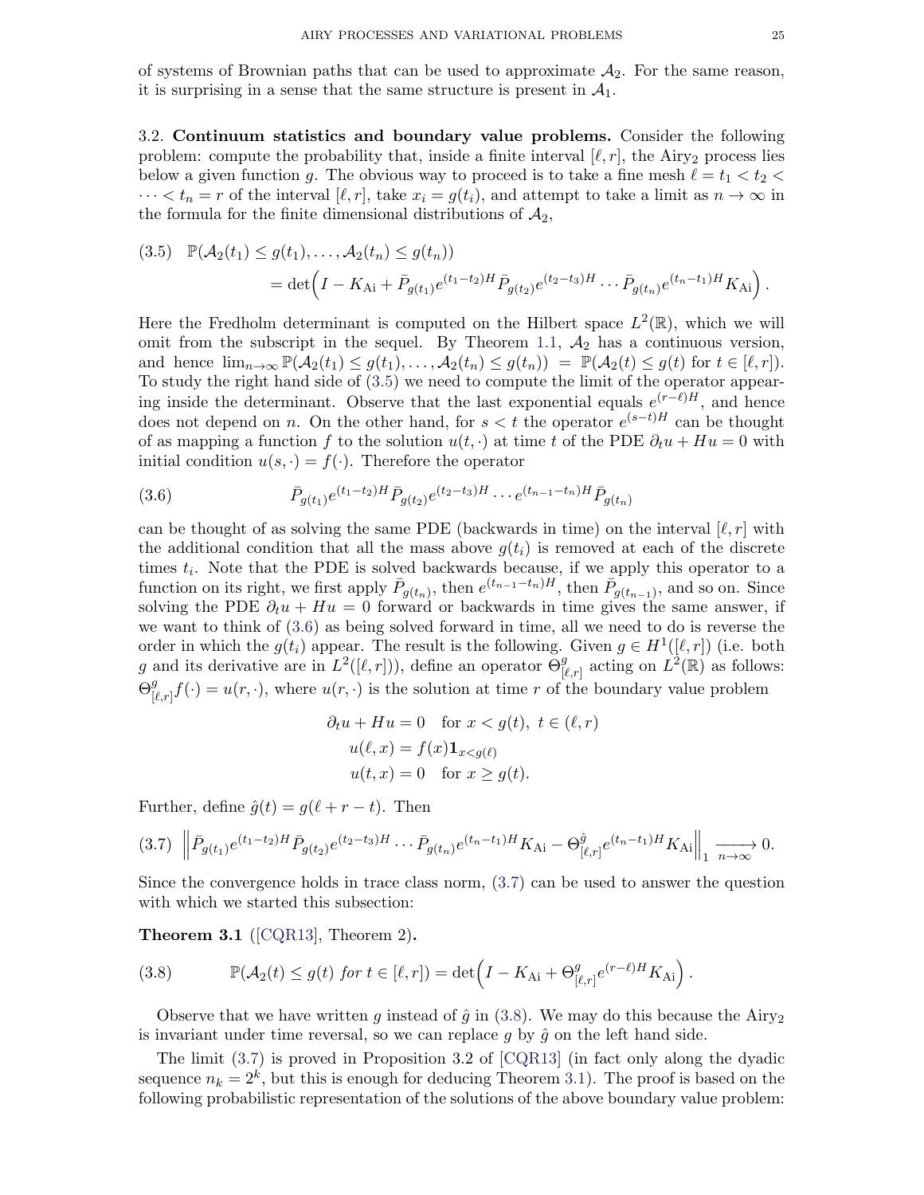of systems of Brownian paths that can be used to approximate $\mathcal{A}_2$. For the same reason, it is surprising in a sense that the same structure is present in $\mathcal{A}_1$.

3.2. **Continuum statistics and boundary value problems.** Consider the following problem: compute the probability that, inside a finite interval $[\ell, r]$, the Airy$_2$ process lies below a given function $g$. The obvious way to proceed is to take a fine mesh $\ell = t_1 < t_2 < \cdots < t_n = r$ of the interval $[\ell, r]$, take $x_i = g(t_i)$, and attempt to take a limit as $n \to \infty$ in the formula for the finite dimensional distributions of $\mathcal{A}_2$,

$$\begin{aligned}(3.5)\quad &\mathbb{P}(\mathcal{A}_2(t_1) \le g(t_1), \dots, \mathcal{A}_2(t_n) \le g(t_n)) \\ &\qquad = \det\Big(I - K_{\mathrm{Ai}} + \bar{P}_{g(t_1)} e^{(t_1-t_2)H} \bar{P}_{g(t_2)} e^{(t_2-t_3)H} \cdots \bar{P}_{g(t_n)} e^{(t_n-t_1)H} K_{\mathrm{Ai}}\Big).\end{aligned}$$

Here the Fredholm determinant is computed on the Hilbert space $L^2(\mathbb{R})$, which we will omit from the subscript in the sequel. By Theorem 1.1, $\mathcal{A}_2$ has a continuous version, and hence $\lim_{n\to\infty} \mathbb{P}(\mathcal{A}_2(t_1) \le g(t_1), \dots, \mathcal{A}_2(t_n) \le g(t_n)) = \mathbb{P}(\mathcal{A}_2(t) \le g(t) \text{ for } t \in [\ell, r])$. To study the right hand side of (3.5) we need to compute the limit of the operator appearing inside the determinant. Observe that the last exponential equals $e^{(r-\ell)H}$, and hence does not depend on $n$. On the other hand, for $s < t$ the operator $e^{(s-t)H}$ can be thought of as mapping a function $f$ to the solution $u(t, \cdot)$ at time $t$ of the PDE $\partial_t u + Hu = 0$ with initial condition $u(s, \cdot) = f(\cdot)$. Therefore the operator

$$(3.6)\qquad \bar{P}_{g(t_1)} e^{(t_1-t_2)H} \bar{P}_{g(t_2)} e^{(t_2-t_3)H} \cdots e^{(t_{n-1}-t_n)H} \bar{P}_{g(t_n)}$$

can be thought of as solving the same PDE (backwards in time) on the interval $[\ell, r]$ with the additional condition that all the mass above $g(t_i)$ is removed at each of the discrete times $t_i$. Note that the PDE is solved backwards because, if we apply this operator to a function on its right, we first apply $\bar{P}_{g(t_n)}$, then $e^{(t_{n-1}-t_n)H}$, then $\bar{P}_{g(t_{n-1})}$, and so on. Since solving the PDE $\partial_t u + Hu = 0$ forward or backwards in time gives the same answer, if we want to think of (3.6) as being solved forward in time, all we need to do is reverse the order in which the $g(t_i)$ appear. The result is the following. Given $g \in H^1([\ell, r])$ (i.e. both $g$ and its derivative are in $L^2([\ell, r])$), define an operator $\Theta^g_{[\ell,r]}$ acting on $L^2(\mathbb{R})$ as follows: $\Theta^g_{[\ell,r]} f(\cdot) = u(r, \cdot)$, where $u(r, \cdot)$ is the solution at time $r$ of the boundary value problem

$$\begin{aligned}
\partial_t u + Hu &= 0 \quad \text{for } x < g(t),\ t \in (\ell, r) \\
u(\ell, x) &= f(x)\mathbf{1}_{x<g(\ell)} \\
u(t, x) &= 0 \quad \text{for } x \ge g(t).
\end{aligned}$$

Further, define $\hat{g}(t) = g(\ell + r - t)$. Then

$$(3.7)\quad \Big\| \bar{P}_{g(t_1)} e^{(t_1-t_2)H} \bar{P}_{g(t_2)} e^{(t_2-t_3)H} \cdots \bar{P}_{g(t_n)} e^{(t_n-t_1)H} K_{\mathrm{Ai}} - \Theta^{\hat{g}}_{[\ell,r]} e^{(t_n-t_1)H} K_{\mathrm{Ai}} \Big\|_1 \xrightarrow[n\to\infty]{} 0.$$

Since the convergence holds in trace class norm, (3.7) can be used to answer the question with which we started this subsection:

**Theorem 3.1** ([CQR13], Theorem 2)**.**

$$(3.8)\qquad \mathbb{P}(\mathcal{A}_2(t) \le g(t) \text{ for } t \in [\ell, r]) = \det\Big(I - K_{\mathrm{Ai}} + \Theta^g_{[\ell,r]} e^{(r-\ell)H} K_{\mathrm{Ai}}\Big).$$

Observe that we have written $g$ instead of $\hat{g}$ in (3.8). We may do this because the Airy$_2$ is invariant under time reversal, so we can replace $g$ by $\hat{g}$ on the left hand side.

The limit (3.7) is proved in Proposition 3.2 of [CQR13] (in fact only along the dyadic sequence $n_k = 2^k$, but this is enough for deducing Theorem 3.1). The proof is based on the following probabilistic representation of the solutions of the above boundary value problem: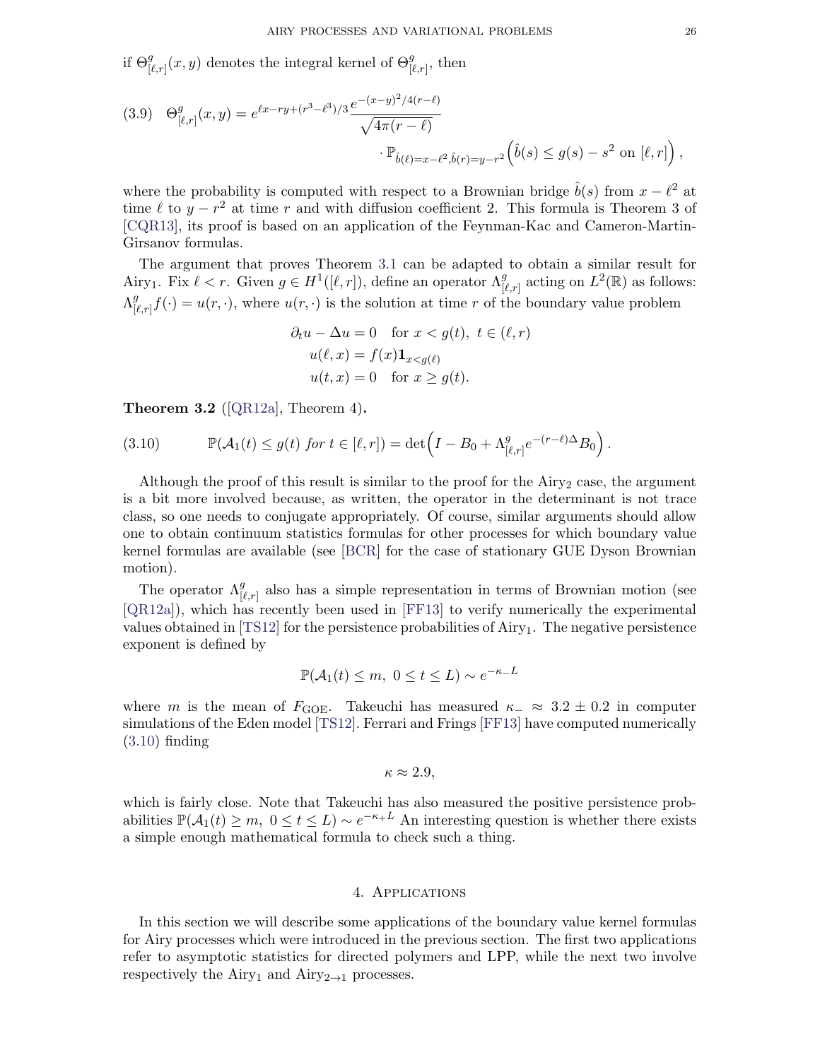if $\Theta^g_{[\ell,r]}(x,y)$ denotes the integral kernel of $\Theta^g_{[\ell,r]}$, then

$$
\begin{aligned}
(3.9)\quad \Theta^g_{[\ell,r]}(x,y) = e^{\ell x - ry + (r^3-\ell^3)/3}\,&\frac{e^{-(x-y)^2/4(r-\ell)}}{\sqrt{4\pi(r-\ell)}}\\
&\cdot \mathbb{P}_{\hat{b}(\ell)=x-\ell^2,\hat{b}(r)=y-r^2}\Big(\hat{b}(s)\leq g(s)-s^2 \text{ on } [\ell,r]\Big),
\end{aligned}
$$

where the probability is computed with respect to a Brownian bridge $\hat{b}(s)$ from $x-\ell^2$ at time $\ell$ to $y-r^2$ at time $r$ and with diffusion coefficient 2. This formula is Theorem 3 of [CQR13], its proof is based on an application of the Feynman-Kac and Cameron-Martin-Girsanov formulas.

The argument that proves Theorem 3.1 can be adapted to obtain a similar result for Airy$_1$. Fix $\ell < r$. Given $g \in H^1([\ell,r])$, define an operator $\Lambda^g_{[\ell,r]}$ acting on $L^2(\mathbb{R})$ as follows: $\Lambda^g_{[\ell,r]}f(\cdot) = u(r,\cdot)$, where $u(r,\cdot)$ is the solution at time $r$ of the boundary value problem

$$
\begin{aligned}
\partial_t u - \Delta u &= 0 \quad \text{for } x < g(t),\ t\in(\ell,r)\\
u(\ell,x) &= f(x)\mathbf{1}_{x<g(\ell)}\\
u(t,x) &= 0 \quad \text{for } x \geq g(t).
\end{aligned}
$$

**Theorem 3.2** ([QR12a], Theorem 4)**.**

$$
(3.10)\qquad \mathbb{P}(\mathcal{A}_1(t)\leq g(t) \textit{ for } t\in[\ell,r]) = \det\Big(I - B_0 + \Lambda^g_{[\ell,r]}e^{-(r-\ell)\Delta}B_0\Big).
$$

Although the proof of this result is similar to the proof for the Airy$_2$ case, the argument is a bit more involved because, as written, the operator in the determinant is not trace class, so one needs to conjugate appropriately. Of course, similar arguments should allow one to obtain continuum statistics formulas for other processes for which boundary value kernel formulas are available (see [BCR] for the case of stationary GUE Dyson Brownian motion).

The operator $\Lambda^g_{[\ell,r]}$ also has a simple representation in terms of Brownian motion (see [QR12a]), which has recently been used in [FF13] to verify numerically the experimental values obtained in [TS12] for the persistence probabilities of Airy$_1$. The negative persistence exponent is defined by

$$
\mathbb{P}(\mathcal{A}_1(t)\leq m,\ 0\leq t\leq L) \sim e^{-\kappa_- L}
$$

where $m$ is the mean of $F_{\mathrm{GOE}}$. Takeuchi has measured $\kappa_- \approx 3.2\pm 0.2$ in computer simulations of the Eden model [TS12]. Ferrari and Frings [FF13] have computed numerically (3.10) finding

$$
\kappa \approx 2.9,
$$

which is fairly close. Note that Takeuchi has also measured the positive persistence probabilities $\mathbb{P}(\mathcal{A}_1(t)\geq m,\ 0\leq t\leq L)\sim e^{-\kappa_+ L}$ An interesting question is whether there exists a simple enough mathematical formula to check such a thing.

## 4. Applications

In this section we will describe some applications of the boundary value kernel formulas for Airy processes which were introduced in the previous section. The first two applications refer to asymptotic statistics for directed polymers and LPP, while the next two involve respectively the Airy$_1$ and Airy$_{2\to 1}$ processes.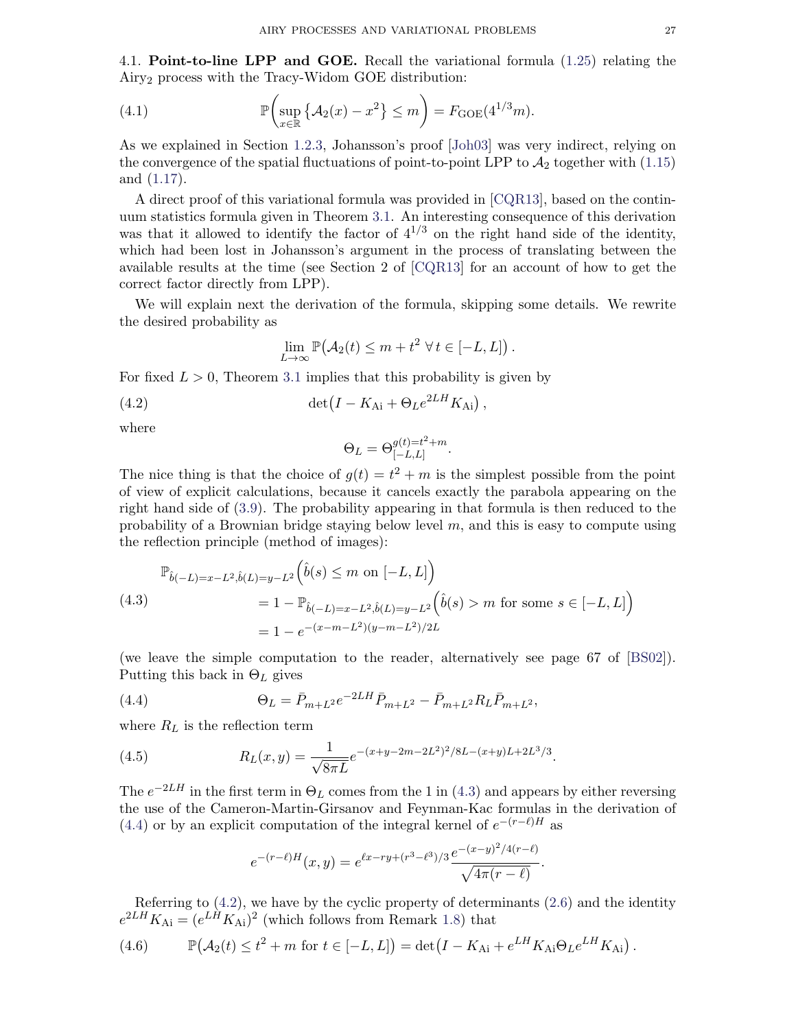4.1. **Point-to-line LPP and GOE.** Recall the variational formula (1.25) relating the Airy$_2$ process with the Tracy-Widom GOE distribution:

$$\mathbb{P}\bigg(\sup_{x\in\mathbb{R}}\big\{\mathcal{A}_2(x)-x^2\big\}\leq m\bigg)=F_{\rm GOE}(4^{1/3}m). \tag{4.1}$$

As we explained in Section 1.2.3, Johansson's proof [Joh03] was very indirect, relying on the convergence of the spatial fluctuations of point-to-point LPP to $\mathcal{A}_2$ together with (1.15) and (1.17).

A direct proof of this variational formula was provided in [CQR13], based on the continuum statistics formula given in Theorem 3.1. An interesting consequence of this derivation was that it allowed to identify the factor of $4^{1/3}$ on the right hand side of the identity, which had been lost in Johansson's argument in the process of translating between the available results at the time (see Section 2 of [CQR13] for an account of how to get the correct factor directly from LPP).

We will explain next the derivation of the formula, skipping some details. We rewrite the desired probability as

$$\lim_{L\to\infty}\mathbb{P}\big(\mathcal{A}_2(t)\leq m+t^2\ \forall\, t\in[-L,L]\big)\,.$$

For fixed $L>0$, Theorem 3.1 implies that this probability is given by

$$\det\big(I-K_{\rm Ai}+\Theta_L e^{2LH}K_{\rm Ai}\big)\,, \tag{4.2}$$

where

$$\Theta_L=\Theta_{[-L,L]}^{g(t)=t^2+m}.$$

The nice thing is that the choice of $g(t)=t^2+m$ is the simplest possible from the point of view of explicit calculations, because it cancels exactly the parabola appearing on the right hand side of (3.9). The probability appearing in that formula is then reduced to the probability of a Brownian bridge staying below level $m$, and this is easy to compute using the reflection principle (method of images):

$$\begin{aligned}
&\mathbb{P}_{\hat b(-L)=x-L^2,\hat b(L)=y-L^2}\Big(\hat b(s)\leq m\text{ on }[-L,L]\Big)\\
&\qquad=1-\mathbb{P}_{\hat b(-L)=x-L^2,\hat b(L)=y-L^2}\Big(\hat b(s)>m\text{ for some }s\in[-L,L]\Big)\\
&\qquad=1-e^{-(x-m-L^2)(y-m-L^2)/2L}
\end{aligned} \tag{4.3}$$

(we leave the simple computation to the reader, alternatively see page 67 of [BS02]). Putting this back in $\Theta_L$ gives

$$\Theta_L=\bar P_{m+L^2}e^{-2LH}\bar P_{m+L^2}-\bar P_{m+L^2}R_L\bar P_{m+L^2}, \tag{4.4}$$

where $R_L$ is the reflection term

$$R_L(x,y)=\frac{1}{\sqrt{8\pi L}}e^{-(x+y-2m-2L^2)^2/8L-(x+y)L+2L^3/3}. \tag{4.5}$$

The $e^{-2LH}$ in the first term in $\Theta_L$ comes from the 1 in (4.3) and appears by either reversing the use of the Cameron-Martin-Girsanov and Feynman-Kac formulas in the derivation of (4.4) or by an explicit computation of the integral kernel of $e^{-(r-\ell)H}$ as

$$e^{-(r-\ell)H}(x,y)=e^{\ell x-ry+(r^3-\ell^3)/3}\frac{e^{-(x-y)^2/4(r-\ell)}}{\sqrt{4\pi(r-\ell)}}.$$

Referring to (4.2), we have by the cyclic property of determinants (2.6) and the identity $e^{2LH}K_{\rm Ai}=(e^{LH}K_{\rm Ai})^2$ (which follows from Remark 1.8) that

$$\mathbb{P}\big(\mathcal{A}_2(t)\leq t^2+m\text{ for }t\in[-L,L]\big)=\det\big(I-K_{\rm Ai}+e^{LH}K_{\rm Ai}\Theta_L e^{LH}K_{\rm Ai}\big)\,. \tag{4.6}$$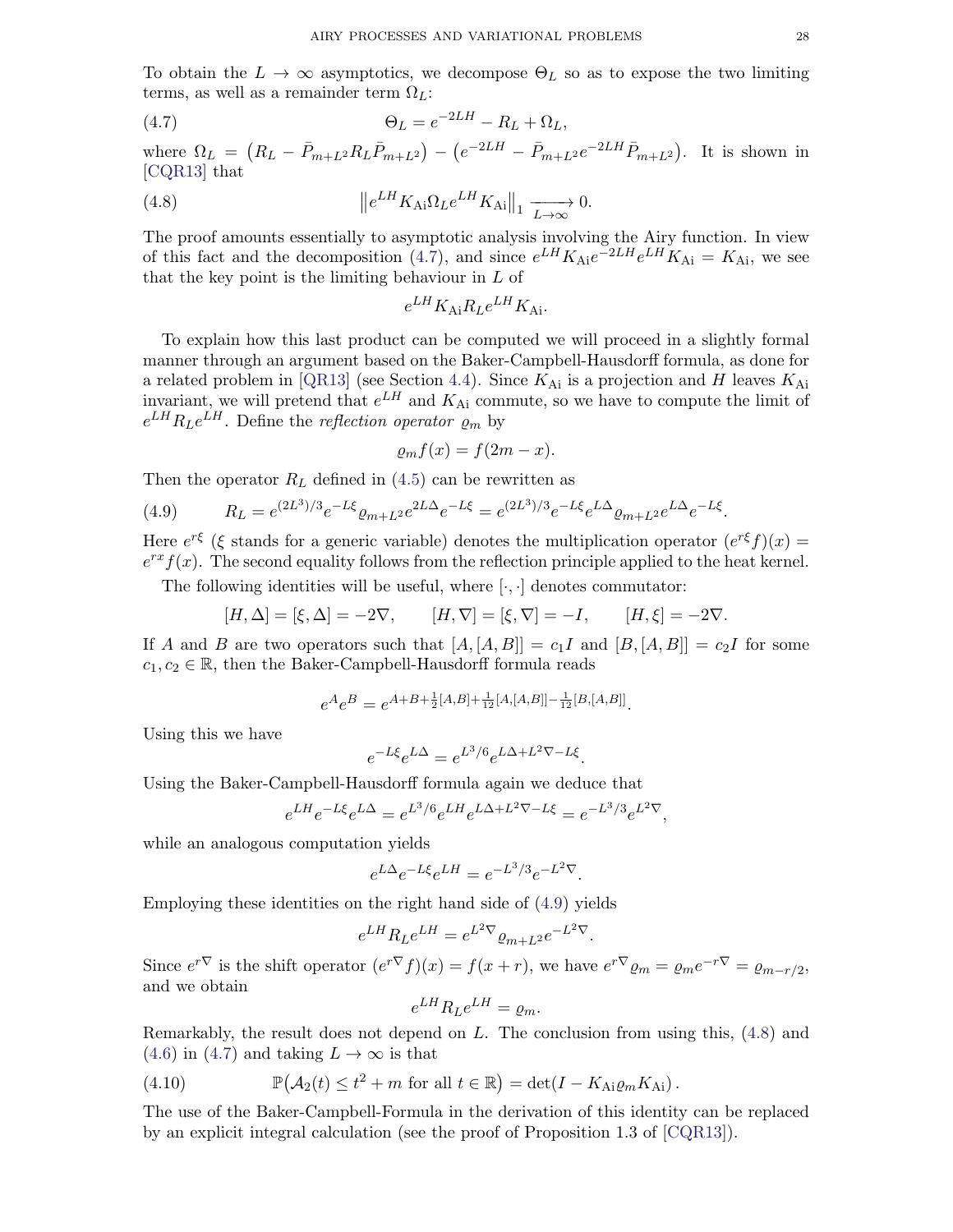To obtain the $L \to \infty$ asymptotics, we decompose $\Theta_L$ so as to expose the two limiting terms, as well as a remainder term $\Omega_L$:

$$\Theta_L = e^{-2LH} - R_L + \Omega_L, \tag{4.7}$$

where $\Omega_L = \big(R_L - \bar{P}_{m+L^2} R_L \bar{P}_{m+L^2}\big) - \big(e^{-2LH} - \bar{P}_{m+L^2} e^{-2LH} \bar{P}_{m+L^2}\big)$. It is shown in [CQR13] that

$$\big\| e^{LH} K_{\mathrm{Ai}} \Omega_L e^{LH} K_{\mathrm{Ai}} \big\|_1 \xrightarrow[L\to\infty]{} 0. \tag{4.8}$$

The proof amounts essentially to asymptotic analysis involving the Airy function. In view of this fact and the decomposition (4.7), and since $e^{LH} K_{\mathrm{Ai}} e^{-2LH} e^{LH} K_{\mathrm{Ai}} = K_{\mathrm{Ai}}$, we see that the key point is the limiting behaviour in $L$ of

$$e^{LH} K_{\mathrm{Ai}} R_L e^{LH} K_{\mathrm{Ai}}.$$

To explain how this last product can be computed we will proceed in a slightly formal manner through an argument based on the Baker-Campbell-Hausdorff formula, as done for a related problem in [QR13] (see Section 4.4). Since $K_{\mathrm{Ai}}$ is a projection and $H$ leaves $K_{\mathrm{Ai}}$ invariant, we will pretend that $e^{LH}$ and $K_{\mathrm{Ai}}$ commute, so we have to compute the limit of $e^{LH} R_L e^{LH}$. Define the *reflection operator* $\varrho_m$ by

$$\varrho_m f(x) = f(2m - x).$$

Then the operator $R_L$ defined in (4.5) can be rewritten as

$$R_L = e^{(2L^3)/3} e^{-L\xi} \varrho_{m+L^2} e^{2L\Delta} e^{-L\xi} = e^{(2L^3)/3} e^{-L\xi} e^{L\Delta} \varrho_{m+L^2} e^{L\Delta} e^{-L\xi}. \tag{4.9}$$

Here $e^{r\xi}$ ($\xi$ stands for a generic variable) denotes the multiplication operator $(e^{r\xi} f)(x) = e^{rx} f(x)$. The second equality follows from the reflection principle applied to the heat kernel.

The following identities will be useful, where $[\cdot,\cdot]$ denotes commutator:

$$[H, \Delta] = [\xi, \Delta] = -2\nabla, \qquad [H, \nabla] = [\xi, \nabla] = -I, \qquad [H, \xi] = -2\nabla.$$

If $A$ and $B$ are two operators such that $[A,[A,B]] = c_1 I$ and $[B,[A,B]] = c_2 I$ for some $c_1, c_2 \in \mathbb{R}$, then the Baker-Campbell-Hausdorff formula reads

$$e^A e^B = e^{A + B + \frac{1}{2}[A,B] + \frac{1}{12}[A,[A,B]] - \frac{1}{12}[B,[A,B]]}.$$

Using this we have

$$e^{-L\xi} e^{L\Delta} = e^{L^3/6} e^{L\Delta + L^2\nabla - L\xi}.$$

Using the Baker-Campbell-Hausdorff formula again we deduce that

$$e^{LH} e^{-L\xi} e^{L\Delta} = e^{L^3/6} e^{LH} e^{L\Delta + L^2 \nabla - L\xi} = e^{-L^3/3} e^{L^2 \nabla},$$

while an analogous computation yields

$$e^{L\Delta} e^{-L\xi} e^{LH} = e^{-L^3/3} e^{-L^2\nabla}.$$

Employing these identities on the right hand side of (4.9) yields

$$e^{LH} R_L e^{LH} = e^{L^2 \nabla} \varrho_{m+L^2} e^{-L^2 \nabla}.$$

Since $e^{r\nabla}$ is the shift operator $(e^{r\nabla} f)(x) = f(x + r)$, we have $e^{r\nabla} \varrho_m = \varrho_m e^{-r\nabla} = \varrho_{m-r/2}$, and we obtain

$$e^{LH} R_L e^{LH} = \varrho_m.$$

Remarkably, the result does not depend on $L$. The conclusion from using this, (4.8) and (4.6) in (4.7) and taking $L \to \infty$ is that

$$\mathbb{P}\big(\mathcal{A}_2(t) \le t^2 + m \text{ for all } t \in \mathbb{R}\big) = \det\left(I - K_{\mathrm{Ai}} \varrho_m K_{\mathrm{Ai}}\right). \tag{4.10}$$

The use of the Baker-Campbell-Formula in the derivation of this identity can be replaced by an explicit integral calculation (see the proof of Proposition 1.3 of [CQR13]).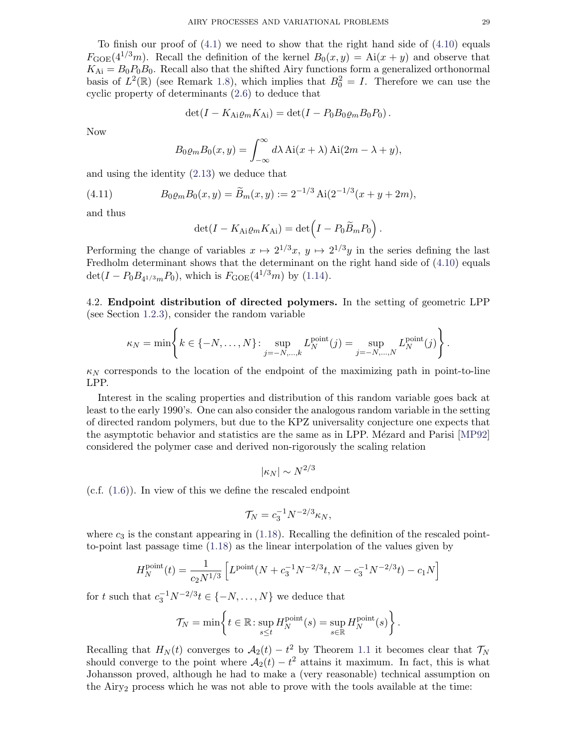To finish our proof of (4.1) we need to show that the right hand side of (4.10) equals $F_{\rm GOE}(4^{1/3}m)$. Recall the definition of the kernel $B_0(x,y) = \operatorname{Ai}(x+y)$ and observe that $K_{\rm Ai} = B_0 P_0 B_0$. Recall also that the shifted Airy functions form a generalized orthonormal basis of $L^2(\mathbb{R})$ (see Remark 1.8), which implies that $B_0^2 = I$. Therefore we can use the cyclic property of determinants (2.6) to deduce that

$$\det(I - K_{\rm Ai}\varrho_m K_{\rm Ai}) = \det(I - P_0 B_0 \varrho_m B_0 P_0).$$

Now

$$B_0\varrho_m B_0(x,y) = \int_{-\infty}^{\infty} d\lambda \operatorname{Ai}(x+\lambda)\operatorname{Ai}(2m-\lambda+y),$$

and using the identity (2.13) we deduce that

$$B_0\varrho_m B_0(x,y) = \widetilde{B}_m(x,y) := 2^{-1/3}\operatorname{Ai}(2^{-1/3}(x+y+2m)), \tag{4.11}$$

and thus

$$\det(I - K_{\rm Ai}\varrho_m K_{\rm Ai}) = \det\Big(I - P_0 \widetilde{B}_m P_0\Big).$$

Performing the change of variables $x \mapsto 2^{1/3}x$, $y \mapsto 2^{1/3}y$ in the series defining the last Fredholm determinant shows that the determinant on the right hand side of (4.10) equals $\det(I - P_0 B_{4^{1/3}m} P_0)$, which is $F_{\rm GOE}(4^{1/3}m)$ by (1.14).

4.2. **Endpoint distribution of directed polymers.** In the setting of geometric LPP (see Section 1.2.3), consider the random variable

$$\kappa_N = \min\left\{k \in \{-N,\dots,N\} \colon \sup_{j=-N,\dots,k} L_N^{\rm point}(j) = \sup_{j=-N,\dots,N} L_N^{\rm point}(j)\right\}.$$

$\kappa_N$ corresponds to the location of the endpoint of the maximizing path in point-to-line LPP.

Interest in the scaling properties and distribution of this random variable goes back at least to the early 1990's. One can also consider the analogous random variable in the setting of directed random polymers, but due to the KPZ universality conjecture one expects that the asymptotic behavior and statistics are the same as in LPP. Mézard and Parisi [MP92] considered the polymer case and derived non-rigorously the scaling relation

$$|\kappa_N| \sim N^{2/3}$$

(c.f. (1.6)). In view of this we define the rescaled endpoint

$$\mathcal{T}_N = c_3^{-1} N^{-2/3}\kappa_N,$$

where $c_3$ is the constant appearing in (1.18). Recalling the definition of the rescaled point-to-point last passage time (1.18) as the linear interpolation of the values given by

$$H_N^{\rm point}(t) = \frac{1}{c_2 N^{1/3}}\left[L^{\rm point}(N + c_3^{-1}N^{-2/3}t, N - c_3^{-1}N^{-2/3}t) - c_1 N\right]$$

for $t$ such that $c_3^{-1}N^{-2/3}t \in \{-N,\dots,N\}$ we deduce that

$$\mathcal{T}_N = \min\left\{t \in \mathbb{R} \colon \sup_{s\le t} H_N^{\rm point}(s) = \sup_{s\in\mathbb{R}} H_N^{\rm point}(s)\right\}.$$

Recalling that $H_N(t)$ converges to $\mathcal{A}_2(t) - t^2$ by Theorem 1.1 it becomes clear that $\mathcal{T}_N$ should converge to the point where $\mathcal{A}_2(t) - t^2$ attains it maximum. In fact, this is what Johansson proved, although he had to make a (very reasonable) technical assumption on the Airy$_2$ process which he was not able to prove with the tools available at the time: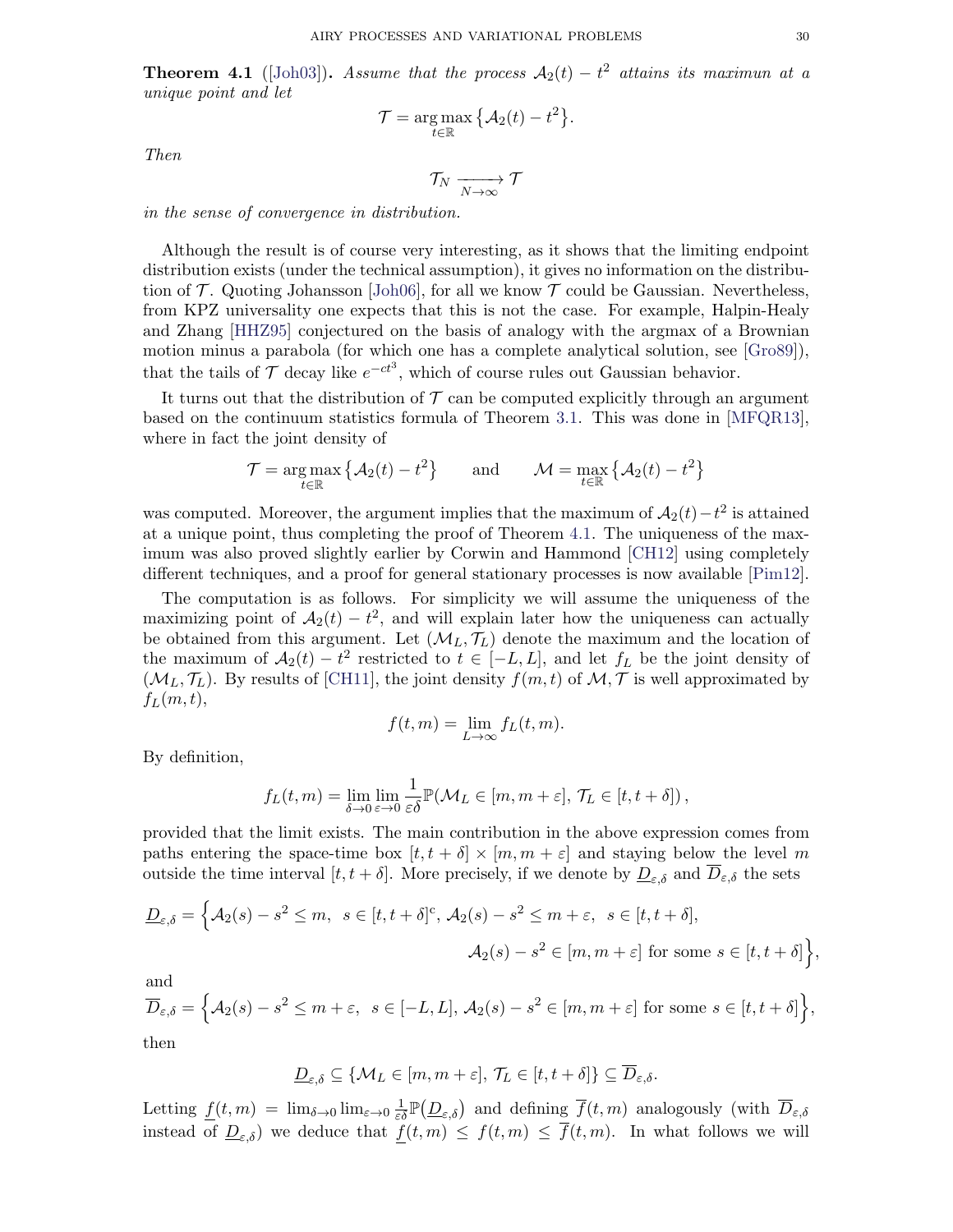**Theorem 4.1** ([Joh03])**.** *Assume that the process $\mathcal{A}_2(t) - t^2$ attains its maximun at a unique point and let*

$$\mathcal{T} = \operatorname*{arg\,max}_{t\in\mathbb{R}} \big\{\mathcal{A}_2(t) - t^2\big\}.$$

*Then*

$$\mathcal{T}_N \xrightarrow[N\to\infty]{} \mathcal{T}$$

*in the sense of convergence in distribution.*

Although the result is of course very interesting, as it shows that the limiting endpoint distribution exists (under the technical assumption), it gives no information on the distribution of $\mathcal{T}$. Quoting Johansson [Joh06], for all we know $\mathcal{T}$ could be Gaussian. Nevertheless, from KPZ universality one expects that this is not the case. For example, Halpin-Healy and Zhang [HHZ95] conjectured on the basis of analogy with the argmax of a Brownian motion minus a parabola (for which one has a complete analytical solution, see [Gro89]), that the tails of $\mathcal{T}$ decay like $e^{-ct^3}$, which of course rules out Gaussian behavior.

It turns out that the distribution of $\mathcal{T}$ can be computed explicitly through an argument based on the continuum statistics formula of Theorem 3.1. This was done in [MFQR13], where in fact the joint density of

$$\mathcal{T} = \operatorname*{arg\,max}_{t\in\mathbb{R}} \big\{\mathcal{A}_2(t) - t^2\big\} \qquad \text{and} \qquad \mathcal{M} = \max_{t\in\mathbb{R}} \big\{\mathcal{A}_2(t) - t^2\big\}$$

was computed. Moreover, the argument implies that the maximum of $\mathcal{A}_2(t)-t^2$ is attained at a unique point, thus completing the proof of Theorem 4.1. The uniqueness of the maximum was also proved slightly earlier by Corwin and Hammond [CH12] using completely different techniques, and a proof for general stationary processes is now available [Pim12].

The computation is as follows. For simplicity we will assume the uniqueness of the maximizing point of $\mathcal{A}_2(t) - t^2$, and will explain later how the uniqueness can actually be obtained from this argument. Let $(\mathcal{M}_L, \mathcal{T}_L)$ denote the maximum and the location of the maximum of $\mathcal{A}_2(t) - t^2$ restricted to $t \in [-L, L]$, and let $f_L$ be the joint density of $(\mathcal{M}_L, \mathcal{T}_L)$. By results of [CH11], the joint density $f(m, t)$ of $\mathcal{M}, \mathcal{T}$ is well approximated by $f_L(m, t)$,

$$f(t, m) = \lim_{L\to\infty} f_L(t, m).$$

By definition,

$$f_L(t, m) = \lim_{\delta\to 0}\lim_{\varepsilon\to 0} \frac{1}{\varepsilon\delta}\mathbb{P}(\mathcal{M}_L \in [m, m+\varepsilon],\, \mathcal{T}_L \in [t, t+\delta])\,,$$

provided that the limit exists. The main contribution in the above expression comes from paths entering the space-time box $[t, t+\delta] \times [m, m+\varepsilon]$ and staying below the level $m$ outside the time interval $[t, t+\delta]$. More precisely, if we denote by $\underline{D}_{\varepsilon,\delta}$ and $\overline{D}_{\varepsilon,\delta}$ the sets

$$\underline{D}_{\varepsilon,\delta} = \Big\{\mathcal{A}_2(s) - s^2 \le m,\ \ s \in [t, t+\delta]^{\mathrm{c}},\, \mathcal{A}_2(s) - s^2 \le m+\varepsilon,\ \ s \in [t, t+\delta],$$
$$\mathcal{A}_2(s) - s^2 \in [m, m+\varepsilon] \text{ for some } s \in [t, t+\delta]\Big\},$$

and

$$\overline{D}_{\varepsilon,\delta} = \Big\{\mathcal{A}_2(s) - s^2 \le m+\varepsilon,\ \ s \in [-L, L],\, \mathcal{A}_2(s) - s^2 \in [m, m+\varepsilon] \text{ for some } s \in [t, t+\delta]\Big\},$$

then

$$\underline{D}_{\varepsilon,\delta} \subseteq \{\mathcal{M}_L \in [m, m+\varepsilon],\, \mathcal{T}_L \in [t, t+\delta]\} \subseteq \overline{D}_{\varepsilon,\delta}.$$

Letting $\underline{f}(t, m) = \lim_{\delta\to 0}\lim_{\varepsilon\to 0} \frac{1}{\varepsilon\delta}\mathbb{P}\big(\underline{D}_{\varepsilon,\delta}\big)$ and defining $\overline{f}(t, m)$ analogously (with $\overline{D}_{\varepsilon,\delta}$ instead of $\underline{D}_{\varepsilon,\delta}$) we deduce that $\underline{f}(t, m) \le f(t, m) \le \overline{f}(t, m)$. In what follows we will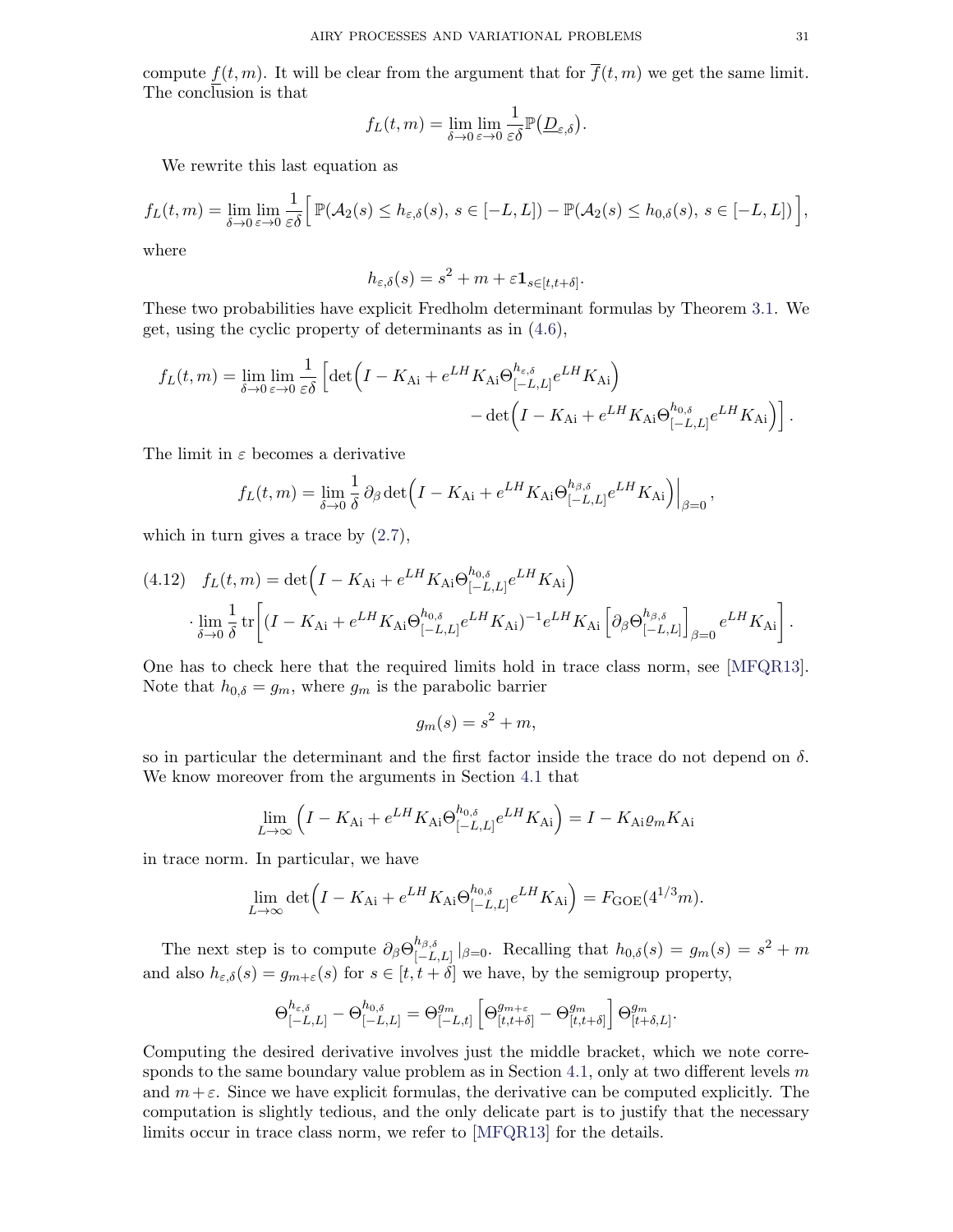compute $\underline{f}(t,m)$. It will be clear from the argument that for $\overline{f}(t,m)$ we get the same limit. The conclusion is that

$$f_L(t,m) = \lim_{\delta\to 0}\lim_{\varepsilon\to 0}\frac{1}{\varepsilon\delta}\mathbb{P}\big(\underline{D}_{\varepsilon,\delta}\big).$$

We rewrite this last equation as

$$f_L(t,m) = \lim_{\delta\to 0}\lim_{\varepsilon\to 0}\frac{1}{\varepsilon\delta}\Big[\,\mathbb{P}(\mathcal{A}_2(s)\leq h_{\varepsilon,\delta}(s),\, s\in[-L,L]) - \mathbb{P}(\mathcal{A}_2(s)\leq h_{0,\delta}(s),\, s\in[-L,L])\,\Big],$$

where

$$h_{\varepsilon,\delta}(s) = s^2 + m + \varepsilon\mathbf{1}_{s\in[t,t+\delta]}.$$

These two probabilities have explicit Fredholm determinant formulas by Theorem 3.1. We get, using the cyclic property of determinants as in (4.6),

$$\begin{aligned} f_L(t,m) = \lim_{\delta\to 0}\lim_{\varepsilon\to 0}\frac{1}{\varepsilon\delta}\,\Big[&\det\Big(I - K_{\mathrm{Ai}} + e^{LH}K_{\mathrm{Ai}}\Theta^{h_{\varepsilon,\delta}}_{[-L,L]}e^{LH}K_{\mathrm{Ai}}\Big)\\ &- \det\Big(I - K_{\mathrm{Ai}} + e^{LH}K_{\mathrm{Ai}}\Theta^{h_{0,\delta}}_{[-L,L]}e^{LH}K_{\mathrm{Ai}}\Big)\Big].\end{aligned}$$

The limit in $\varepsilon$ becomes a derivative

$$f_L(t,m) = \lim_{\delta\to 0}\frac{1}{\delta}\,\partial_\beta\det\Big(I - K_{\mathrm{Ai}} + e^{LH}K_{\mathrm{Ai}}\Theta^{h_{\beta,\delta}}_{[-L,L]}e^{LH}K_{\mathrm{Ai}}\Big)\Big|_{\beta=0},$$

which in turn gives a trace by (2.7),

$$\begin{aligned} (4.12)\quad f_L(t,m) &= \det\Big(I - K_{\mathrm{Ai}} + e^{LH}K_{\mathrm{Ai}}\Theta^{h_{0,\delta}}_{[-L,L]}e^{LH}K_{\mathrm{Ai}}\Big)\\ &\cdot\lim_{\delta\to 0}\frac{1}{\delta}\,\mathrm{tr}\Big[(I - K_{\mathrm{Ai}} + e^{LH}K_{\mathrm{Ai}}\Theta^{h_{0,\delta}}_{[-L,L]}e^{LH}K_{\mathrm{Ai}})^{-1}e^{LH}K_{\mathrm{Ai}}\Big[\partial_\beta\Theta^{h_{\beta,\delta}}_{[-L,L]}\Big]_{\beta=0}e^{LH}K_{\mathrm{Ai}}\Big].\end{aligned}$$

One has to check here that the required limits hold in trace class norm, see [MFQR13]. Note that $h_{0,\delta} = g_m$, where $g_m$ is the parabolic barrier

$$g_m(s) = s^2 + m,$$

so in particular the determinant and the first factor inside the trace do not depend on $\delta$. We know moreover from the arguments in Section 4.1 that

$$\lim_{L\to\infty}\Big(I - K_{\mathrm{Ai}} + e^{LH}K_{\mathrm{Ai}}\Theta^{h_{0,\delta}}_{[-L,L]}e^{LH}K_{\mathrm{Ai}}\Big) = I - K_{\mathrm{Ai}}\varrho_m K_{\mathrm{Ai}}$$

in trace norm. In particular, we have

$$\lim_{L\to\infty}\det\Big(I - K_{\mathrm{Ai}} + e^{LH}K_{\mathrm{Ai}}\Theta^{h_{0,\delta}}_{[-L,L]}e^{LH}K_{\mathrm{Ai}}\Big) = F_{\mathrm{GOE}}(4^{1/3}m).$$

The next step is to compute $\partial_\beta\Theta^{h_{\beta,\delta}}_{[-L,L]}\,|_{\beta=0}$. Recalling that $h_{0,\delta}(s) = g_m(s) = s^2+m$ and also $h_{\varepsilon,\delta}(s) = g_{m+\varepsilon}(s)$ for $s\in[t,t+\delta]$ we have, by the semigroup property,

$$\Theta^{h_{\varepsilon,\delta}}_{[-L,L]} - \Theta^{h_{0,\delta}}_{[-L,L]} = \Theta^{g_m}_{[-L,t]}\Big[\Theta^{g_{m+\varepsilon}}_{[t,t+\delta]} - \Theta^{g_m}_{[t,t+\delta]}\Big]\Theta^{g_m}_{[t+\delta,L]}.$$

Computing the desired derivative involves just the middle bracket, which we note corresponds to the same boundary value problem as in Section 4.1, only at two different levels $m$ and $m+\varepsilon$. Since we have explicit formulas, the derivative can be computed explicitly. The computation is slightly tedious, and the only delicate part is to justify that the necessary limits occur in trace class norm, we refer to [MFQR13] for the details.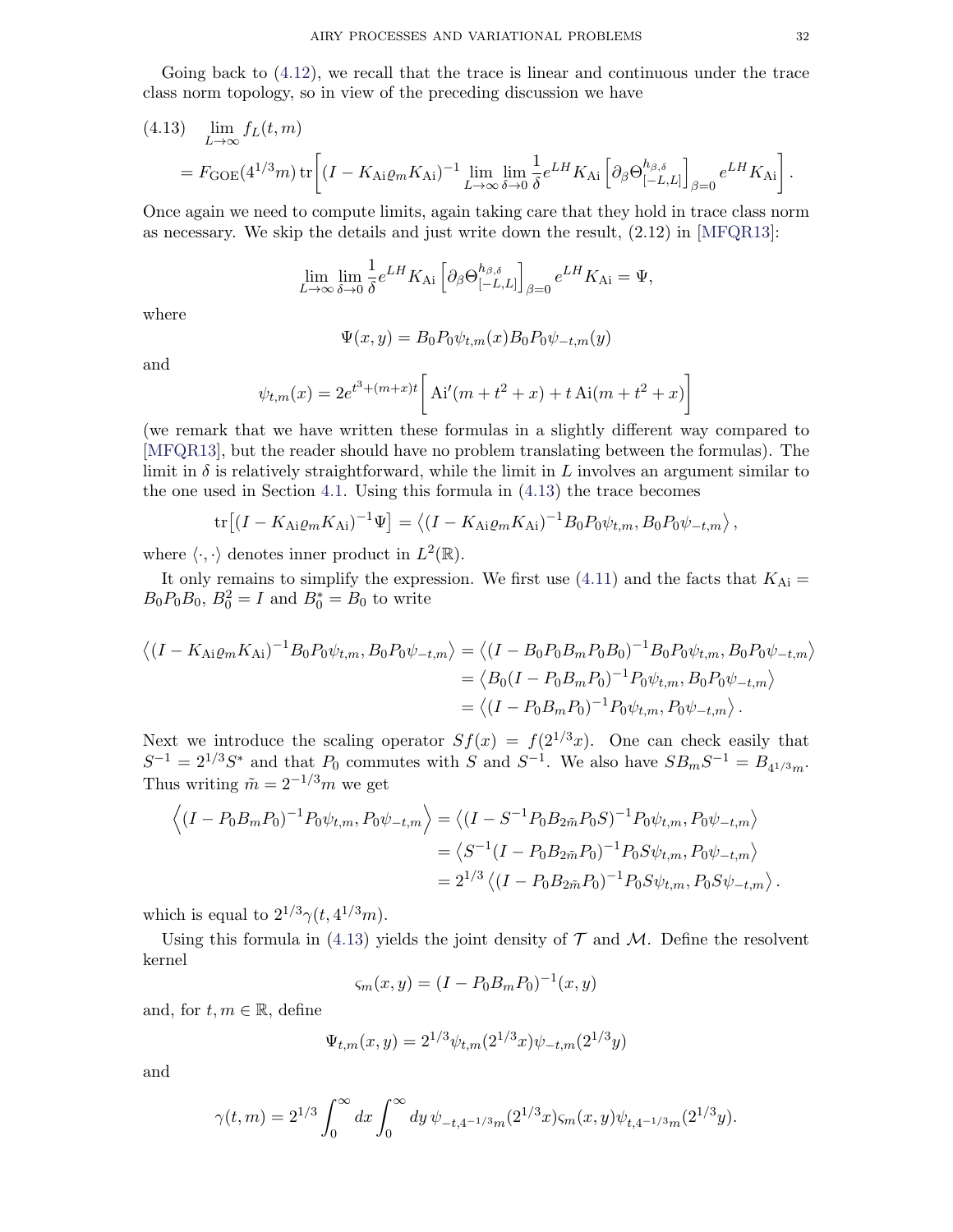Going back to (4.12), we recall that the trace is linear and continuous under the trace class norm topology, so in view of the preceding discussion we have

$$
\begin{aligned}
(4.13)\quad &\lim_{L\to\infty} f_L(t,m) \\
&= F_{\mathrm{GOE}}(4^{1/3}m)\,\mathrm{tr}\bigg[(I-K_{\mathrm{Ai}}\varrho_m K_{\mathrm{Ai}})^{-1}\lim_{L\to\infty}\lim_{\delta\to 0}\frac{1}{\delta}e^{LH}K_{\mathrm{Ai}}\left[\partial_\beta \Theta^{h_{\beta,\delta}}_{[-L,L]}\right]_{\beta=0}e^{LH}K_{\mathrm{Ai}}\bigg].
\end{aligned}
$$

Once again we need to compute limits, again taking care that they hold in trace class norm as necessary. We skip the details and just write down the result, (2.12) in [MFQR13]:

$$
\lim_{L\to\infty}\lim_{\delta\to 0}\frac{1}{\delta}e^{LH}K_{\mathrm{Ai}}\left[\partial_\beta \Theta^{h_{\beta,\delta}}_{[-L,L]}\right]_{\beta=0}e^{LH}K_{\mathrm{Ai}} = \Psi,
$$

where

$$
\Psi(x,y) = B_0P_0\psi_{t,m}(x)B_0P_0\psi_{-t,m}(y)
$$

and

$$
\psi_{t,m}(x) = 2e^{t^3+(m+x)t}\bigg[\mathrm{Ai}'(m+t^2+x)+t\,\mathrm{Ai}(m+t^2+x)\bigg]
$$

(we remark that we have written these formulas in a slightly different way compared to [MFQR13], but the reader should have no problem translating between the formulas). The limit in $\delta$ is relatively straightforward, while the limit in $L$ involves an argument similar to the one used in Section 4.1. Using this formula in (4.13) the trace becomes

$$
\mathrm{tr}\big[(I-K_{\mathrm{Ai}}\varrho_m K_{\mathrm{Ai}})^{-1}\Psi\big] = \big\langle (I-K_{\mathrm{Ai}}\varrho_m K_{\mathrm{Ai}})^{-1}B_0P_0\psi_{t,m}, B_0P_0\psi_{-t,m}\big\rangle,
$$

where $\langle\cdot,\cdot\rangle$ denotes inner product in $L^2(\mathbb{R})$.

It only remains to simplify the expression. We first use (4.11) and the facts that $K_{\mathrm{Ai}} = B_0P_0B_0$, $B_0^2 = I$ and $B_0^* = B_0$ to write

$$
\begin{aligned}
\big\langle (I-K_{\mathrm{Ai}}\varrho_m K_{\mathrm{Ai}})^{-1}B_0P_0\psi_{t,m}, B_0P_0\psi_{-t,m}\big\rangle &= \big\langle (I-B_0P_0B_mP_0B_0)^{-1}B_0P_0\psi_{t,m}, B_0P_0\psi_{-t,m}\big\rangle \\
&= \big\langle B_0(I-P_0B_mP_0)^{-1}P_0\psi_{t,m}, B_0P_0\psi_{-t,m}\big\rangle \\
&= \big\langle (I-P_0B_mP_0)^{-1}P_0\psi_{t,m}, P_0\psi_{-t,m}\big\rangle.
\end{aligned}
$$

Next we introduce the scaling operator $Sf(x) = f(2^{1/3}x)$. One can check easily that $S^{-1} = 2^{1/3}S^*$ and that $P_0$ commutes with $S$ and $S^{-1}$. We also have $SB_mS^{-1} = B_{4^{1/3}m}$. Thus writing $\tilde{m} = 2^{-1/3}m$ we get

$$
\begin{aligned}
\Big\langle (I-P_0B_mP_0)^{-1}P_0\psi_{t,m}, P_0\psi_{-t,m}\Big\rangle &= \big\langle (I-S^{-1}P_0B_{2\tilde{m}}P_0S)^{-1}P_0\psi_{t,m}, P_0\psi_{-t,m}\big\rangle \\
&= \big\langle S^{-1}(I-P_0B_{2\tilde{m}}P_0)^{-1}P_0S\psi_{t,m}, P_0\psi_{-t,m}\big\rangle \\
&= 2^{1/3}\big\langle (I-P_0B_{2\tilde{m}}P_0)^{-1}P_0S\psi_{t,m}, P_0S\psi_{-t,m}\big\rangle.
\end{aligned}
$$

which is equal to $2^{1/3}\gamma(t,4^{1/3}m)$.

Using this formula in (4.13) yields the joint density of $\mathcal{T}$ and $\mathcal{M}$. Define the resolvent kernel

$$
\varsigma_m(x,y) = (I-P_0B_mP_0)^{-1}(x,y)
$$

and, for $t,m\in\mathbb{R}$, define

$$
\Psi_{t,m}(x,y) = 2^{1/3}\psi_{t,m}(2^{1/3}x)\psi_{-t,m}(2^{1/3}y)
$$

and

$$
\gamma(t,m) = 2^{1/3}\int_0^\infty dx\int_0^\infty dy\,\psi_{-t,4^{-1/3}m}(2^{1/3}x)\varsigma_m(x,y)\psi_{t,4^{-1/3}m}(2^{1/3}y).
$$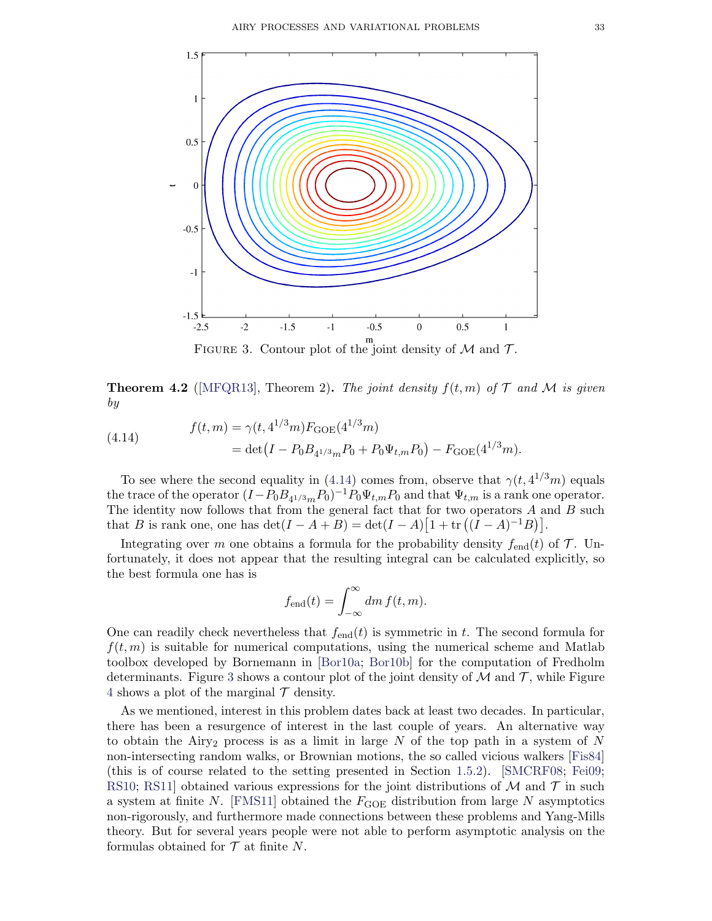FIGURE 3. Contour plot of the joint density of $\mathcal{M}$ and $\mathcal{T}$.

**Theorem 4.2** ([MFQR13], Theorem 2)**.** *The joint density $f(t,m)$ of $\mathcal{T}$ and $\mathcal{M}$ is given by*

$$
\begin{aligned}
f(t,m) &= \gamma(t, 4^{1/3}m) F_{\mathrm{GOE}}(4^{1/3}m) \\
&= \det\big(I - P_0 B_{4^{1/3}m} P_0 + P_0 \Psi_{t,m} P_0\big) - F_{\mathrm{GOE}}(4^{1/3}m).
\end{aligned}
\tag{4.14}
$$

To see where the second equality in (4.14) comes from, observe that $\gamma(t, 4^{1/3}m)$ equals the trace of the operator $(I - P_0 B_{4^{1/3}m} P_0)^{-1} P_0 \Psi_{t,m} P_0$ and that $\Psi_{t,m}$ is a rank one operator. The identity now follows that from the general fact that for two operators $A$ and $B$ such that $B$ is rank one, one has $\det(I - A + B) = \det(I - A)\big[1 + \operatorname{tr}\big((I-A)^{-1}B\big)\big]$.

Integrating over $m$ one obtains a formula for the probability density $f_{\mathrm{end}}(t)$ of $\mathcal{T}$. Unfortunately, it does not appear that the resulting integral can be calculated explicitly, so the best formula one has is

$$
f_{\mathrm{end}}(t) = \int_{-\infty}^{\infty} dm\, f(t,m).
$$

One can readily check nevertheless that $f_{\mathrm{end}}(t)$ is symmetric in $t$. The second formula for $f(t,m)$ is suitable for numerical computations, using the numerical scheme and Matlab toolbox developed by Bornemann in [Bor10a; Bor10b] for the computation of Fredholm determinants. Figure 3 shows a contour plot of the joint density of $\mathcal{M}$ and $\mathcal{T}$, while Figure 4 shows a plot of the marginal $\mathcal{T}$ density.

As we mentioned, interest in this problem dates back at least two decades. In particular, there has been a resurgence of interest in the last couple of years. An alternative way to obtain the Airy$_2$ process is as a limit in large $N$ of the top path in a system of $N$ non-intersecting random walks, or Brownian motions, the so called vicious walkers [Fis84] (this is of course related to the setting presented in Section 1.5.2). [SMCRF08; Fei09; RS10; RS11] obtained various expressions for the joint distributions of $\mathcal{M}$ and $\mathcal{T}$ in such a system at finite $N$. [FMS11] obtained the $F_{\mathrm{GOE}}$ distribution from large $N$ asymptotics non-rigorously, and furthermore made connections between these problems and Yang-Mills theory. But for several years people were not able to perform asymptotic analysis on the formulas obtained for $\mathcal{T}$ at finite $N$.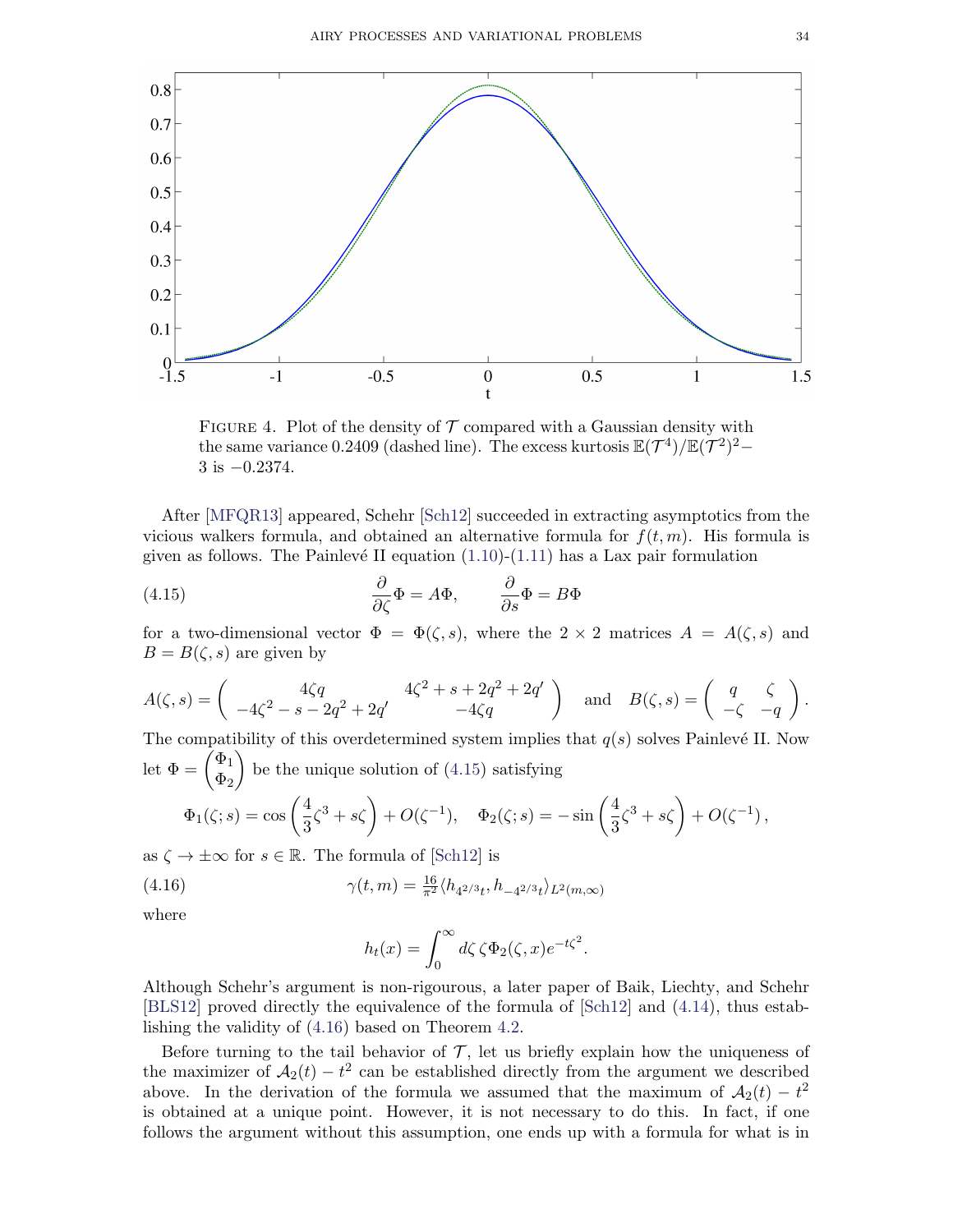FIGURE 4. Plot of the density of $\mathcal{T}$ compared with a Gaussian density with the same variance 0.2409 (dashed line). The excess kurtosis $\mathbb{E}(\mathcal{T}^4)/\mathbb{E}(\mathcal{T}^2)^2 - 3$ is $-0.2374$.

After [MFQR13] appeared, Schehr [Sch12] succeeded in extracting asymptotics from the vicious walkers formula, and obtained an alternative formula for $f(t,m)$. His formula is given as follows. The Painlevé II equation (1.10)-(1.11) has a Lax pair formulation

$$\frac{\partial}{\partial \zeta}\Phi = A\Phi, \qquad \frac{\partial}{\partial s}\Phi = B\Phi \tag{4.15}$$

for a two-dimensional vector $\Phi = \Phi(\zeta, s)$, where the $2\times 2$ matrices $A = A(\zeta, s)$ and $B = B(\zeta, s)$ are given by

$$A(\zeta, s) = \begin{pmatrix} 4\zeta q & 4\zeta^2 + s + 2q^2 + 2q' \\ -4\zeta^2 - s - 2q^2 + 2q' & -4\zeta q \end{pmatrix} \quad \text{and} \quad B(\zeta, s) = \begin{pmatrix} q & \zeta \\ -\zeta & -q \end{pmatrix}.$$

The compatibility of this overdetermined system implies that $q(s)$ solves Painlevé II. Now let $\Phi = \begin{pmatrix}\Phi_1 \\ \Phi_2\end{pmatrix}$ be the unique solution of (4.15) satisfying

$$\Phi_1(\zeta; s) = \cos\left(\frac{4}{3}\zeta^3 + s\zeta\right) + O(\zeta^{-1}), \quad \Phi_2(\zeta; s) = -\sin\left(\frac{4}{3}\zeta^3 + s\zeta\right) + O(\zeta^{-1}),$$

as $\zeta \to \pm\infty$ for $s \in \mathbb{R}$. The formula of [Sch12] is

$$\gamma(t, m) = \tfrac{16}{\pi^2}\langle h_{4^{2/3}t}, h_{-4^{2/3}t}\rangle_{L^2(m,\infty)} \tag{4.16}$$

where

$$h_t(x) = \int_0^\infty d\zeta\, \zeta \Phi_2(\zeta, x) e^{-t\zeta^2}.$$

Although Schehr's argument is non-rigourous, a later paper of Baik, Liechty, and Schehr [BLS12] proved directly the equivalence of the formula of [Sch12] and (4.14), thus establishing the validity of (4.16) based on Theorem 4.2.

Before turning to the tail behavior of $\mathcal{T}$, let us briefly explain how the uniqueness of the maximizer of $\mathcal{A}_2(t) - t^2$ can be established directly from the argument we described above. In the derivation of the formula we assumed that the maximum of $\mathcal{A}_2(t) - t^2$ is obtained at a unique point. However, it is not necessary to do this. In fact, if one follows the argument without this assumption, one ends up with a formula for what is in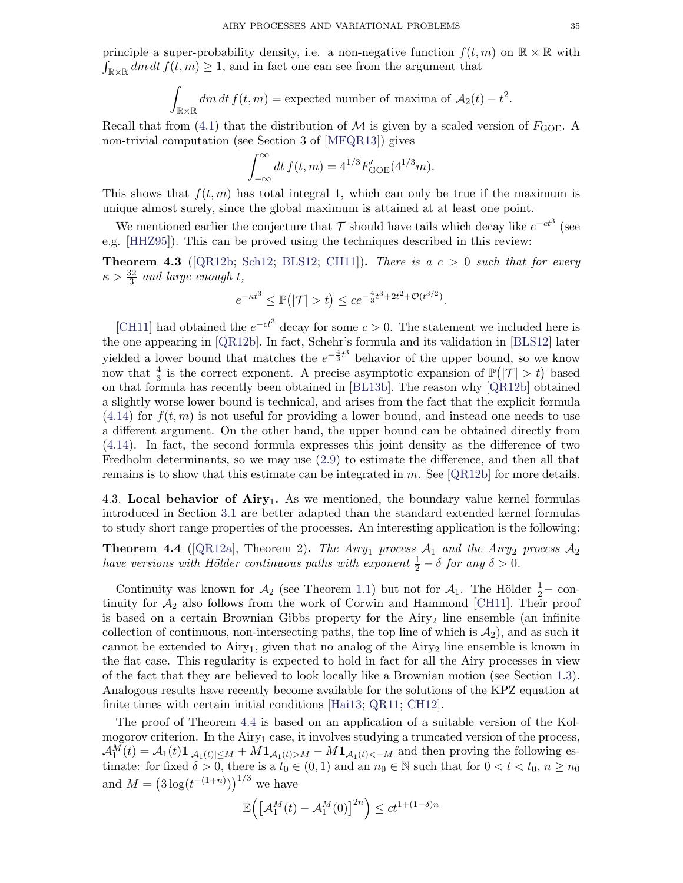principle a super-probability density, i.e. a non-negative function $f(t,m)$ on $\mathbb{R}\times\mathbb{R}$ with $\int_{\mathbb{R}\times\mathbb{R}} dm\,dt\,f(t,m)\geq 1$, and in fact one can see from the argument that

$$\int_{\mathbb{R}\times\mathbb{R}} dm\,dt\,f(t,m) = \text{expected number of maxima of } \mathcal{A}_2(t)-t^2.$$

Recall that from (4.1) that the distribution of $\mathcal{M}$ is given by a scaled version of $F_{\mathrm{GOE}}$. A non-trivial computation (see Section 3 of [MFQR13]) gives

$$\int_{-\infty}^{\infty} dt\,f(t,m) = 4^{1/3}F'_{\mathrm{GOE}}(4^{1/3}m).$$

This shows that $f(t,m)$ has total integral 1, which can only be true if the maximum is unique almost surely, since the global maximum is attained at at least one point.

We mentioned earlier the conjecture that $\mathcal{T}$ should have tails which decay like $e^{-ct^3}$ (see e.g. [HHZ95]). This can be proved using the techniques described in this review:

**Theorem 4.3** ([QR12b; Sch12; BLS12; CH11])**.** *There is a $c>0$ such that for every $\kappa>\frac{32}{3}$ and large enough $t$,*

$$e^{-\kappa t^3}\leq \mathbb{P}\big(|\mathcal{T}|>t\big)\leq ce^{-\frac{4}{3}t^3+2t^2+\mathcal{O}(t^{3/2})}.$$

[CH11] had obtained the $e^{-ct^3}$ decay for some $c>0$. The statement we included here is the one appearing in [QR12b]. In fact, Schehr's formula and its validation in [BLS12] later yielded a lower bound that matches the $e^{-\frac{4}{3}t^3}$ behavior of the upper bound, so we know now that $\frac{4}{3}$ is the correct exponent. A precise asymptotic expansion of $\mathbb{P}\big(|\mathcal{T}|>t\big)$ based on that formula has recently been obtained in [BL13b]. The reason why [QR12b] obtained a slightly worse lower bound is technical, and arises from the fact that the explicit formula (4.14) for $f(t,m)$ is not useful for providing a lower bound, and instead one needs to use a different argument. On the other hand, the upper bound can be obtained directly from (4.14). In fact, the second formula expresses this joint density as the difference of two Fredholm determinants, so we may use (2.9) to estimate the difference, and then all that remains is to show that this estimate can be integrated in $m$. See [QR12b] for more details.

4.3. **Local behavior of Airy$_1$.** As we mentioned, the boundary value kernel formulas introduced in Section 3.1 are better adapted than the standard extended kernel formulas to study short range properties of the processes. An interesting application is the following:

**Theorem 4.4** ([QR12a], Theorem 2)**.** *The Airy$_1$ process $\mathcal{A}_1$ and the Airy$_2$ process $\mathcal{A}_2$ have versions with Hölder continuous paths with exponent $\frac{1}{2}-\delta$ for any $\delta>0$.*

Continuity was known for $\mathcal{A}_2$ (see Theorem 1.1) but not for $\mathcal{A}_1$. The Hölder $\frac{1}{2}-$ continuity for $\mathcal{A}_2$ also follows from the work of Corwin and Hammond [CH11]. Their proof is based on a certain Brownian Gibbs property for the Airy$_2$ line ensemble (an infinite collection of continuous, non-intersecting paths, the top line of which is $\mathcal{A}_2$), and as such it cannot be extended to Airy$_1$, given that no analog of the Airy$_2$ line ensemble is known in the flat case. This regularity is expected to hold in fact for all the Airy processes in view of the fact that they are believed to look locally like a Brownian motion (see Section 1.3). Analogous results have recently become available for the solutions of the KPZ equation at finite times with certain initial conditions [Hai13; QR11; CH12].

The proof of Theorem 4.4 is based on an application of a suitable version of the Kolmogorov criterion. In the Airy$_1$ case, it involves studying a truncated version of the process, $\mathcal{A}_1^M(t)=\mathcal{A}_1(t)\mathbf{1}_{|\mathcal{A}_1(t)|\leq M}+M\mathbf{1}_{\mathcal{A}_1(t)>M}-M\mathbf{1}_{\mathcal{A}_1(t)<-M}$ and then proving the following estimate: for fixed $\delta>0$, there is a $t_0\in(0,1)$ and an $n_0\in\mathbb{N}$ such that for $0<t<t_0$, $n\geq n_0$ and $M=\big(3\log(t^{-(1+n)})\big)^{1/3}$ we have

$$\mathbb{E}\Big(\big[\mathcal{A}_1^M(t)-\mathcal{A}_1^M(0)\big]^{2n}\Big)\leq ct^{1+(1-\delta)n}$$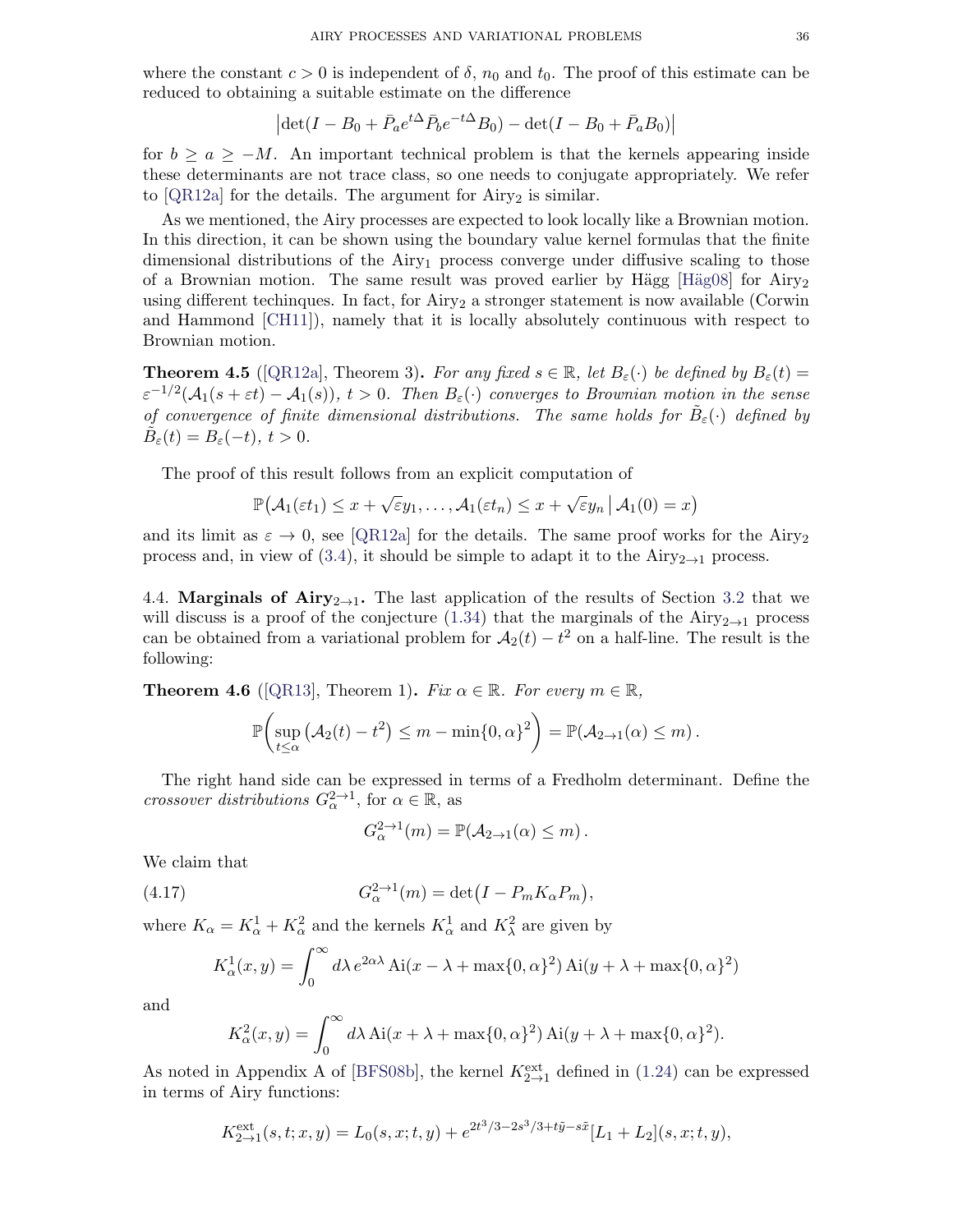where the constant $c > 0$ is independent of $\delta$, $n_0$ and $t_0$. The proof of this estimate can be reduced to obtaining a suitable estimate on the difference

$$\left|\det(I - B_0 + \bar{P}_a e^{t\Delta}\bar{P}_b e^{-t\Delta} B_0) - \det(I - B_0 + \bar{P}_a B_0)\right|$$

for $b \geq a \geq -M$. An important technical problem is that the kernels appearing inside these determinants are not trace class, so one needs to conjugate appropriately. We refer to [QR12a] for the details. The argument for $\mathrm{Airy}_2$ is similar.

As we mentioned, the Airy processes are expected to look locally like a Brownian motion. In this direction, it can be shown using the boundary value kernel formulas that the finite dimensional distributions of the $\mathrm{Airy}_1$ process converge under diffusive scaling to those of a Brownian motion. The same result was proved earlier by Hägg [Häg08] for $\mathrm{Airy}_2$ using different techinques. In fact, for $\mathrm{Airy}_2$ a stronger statement is now available (Corwin and Hammond [CH11]), namely that it is locally absolutely continuous with respect to Brownian motion.

**Theorem 4.5** ([QR12a], Theorem 3)**.** *For any fixed $s \in \mathbb{R}$, let $B_\varepsilon(\cdot)$ be defined by $B_\varepsilon(t) = \varepsilon^{-1/2}(\mathcal{A}_1(s + \varepsilon t) - \mathcal{A}_1(s))$, $t > 0$. Then $B_\varepsilon(\cdot)$ converges to Brownian motion in the sense of convergence of finite dimensional distributions. The same holds for $\tilde{B}_\varepsilon(\cdot)$ defined by $\tilde{B}_\varepsilon(t) = B_\varepsilon(-t)$, $t > 0$.*

The proof of this result follows from an explicit computation of

$$\mathbb{P}\big(\mathcal{A}_1(\varepsilon t_1) \leq x + \sqrt{\varepsilon} y_1, \ldots, \mathcal{A}_1(\varepsilon t_n) \leq x + \sqrt{\varepsilon} y_n \,\big|\, \mathcal{A}_1(0) = x\big)$$

and its limit as $\varepsilon \to 0$, see [QR12a] for the details. The same proof works for the $\mathrm{Airy}_2$ process and, in view of (3.4), it should be simple to adapt it to the $\mathrm{Airy}_{2\to 1}$ process.

4.4. **Marginals of $\mathrm{Airy}_{2\to 1}$.** The last application of the results of Section 3.2 that we will discuss is a proof of the conjecture (1.34) that the marginals of the $\mathrm{Airy}_{2\to 1}$ process can be obtained from a variational problem for $\mathcal{A}_2(t) - t^2$ on a half-line. The result is the following:

**Theorem 4.6** ([QR13], Theorem 1)**.** *Fix $\alpha \in \mathbb{R}$. For every $m \in \mathbb{R}$,*

$$\mathbb{P}\bigg(\sup_{t \leq \alpha}\big(\mathcal{A}_2(t) - t^2\big) \leq m - \min\{0, \alpha\}^2\bigg) = \mathbb{P}(\mathcal{A}_{2\to 1}(\alpha) \leq m)\,.$$

The right hand side can be expressed in terms of a Fredholm determinant. Define the *crossover distributions* $G_\alpha^{2\to 1}$, for $\alpha \in \mathbb{R}$, as

$$G_\alpha^{2\to 1}(m) = \mathbb{P}(\mathcal{A}_{2\to 1}(\alpha) \leq m)\,.$$

We claim that

$$G_\alpha^{2\to 1}(m) = \det\big(I - P_m K_\alpha P_m\big), \tag{4.17}$$

where $K_\alpha = K_\alpha^1 + K_\alpha^2$ and the kernels $K_\alpha^1$ and $K_\lambda^2$ are given by

$$K_\alpha^1(x, y) = \int_0^\infty d\lambda\, e^{2\alpha\lambda} \operatorname{Ai}(x - \lambda + \max\{0, \alpha\}^2) \operatorname{Ai}(y + \lambda + \max\{0, \alpha\}^2)$$

and

$$K_\alpha^2(x, y) = \int_0^\infty d\lambda \operatorname{Ai}(x + \lambda + \max\{0, \alpha\}^2) \operatorname{Ai}(y + \lambda + \max\{0, \alpha\}^2).$$

As noted in Appendix A of [BFS08b], the kernel $K_{2\to 1}^{\mathrm{ext}}$ defined in (1.24) can be expressed in terms of Airy functions:

$$K_{2\to 1}^{\mathrm{ext}}(s, t; x, y) = L_0(s, x; t, y) + e^{2t^3/3 - 2s^3/3 + t\tilde{y} - s\tilde{x}}[L_1 + L_2](s, x; t, y),$$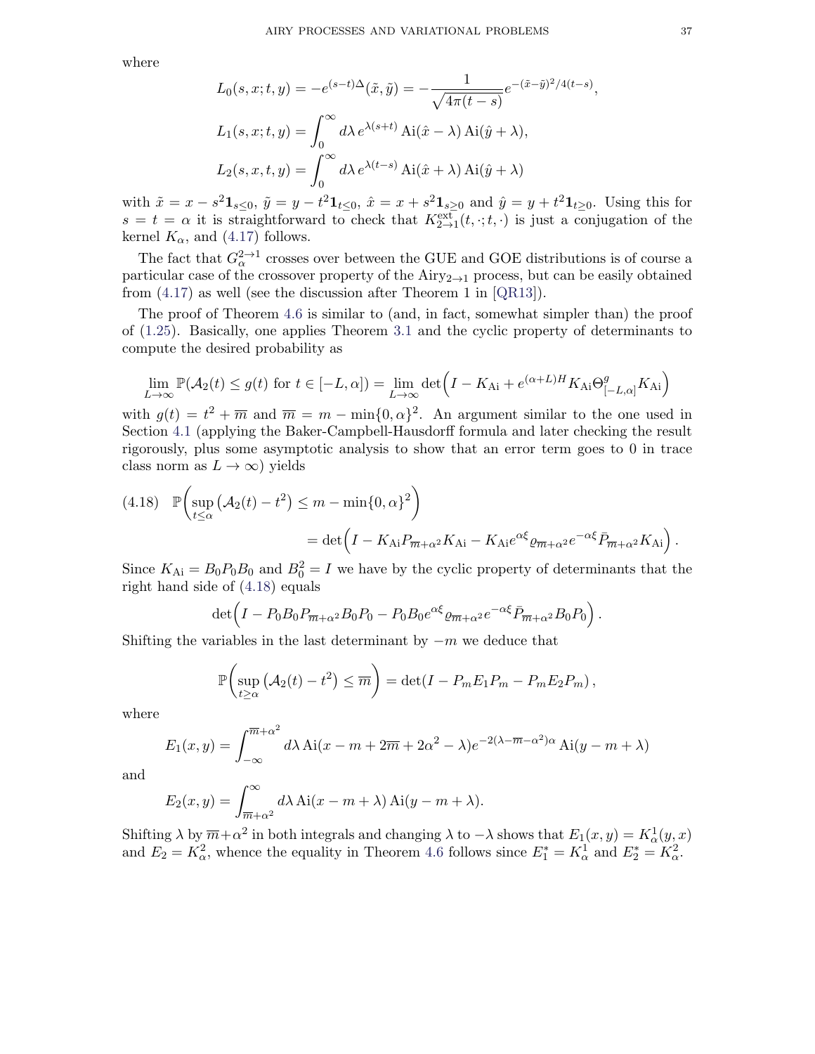where

$$L_0(s,x;t,y) = -e^{(s-t)\Delta}(\tilde{x},\tilde{y}) = -\frac{1}{\sqrt{4\pi(t-s)}}e^{-(\tilde{x}-\tilde{y})^2/4(t-s)},$$

$$L_1(s,x;t,y) = \int_0^\infty d\lambda\, e^{\lambda(s+t)}\operatorname{Ai}(\hat{x}-\lambda)\operatorname{Ai}(\hat{y}+\lambda),$$

$$L_2(s,x,t,y) = \int_0^\infty d\lambda\, e^{\lambda(t-s)}\operatorname{Ai}(\hat{x}+\lambda)\operatorname{Ai}(\hat{y}+\lambda)$$

with $\tilde{x} = x - s^2\mathbf{1}_{s\leq 0}$, $\tilde{y} = y - t^2\mathbf{1}_{t\leq 0}$, $\hat{x} = x + s^2\mathbf{1}_{s\geq 0}$ and $\hat{y} = y + t^2\mathbf{1}_{t\geq 0}$. Using this for $s = t = \alpha$ it is straightforward to check that $K^{\rm ext}_{2\to 1}(t,\cdot;t,\cdot)$ is just a conjugation of the kernel $K_\alpha$, and (4.17) follows.

The fact that $G^{2\to 1}_\alpha$ crosses over between the GUE and GOE distributions is of course a particular case of the crossover property of the Airy$_{2\to 1}$ process, but can be easily obtained from (4.17) as well (see the discussion after Theorem 1 in [QR13]).

The proof of Theorem 4.6 is similar to (and, in fact, somewhat simpler than) the proof of (1.25). Basically, one applies Theorem 3.1 and the cyclic property of determinants to compute the desired probability as

$$\lim_{L\to\infty}\mathbb{P}(\mathcal{A}_2(t)\leq g(t) \text{ for } t\in[-L,\alpha]) = \lim_{L\to\infty}\det\Big(I - K_{\rm Ai} + e^{(\alpha+L)H}K_{\rm Ai}\Theta^g_{[-L,\alpha]}K_{\rm Ai}\Big)$$

with $g(t) = t^2 + \overline{m}$ and $\overline{m} = m - \min\{0,\alpha\}^2$. An argument similar to the one used in Section 4.1 (applying the Baker-Campbell-Hausdorff formula and later checking the result rigorously, plus some asymptotic analysis to show that an error term goes to 0 in trace class norm as $L\to\infty$) yields

$$\begin{aligned}(4.18)\quad \mathbb{P}\bigg(\sup_{t\leq\alpha}\big(\mathcal{A}_2(t)-t^2\big)\leq m - \min\{0,\alpha\}^2\bigg)\\ = \det\Big(I - K_{\rm Ai}P_{\overline{m}+\alpha^2}K_{\rm Ai} - K_{\rm Ai}e^{\alpha\xi}\varrho_{\overline{m}+\alpha^2}e^{-\alpha\xi}\bar{P}_{\overline{m}+\alpha^2}K_{\rm Ai}\Big).\end{aligned}$$

Since $K_{\rm Ai} = B_0P_0B_0$ and $B_0^2 = I$ we have by the cyclic property of determinants that the right hand side of (4.18) equals

$$\det\Big(I - P_0B_0P_{\overline{m}+\alpha^2}B_0P_0 - P_0B_0e^{\alpha\xi}\varrho_{\overline{m}+\alpha^2}e^{-\alpha\xi}\bar{P}_{\overline{m}+\alpha^2}B_0P_0\Big).$$

Shifting the variables in the last determinant by $-m$ we deduce that

$$\mathbb{P}\bigg(\sup_{t\geq\alpha}\big(\mathcal{A}_2(t)-t^2\big)\leq\overline{m}\bigg) = \det(I - P_mE_1P_m - P_mE_2P_m),$$

where

$$E_1(x,y) = \int_{-\infty}^{\overline{m}+\alpha^2} d\lambda\operatorname{Ai}(x-m+2\overline{m}+2\alpha^2-\lambda)e^{-2(\lambda-\overline{m}-\alpha^2)\alpha}\operatorname{Ai}(y-m+\lambda)$$

and

$$E_2(x,y) = \int_{\overline{m}+\alpha^2}^\infty d\lambda\operatorname{Ai}(x-m+\lambda)\operatorname{Ai}(y-m+\lambda).$$

Shifting $\lambda$ by $\overline{m}+\alpha^2$ in both integrals and changing $\lambda$ to $-\lambda$ shows that $E_1(x,y) = K^1_\alpha(y,x)$ and $E_2 = K^2_\alpha$, whence the equality in Theorem 4.6 follows since $E_1^* = K^1_\alpha$ and $E_2^* = K^2_\alpha$.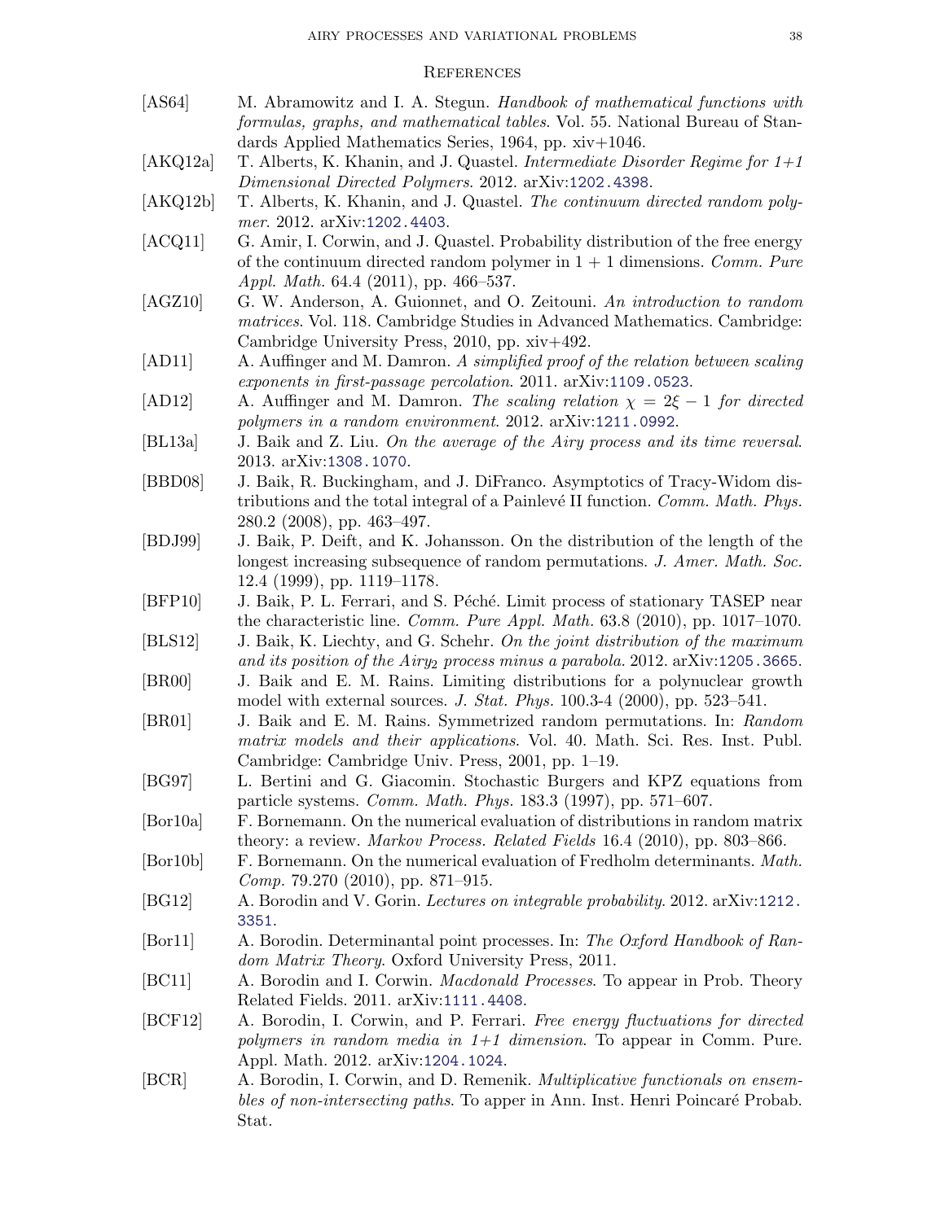## References

[AS64] M. Abramowitz and I. A. Stegun. *Handbook of mathematical functions with formulas, graphs, and mathematical tables*. Vol. 55. National Bureau of Standards Applied Mathematics Series, 1964, pp. xiv+1046.

[AKQ12a] T. Alberts, K. Khanin, and J. Quastel. *Intermediate Disorder Regime for 1+1 Dimensional Directed Polymers*. 2012. arXiv:1202.4398.

[AKQ12b] T. Alberts, K. Khanin, and J. Quastel. *The continuum directed random polymer*. 2012. arXiv:1202.4403.

[ACQ11] G. Amir, I. Corwin, and J. Quastel. Probability distribution of the free energy of the continuum directed random polymer in $1 + 1$ dimensions. *Comm. Pure Appl. Math.* 64.4 (2011), pp. 466–537.

[AGZ10] G. W. Anderson, A. Guionnet, and O. Zeitouni. *An introduction to random matrices*. Vol. 118. Cambridge Studies in Advanced Mathematics. Cambridge: Cambridge University Press, 2010, pp. xiv+492.

[AD11] A. Auffinger and M. Damron. *A simplified proof of the relation between scaling exponents in first-passage percolation*. 2011. arXiv:1109.0523.

[AD12] A. Auffinger and M. Damron. *The scaling relation $\chi = 2\xi - 1$ for directed polymers in a random environment*. 2012. arXiv:1211.0992.

[BL13a] J. Baik and Z. Liu. *On the average of the Airy process and its time reversal*. 2013. arXiv:1308.1070.

[BBD08] J. Baik, R. Buckingham, and J. DiFranco. Asymptotics of Tracy-Widom distributions and the total integral of a Painlevé II function. *Comm. Math. Phys.* 280.2 (2008), pp. 463–497.

[BDJ99] J. Baik, P. Deift, and K. Johansson. On the distribution of the length of the longest increasing subsequence of random permutations. *J. Amer. Math. Soc.* 12.4 (1999), pp. 1119–1178.

[BFP10] J. Baik, P. L. Ferrari, and S. Péché. Limit process of stationary TASEP near the characteristic line. *Comm. Pure Appl. Math.* 63.8 (2010), pp. 1017–1070.

[BLS12] J. Baik, K. Liechty, and G. Schehr. *On the joint distribution of the maximum and its position of the Airy$_2$ process minus a parabola.* 2012. arXiv:1205.3665.

[BR00] J. Baik and E. M. Rains. Limiting distributions for a polynuclear growth model with external sources. *J. Stat. Phys.* 100.3-4 (2000), pp. 523–541.

[BR01] J. Baik and E. M. Rains. Symmetrized random permutations. In: *Random matrix models and their applications*. Vol. 40. Math. Sci. Res. Inst. Publ. Cambridge: Cambridge Univ. Press, 2001, pp. 1–19.

[BG97] L. Bertini and G. Giacomin. Stochastic Burgers and KPZ equations from particle systems. *Comm. Math. Phys.* 183.3 (1997), pp. 571–607.

[Bor10a] F. Bornemann. On the numerical evaluation of distributions in random matrix theory: a review. *Markov Process. Related Fields* 16.4 (2010), pp. 803–866.

[Bor10b] F. Bornemann. On the numerical evaluation of Fredholm determinants. *Math. Comp.* 79.270 (2010), pp. 871–915.

[BG12] A. Borodin and V. Gorin. *Lectures on integrable probability*. 2012. arXiv:1212.3351.

[Bor11] A. Borodin. Determinantal point processes. In: *The Oxford Handbook of Random Matrix Theory*. Oxford University Press, 2011.

[BC11] A. Borodin and I. Corwin. *Macdonald Processes*. To appear in Prob. Theory Related Fields. 2011. arXiv:1111.4408.

[BCF12] A. Borodin, I. Corwin, and P. Ferrari. *Free energy fluctuations for directed polymers in random media in 1+1 dimension*. To appear in Comm. Pure. Appl. Math. 2012. arXiv:1204.1024.

[BCR] A. Borodin, I. Corwin, and D. Remenik. *Multiplicative functionals on ensembles of non-intersecting paths*. To apper in Ann. Inst. Henri Poincaré Probab. Stat.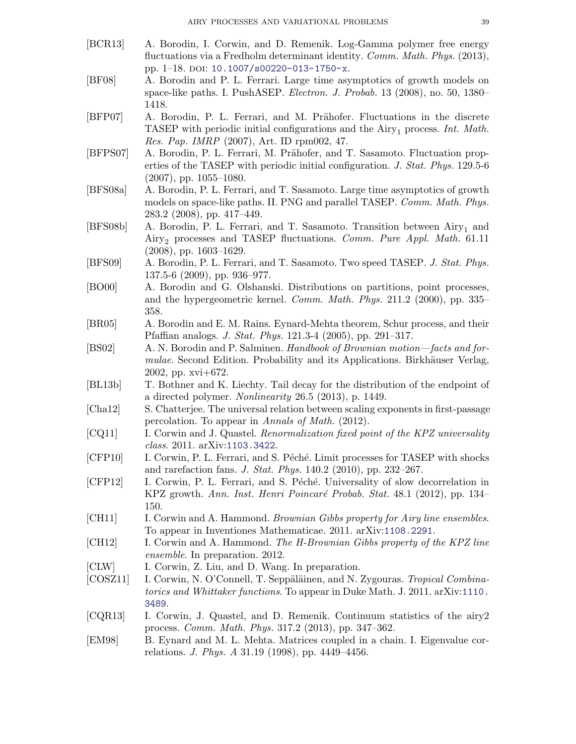[BCR13] A. Borodin, I. Corwin, and D. Remenik. Log-Gamma polymer free energy fluctuations via a Fredholm determinant identity. *Comm. Math. Phys.* (2013), pp. 1–18. DOI: 10.1007/s00220-013-1750-x.

[BF08] A. Borodin and P. L. Ferrari. Large time asymptotics of growth models on space-like paths. I. PushASEP. *Electron. J. Probab.* 13 (2008), no. 50, 1380–1418.

[BFP07] A. Borodin, P. L. Ferrari, and M. Prähofer. Fluctuations in the discrete TASEP with periodic initial configurations and the $\text{Airy}_1$ process. *Int. Math. Res. Pap. IMRP* (2007), Art. ID rpm002, 47.

[BFPS07] A. Borodin, P. L. Ferrari, M. Prähofer, and T. Sasamoto. Fluctuation properties of the TASEP with periodic initial configuration. *J. Stat. Phys.* 129.5-6 (2007), pp. 1055–1080.

[BFS08a] A. Borodin, P. L. Ferrari, and T. Sasamoto. Large time asymptotics of growth models on space-like paths. II. PNG and parallel TASEP. *Comm. Math. Phys.* 283.2 (2008), pp. 417–449.

[BFS08b] A. Borodin, P. L. Ferrari, and T. Sasamoto. Transition between $\text{Airy}_1$ and $\text{Airy}_2$ processes and TASEP fluctuations. *Comm. Pure Appl. Math.* 61.11 (2008), pp. 1603–1629.

[BFS09] A. Borodin, P. L. Ferrari, and T. Sasamoto. Two speed TASEP. *J. Stat. Phys.* 137.5-6 (2009), pp. 936–977.

[BO00] A. Borodin and G. Olshanski. Distributions on partitions, point processes, and the hypergeometric kernel. *Comm. Math. Phys.* 211.2 (2000), pp. 335–358.

[BR05] A. Borodin and E. M. Rains. Eynard-Mehta theorem, Schur process, and their Pfaffian analogs. *J. Stat. Phys.* 121.3-4 (2005), pp. 291–317.

[BS02] A. N. Borodin and P. Salminen. *Handbook of Brownian motion—facts and formulae*. Second Edition. Probability and its Applications. Birkhäuser Verlag, 2002, pp. xvi+672.

[BL13b] T. Bothner and K. Liechty. Tail decay for the distribution of the endpoint of a directed polymer. *Nonlinearity* 26.5 (2013), p. 1449.

[Cha12] S. Chatterjee. The universal relation between scaling exponents in first-passage percolation. To appear in *Annals of Math.* (2012).

[CQ11] I. Corwin and J. Quastel. *Renormalization fixed point of the KPZ universality class*. 2011. arXiv:1103.3422.

[CFP10] I. Corwin, P. L. Ferrari, and S. Péché. Limit processes for TASEP with shocks and rarefaction fans. *J. Stat. Phys.* 140.2 (2010), pp. 232–267.

[CFP12] I. Corwin, P. L. Ferrari, and S. Péché. Universality of slow decorrelation in KPZ growth. *Ann. Inst. Henri Poincaré Probab. Stat.* 48.1 (2012), pp. 134–150.

[CH11] I. Corwin and A. Hammond. *Brownian Gibbs property for Airy line ensembles*. To appear in Inventiones Mathematicae. 2011. arXiv:1108.2291.

[CH12] I. Corwin and A. Hammond. *The H-Brownian Gibbs property of the KPZ line ensemble*. In preparation. 2012.

[CLW] I. Corwin, Z. Liu, and D. Wang. In preparation.

[COSZ11] I. Corwin, N. O'Connell, T. Seppäläinen, and N. Zygouras. *Tropical Combinatorics and Whittaker functions*. To appear in Duke Math. J. 2011. arXiv:1110.3489.

[CQR13] I. Corwin, J. Quastel, and D. Remenik. Continuum statistics of the airy2 process. *Comm. Math. Phys.* 317.2 (2013), pp. 347–362.

[EM98] B. Eynard and M. L. Mehta. Matrices coupled in a chain. I. Eigenvalue correlations. *J. Phys. A* 31.19 (1998), pp. 4449–4456.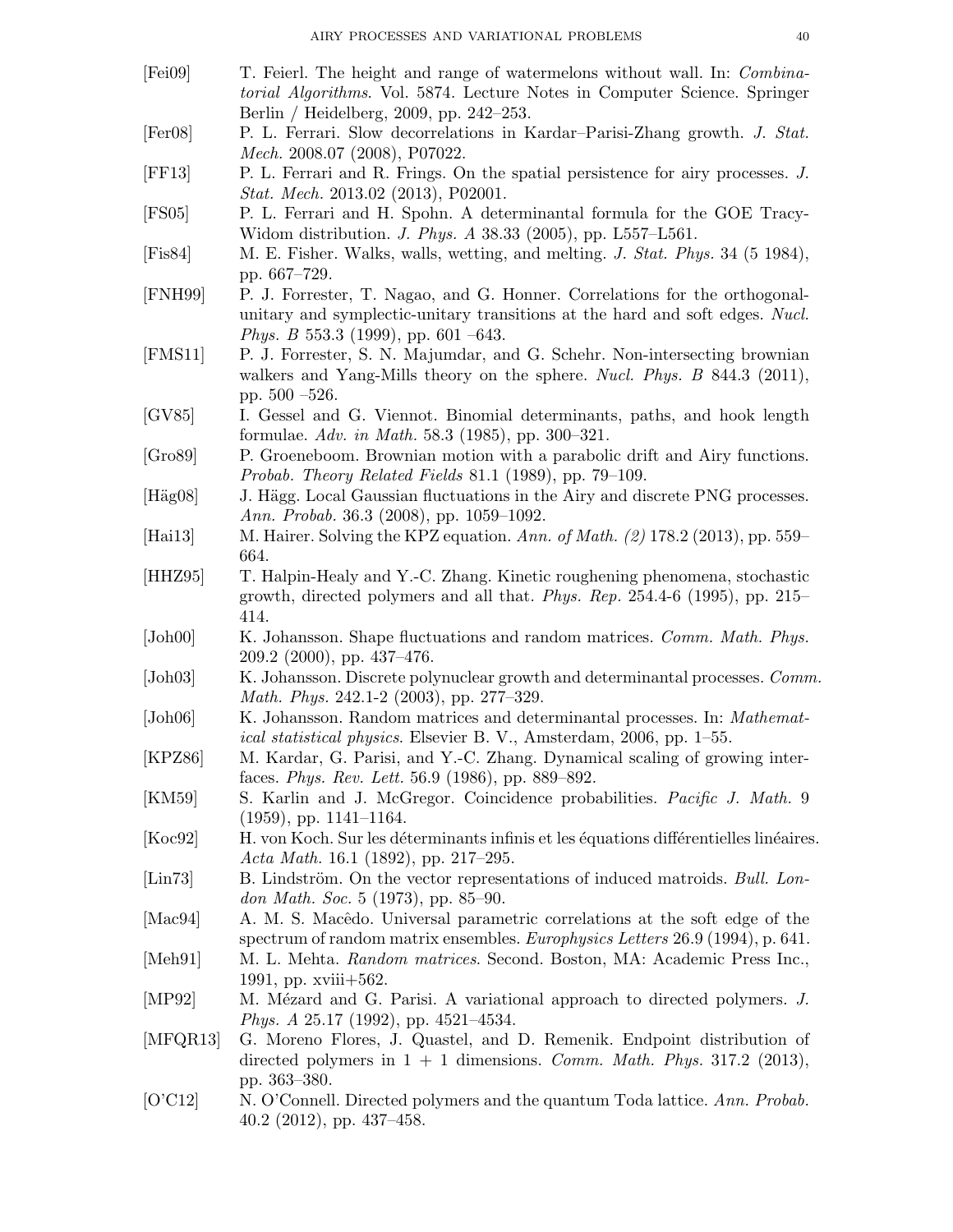[Fei09] T. Feierl. The height and range of watermelons without wall. In: *Combinatorial Algorithms*. Vol. 5874. Lecture Notes in Computer Science. Springer Berlin / Heidelberg, 2009, pp. 242–253.

[Fer08] P. L. Ferrari. Slow decorrelations in Kardar–Parisi-Zhang growth. *J. Stat. Mech.* 2008.07 (2008), P07022.

[FF13] P. L. Ferrari and R. Frings. On the spatial persistence for airy processes. *J. Stat. Mech.* 2013.02 (2013), P02001.

[FS05] P. L. Ferrari and H. Spohn. A determinantal formula for the GOE Tracy-Widom distribution. *J. Phys. A* 38.33 (2005), pp. L557–L561.

[Fis84] M. E. Fisher. Walks, walls, wetting, and melting. *J. Stat. Phys.* 34 (5 1984), pp. 667–729.

[FNH99] P. J. Forrester, T. Nagao, and G. Honner. Correlations for the orthogonal-unitary and symplectic-unitary transitions at the hard and soft edges. *Nucl. Phys. B* 553.3 (1999), pp. 601 –643.

[FMS11] P. J. Forrester, S. N. Majumdar, and G. Schehr. Non-intersecting brownian walkers and Yang-Mills theory on the sphere. *Nucl. Phys. B* 844.3 (2011), pp. 500 –526.

[GV85] I. Gessel and G. Viennot. Binomial determinants, paths, and hook length formulae. *Adv. in Math.* 58.3 (1985), pp. 300–321.

[Gro89] P. Groeneboom. Brownian motion with a parabolic drift and Airy functions. *Probab. Theory Related Fields* 81.1 (1989), pp. 79–109.

[Häg08] J. Hägg. Local Gaussian fluctuations in the Airy and discrete PNG processes. *Ann. Probab.* 36.3 (2008), pp. 1059–1092.

[Hai13] M. Hairer. Solving the KPZ equation. *Ann. of Math. (2)* 178.2 (2013), pp. 559–664.

[HHZ95] T. Halpin-Healy and Y.-C. Zhang. Kinetic roughening phenomena, stochastic growth, directed polymers and all that. *Phys. Rep.* 254.4-6 (1995), pp. 215–414.

[Joh00] K. Johansson. Shape fluctuations and random matrices. *Comm. Math. Phys.* 209.2 (2000), pp. 437–476.

[Joh03] K. Johansson. Discrete polynuclear growth and determinantal processes. *Comm. Math. Phys.* 242.1-2 (2003), pp. 277–329.

[Joh06] K. Johansson. Random matrices and determinantal processes. In: *Mathematical statistical physics*. Elsevier B. V., Amsterdam, 2006, pp. 1–55.

[KPZ86] M. Kardar, G. Parisi, and Y.-C. Zhang. Dynamical scaling of growing interfaces. *Phys. Rev. Lett.* 56.9 (1986), pp. 889–892.

[KM59] S. Karlin and J. McGregor. Coincidence probabilities. *Pacific J. Math.* 9 (1959), pp. 1141–1164.

[Koc92] H. von Koch. Sur les déterminants infinis et les équations différentielles linéaires. *Acta Math.* 16.1 (1892), pp. 217–295.

[Lin73] B. Lindström. On the vector representations of induced matroids. *Bull. London Math. Soc.* 5 (1973), pp. 85–90.

[Mac94] A. M. S. Macêdo. Universal parametric correlations at the soft edge of the spectrum of random matrix ensembles. *Europhysics Letters* 26.9 (1994), p. 641.

[Meh91] M. L. Mehta. *Random matrices*. Second. Boston, MA: Academic Press Inc., 1991, pp. xviii+562.

[MP92] M. Mézard and G. Parisi. A variational approach to directed polymers. *J. Phys. A* 25.17 (1992), pp. 4521–4534.

[MFQR13] G. Moreno Flores, J. Quastel, and D. Remenik. Endpoint distribution of directed polymers in $1 + 1$ dimensions. *Comm. Math. Phys.* 317.2 (2013), pp. 363–380.

[O'C12] N. O'Connell. Directed polymers and the quantum Toda lattice. *Ann. Probab.* 40.2 (2012), pp. 437–458.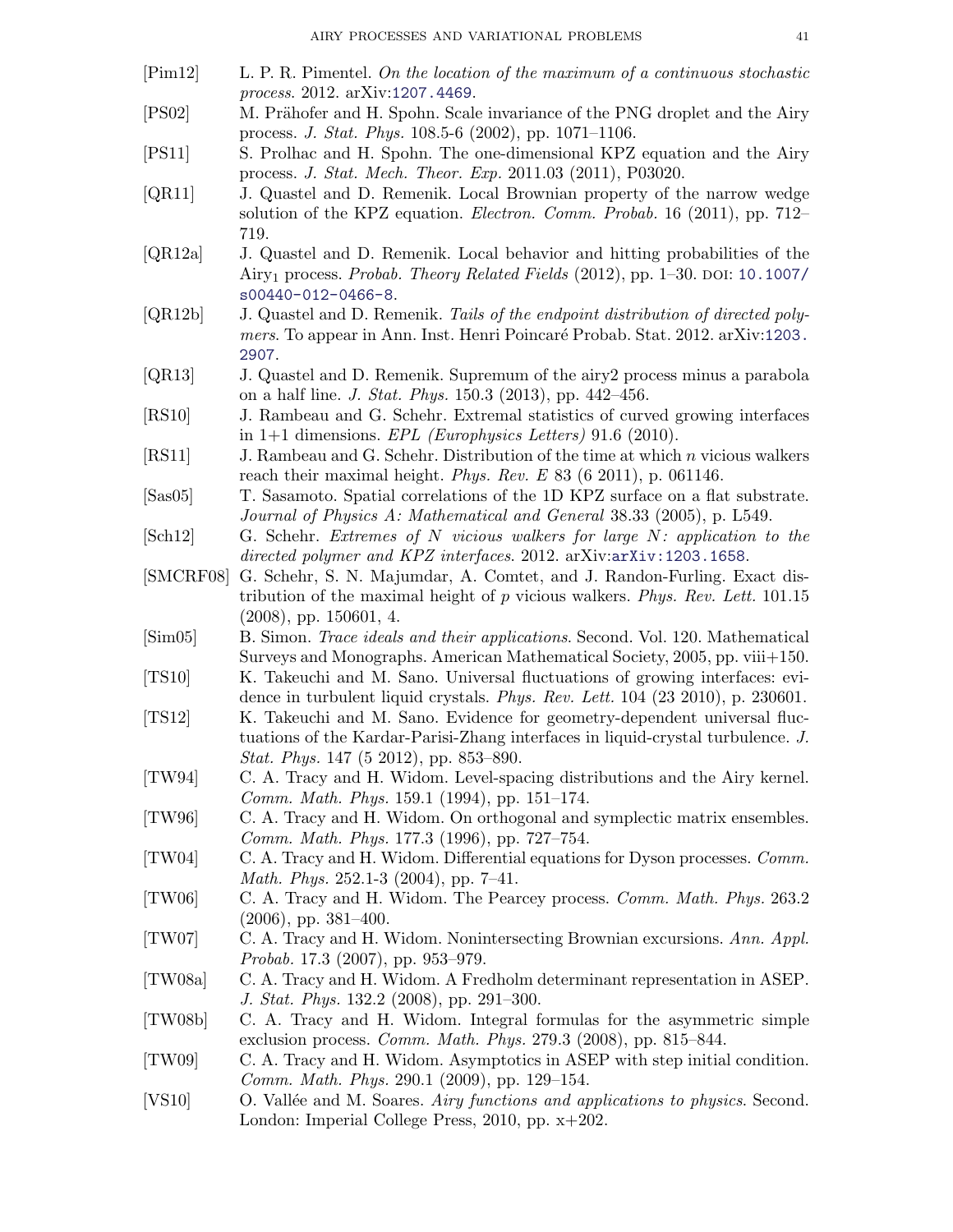[Pim12] L. P. R. Pimentel. *On the location of the maximum of a continuous stochastic process*. 2012. arXiv:1207.4469.

[PS02] M. Prähofer and H. Spohn. Scale invariance of the PNG droplet and the Airy process. *J. Stat. Phys.* 108.5-6 (2002), pp. 1071–1106.

[PS11] S. Prolhac and H. Spohn. The one-dimensional KPZ equation and the Airy process. *J. Stat. Mech. Theor. Exp.* 2011.03 (2011), P03020.

[QR11] J. Quastel and D. Remenik. Local Brownian property of the narrow wedge solution of the KPZ equation. *Electron. Comm. Probab.* 16 (2011), pp. 712–719.

[QR12a] J. Quastel and D. Remenik. Local behavior and hitting probabilities of the $\mathrm{Airy}_1$ process. *Probab. Theory Related Fields* (2012), pp. 1–30. DOI: 10.1007/s00440-012-0466-8.

[QR12b] J. Quastel and D. Remenik. *Tails of the endpoint distribution of directed polymers*. To appear in Ann. Inst. Henri Poincaré Probab. Stat. 2012. arXiv:1203.2907.

[QR13] J. Quastel and D. Remenik. Supremum of the airy2 process minus a parabola on a half line. *J. Stat. Phys.* 150.3 (2013), pp. 442–456.

[RS10] J. Rambeau and G. Schehr. Extremal statistics of curved growing interfaces in 1+1 dimensions. *EPL (Europhysics Letters)* 91.6 (2010).

[RS11] J. Rambeau and G. Schehr. Distribution of the time at which $n$ vicious walkers reach their maximal height. *Phys. Rev. E* 83 (6 2011), p. 061146.

[Sas05] T. Sasamoto. Spatial correlations of the 1D KPZ surface on a flat substrate. *Journal of Physics A: Mathematical and General* 38.33 (2005), p. L549.

[Sch12] G. Schehr. *Extremes of $N$ vicious walkers for large $N$: application to the directed polymer and KPZ interfaces*. 2012. arXiv:arXiv:1203.1658.

[SMCRF08] G. Schehr, S. N. Majumdar, A. Comtet, and J. Randon-Furling. Exact distribution of the maximal height of $p$ vicious walkers. *Phys. Rev. Lett.* 101.15 (2008), pp. 150601, 4.

[Sim05] B. Simon. *Trace ideals and their applications*. Second. Vol. 120. Mathematical Surveys and Monographs. American Mathematical Society, 2005, pp. viii+150.

[TS10] K. Takeuchi and M. Sano. Universal fluctuations of growing interfaces: evidence in turbulent liquid crystals. *Phys. Rev. Lett.* 104 (23 2010), p. 230601.

[TS12] K. Takeuchi and M. Sano. Evidence for geometry-dependent universal fluctuations of the Kardar-Parisi-Zhang interfaces in liquid-crystal turbulence. *J. Stat. Phys.* 147 (5 2012), pp. 853–890.

[TW94] C. A. Tracy and H. Widom. Level-spacing distributions and the Airy kernel. *Comm. Math. Phys.* 159.1 (1994), pp. 151–174.

[TW96] C. A. Tracy and H. Widom. On orthogonal and symplectic matrix ensembles. *Comm. Math. Phys.* 177.3 (1996), pp. 727–754.

[TW04] C. A. Tracy and H. Widom. Differential equations for Dyson processes. *Comm. Math. Phys.* 252.1-3 (2004), pp. 7–41.

[TW06] C. A. Tracy and H. Widom. The Pearcey process. *Comm. Math. Phys.* 263.2 (2006), pp. 381–400.

[TW07] C. A. Tracy and H. Widom. Nonintersecting Brownian excursions. *Ann. Appl. Probab.* 17.3 (2007), pp. 953–979.

[TW08a] C. A. Tracy and H. Widom. A Fredholm determinant representation in ASEP. *J. Stat. Phys.* 132.2 (2008), pp. 291–300.

[TW08b] C. A. Tracy and H. Widom. Integral formulas for the asymmetric simple exclusion process. *Comm. Math. Phys.* 279.3 (2008), pp. 815–844.

[TW09] C. A. Tracy and H. Widom. Asymptotics in ASEP with step initial condition. *Comm. Math. Phys.* 290.1 (2009), pp. 129–154.

[VS10] O. Vallée and M. Soares. *Airy functions and applications to physics*. Second. London: Imperial College Press, 2010, pp. x+202.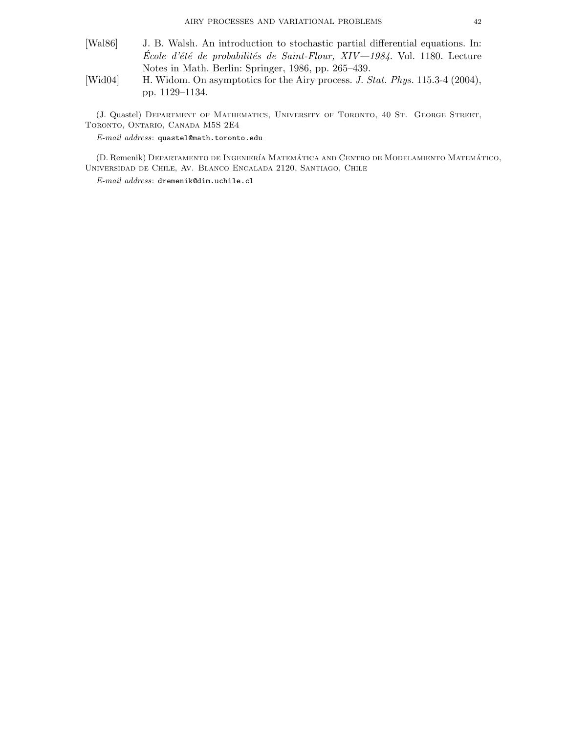[Wal86] J. B. Walsh. An introduction to stochastic partial differential equations. In: *École d'été de probabilités de Saint-Flour, XIV—1984*. Vol. 1180. Lecture Notes in Math. Berlin: Springer, 1986, pp. 265–439.

[Wid04] H. Widom. On asymptotics for the Airy process. *J. Stat. Phys.* 115.3-4 (2004), pp. 1129–1134.

(J. Quastel) Department of Mathematics, University of Toronto, 40 St. George Street, Toronto, Ontario, Canada M5S 2E4

*E-mail address*: quastel@math.toronto.edu

(D. Remenik) Departamento de Ingeniería Matemática and Centro de Modelamiento Matemático, Universidad de Chile, Av. Blanco Encalada 2120, Santiago, Chile

*E-mail address*: dremenik@dim.uchile.cl